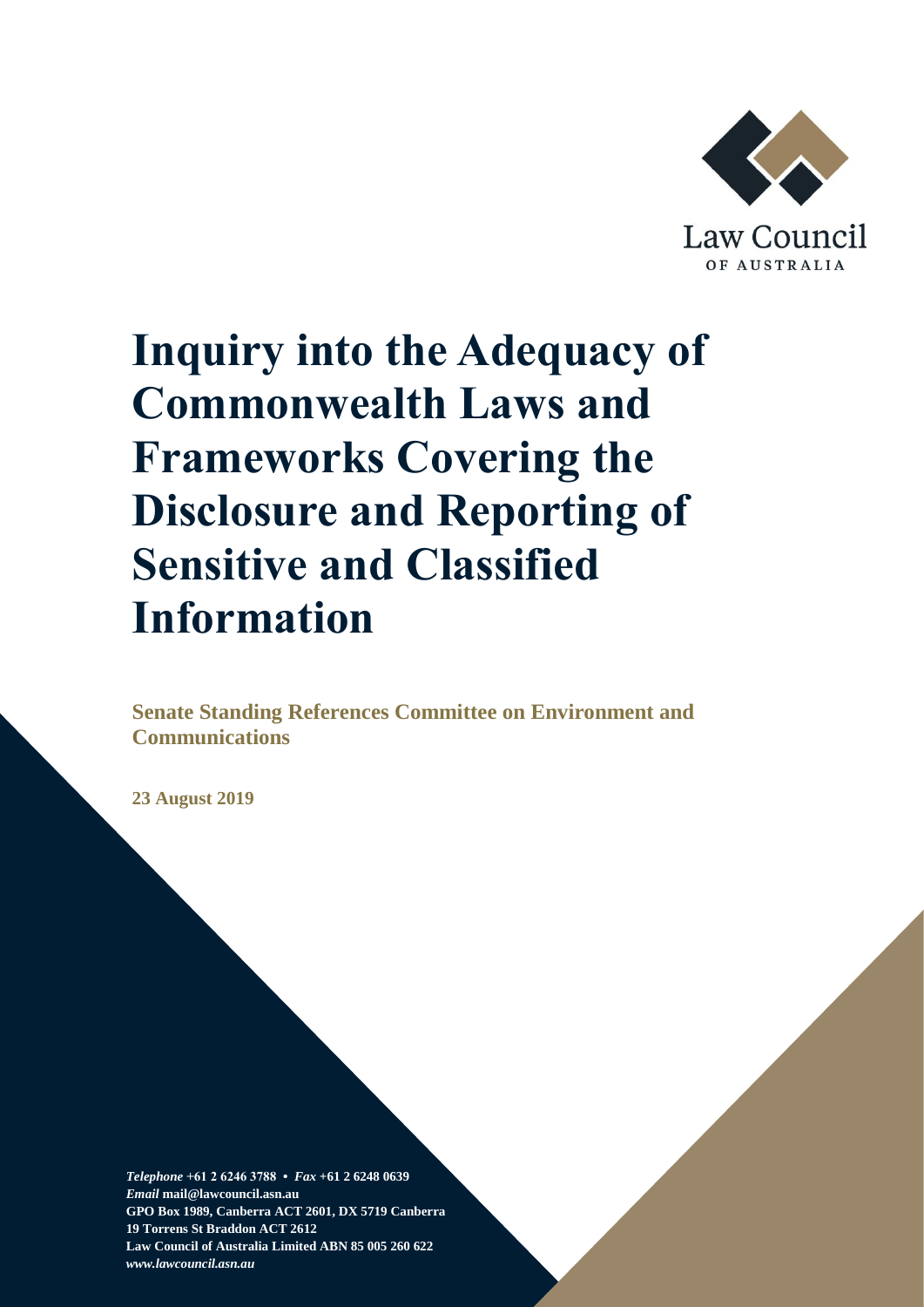Law Council
OF AUSTRALIA

# Inquiry into the Adequacy of Commonwealth Laws and Frameworks Covering the Disclosure and Reporting of Sensitive and Classified Information

**Senate Standing References Committee on Environment and Communications**

**23 August 2019**

***Telephone*** **+61 2 6246 3788 •** ***Fax*** **+61 2 6248 0639**
***Email*** **mail@lawcouncil.asn.au**
**GPO Box 1989, Canberra ACT 2601, DX 5719 Canberra**
**19 Torrens St Braddon ACT 2612**
**Law Council of Australia Limited ABN 85 005 260 622**
***www.lawcouncil.asn.au***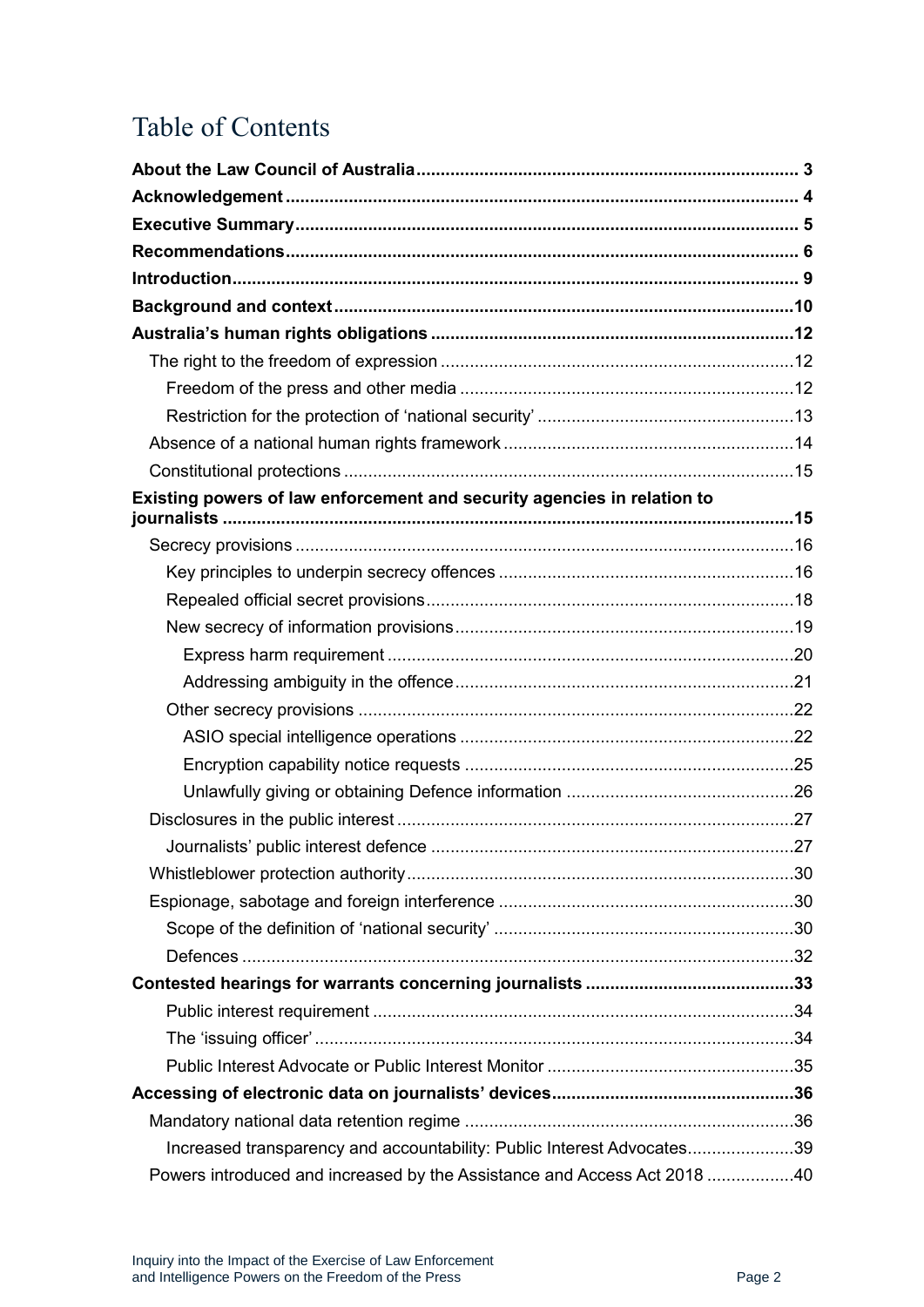# Table of Contents

**About the Law Council of Australia** .... 3

**Acknowledgement** .... 4

**Executive Summary** .... 5

**Recommendations** .... 6

**Introduction** .... 9

**Background and context** .... 10

**Australia's human rights obligations** .... 12

- The right to the freedom of expression .... 12
  - Freedom of the press and other media .... 12
  - Restriction for the protection of 'national security' .... 13
- Absence of a national human rights framework .... 14
- Constitutional protections .... 15

**Existing powers of law enforcement and security agencies in relation to journalists** .... 15

- Secrecy provisions .... 16
  - Key principles to underpin secrecy offences .... 16
  - Repealed official secret provisions .... 18
  - New secrecy of information provisions .... 19
    - Express harm requirement .... 20
    - Addressing ambiguity in the offence .... 21
  - Other secrecy provisions .... 22
    - ASIO special intelligence operations .... 22
    - Encryption capability notice requests .... 25
    - Unlawfully giving or obtaining Defence information .... 26
- Disclosures in the public interest .... 27
  - Journalists' public interest defence .... 27
- Whistleblower protection authority .... 30
- Espionage, sabotage and foreign interference .... 30
  - Scope of the definition of 'national security' .... 30
  - Defences .... 32

**Contested hearings for warrants concerning journalists** .... 33

- Public interest requirement .... 34
- The 'issuing officer' .... 34
- Public Interest Advocate or Public Interest Monitor .... 35

**Accessing of electronic data on journalists' devices** .... 36

- Mandatory national data retention regime .... 36
  - Increased transparency and accountability: Public Interest Advocates .... 39
- Powers introduced and increased by the Assistance and Access Act 2018 .... 40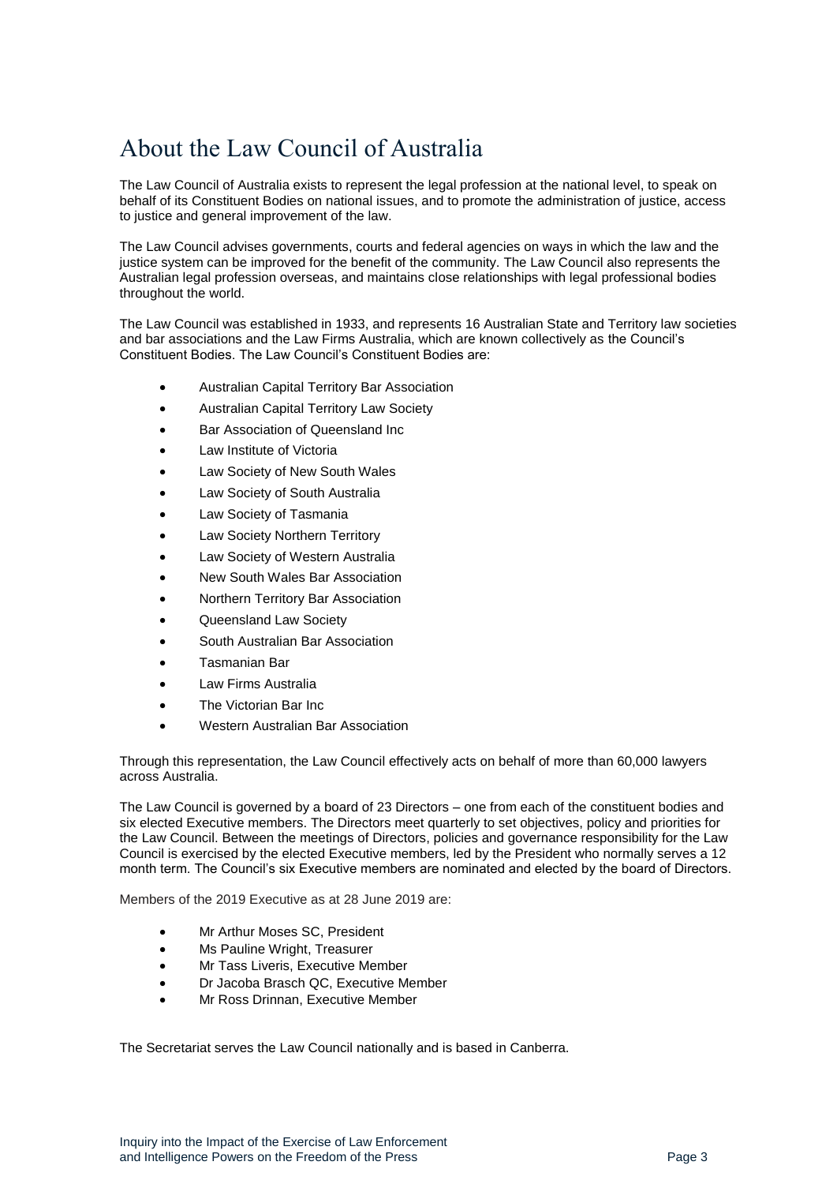# About the Law Council of Australia

The Law Council of Australia exists to represent the legal profession at the national level, to speak on behalf of its Constituent Bodies on national issues, and to promote the administration of justice, access to justice and general improvement of the law.

The Law Council advises governments, courts and federal agencies on ways in which the law and the justice system can be improved for the benefit of the community. The Law Council also represents the Australian legal profession overseas, and maintains close relationships with legal professional bodies throughout the world.

The Law Council was established in 1933, and represents 16 Australian State and Territory law societies and bar associations and the Law Firms Australia, which are known collectively as the Council's Constituent Bodies. The Law Council's Constituent Bodies are:

- Australian Capital Territory Bar Association
- Australian Capital Territory Law Society
- Bar Association of Queensland Inc
- Law Institute of Victoria
- Law Society of New South Wales
- Law Society of South Australia
- Law Society of Tasmania
- Law Society Northern Territory
- Law Society of Western Australia
- New South Wales Bar Association
- Northern Territory Bar Association
- Queensland Law Society
- South Australian Bar Association
- Tasmanian Bar
- Law Firms Australia
- The Victorian Bar Inc
- Western Australian Bar Association

Through this representation, the Law Council effectively acts on behalf of more than 60,000 lawyers across Australia.

The Law Council is governed by a board of 23 Directors – one from each of the constituent bodies and six elected Executive members. The Directors meet quarterly to set objectives, policy and priorities for the Law Council. Between the meetings of Directors, policies and governance responsibility for the Law Council is exercised by the elected Executive members, led by the President who normally serves a 12 month term. The Council's six Executive members are nominated and elected by the board of Directors.

Members of the 2019 Executive as at 28 June 2019 are:

- Mr Arthur Moses SC, President
- Ms Pauline Wright, Treasurer
- Mr Tass Liveris, Executive Member
- Dr Jacoba Brasch QC, Executive Member
- Mr Ross Drinnan, Executive Member

The Secretariat serves the Law Council nationally and is based in Canberra.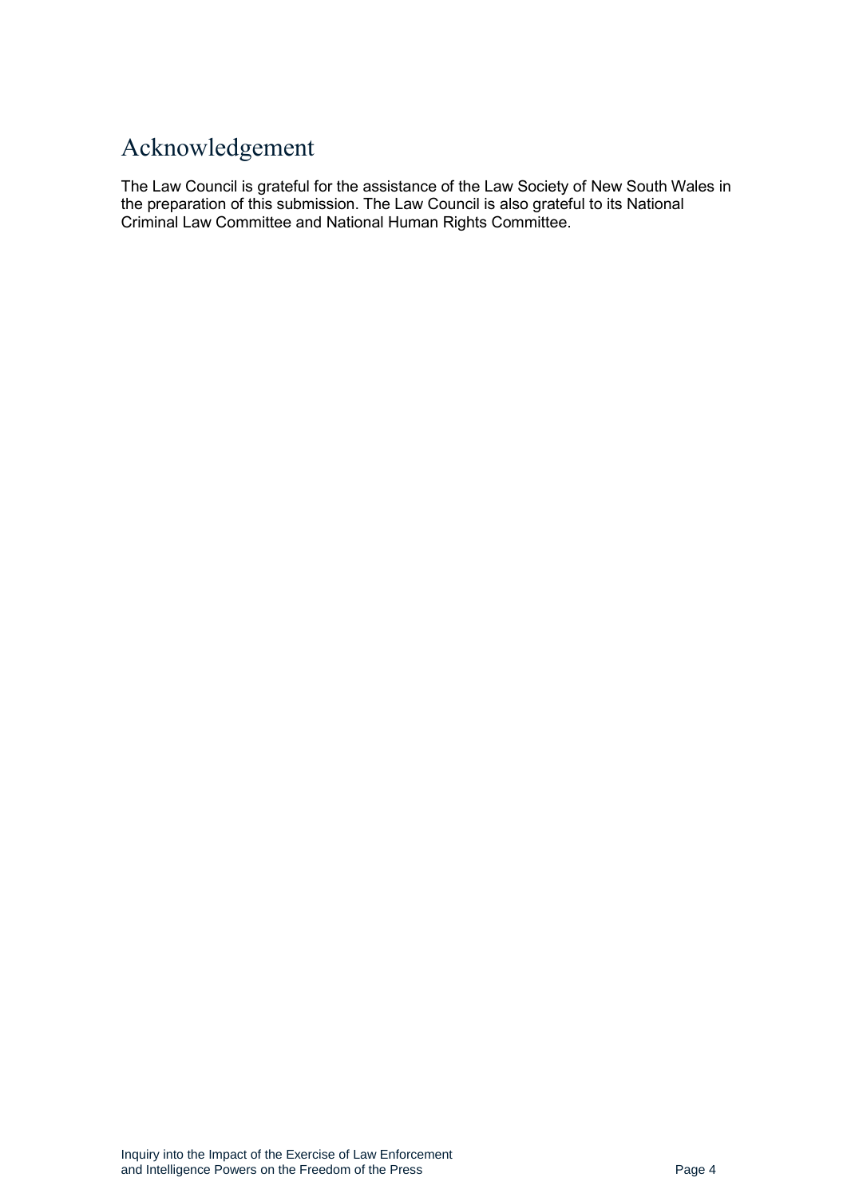# Acknowledgement

The Law Council is grateful for the assistance of the Law Society of New South Wales in the preparation of this submission. The Law Council is also grateful to its National Criminal Law Committee and National Human Rights Committee.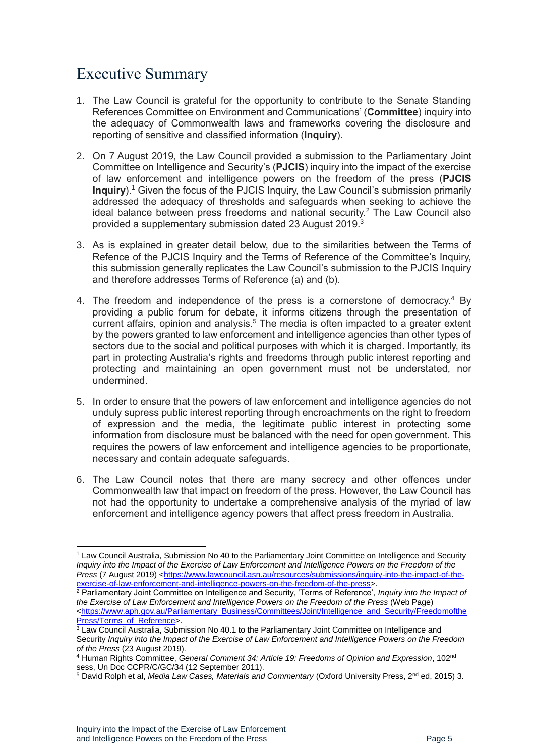# Executive Summary

1. The Law Council is grateful for the opportunity to contribute to the Senate Standing References Committee on Environment and Communications' (**Committee**) inquiry into the adequacy of Commonwealth laws and frameworks covering the disclosure and reporting of sensitive and classified information (**Inquiry**).

2. On 7 August 2019, the Law Council provided a submission to the Parliamentary Joint Committee on Intelligence and Security's (**PJCIS**) inquiry into the impact of the exercise of law enforcement and intelligence powers on the freedom of the press (**PJCIS Inquiry**).[1] Given the focus of the PJCIS Inquiry, the Law Council's submission primarily addressed the adequacy of thresholds and safeguards when seeking to achieve the ideal balance between press freedoms and national security.[2] The Law Council also provided a supplementary submission dated 23 August 2019.[3]

3. As is explained in greater detail below, due to the similarities between the Terms of Refence of the PJCIS Inquiry and the Terms of Reference of the Committee's Inquiry, this submission generally replicates the Law Council's submission to the PJCIS Inquiry and therefore addresses Terms of Reference (a) and (b).

4. The freedom and independence of the press is a cornerstone of democracy.[4] By providing a public forum for debate, it informs citizens through the presentation of current affairs, opinion and analysis.[5] The media is often impacted to a greater extent by the powers granted to law enforcement and intelligence agencies than other types of sectors due to the social and political purposes with which it is charged. Importantly, its part in protecting Australia's rights and freedoms through public interest reporting and protecting and maintaining an open government must not be understated, nor undermined.

5. In order to ensure that the powers of law enforcement and intelligence agencies do not unduly supress public interest reporting through encroachments on the right to freedom of expression and the media, the legitimate public interest in protecting some information from disclosure must be balanced with the need for open government. This requires the powers of law enforcement and intelligence agencies to be proportionate, necessary and contain adequate safeguards.

6. The Law Council notes that there are many secrecy and other offences under Commonwealth law that impact on freedom of the press. However, the Law Council has not had the opportunity to undertake a comprehensive analysis of the myriad of law enforcement and intelligence agency powers that affect press freedom in Australia.

---

[1] Law Council Australia, Submission No 40 to the Parliamentary Joint Committee on Intelligence and Security *Inquiry into the Impact of the Exercise of Law Enforcement and Intelligence Powers on the Freedom of the Press* (7 August 2019) <https://www.lawcouncil.asn.au/resources/submissions/inquiry-into-the-impact-of-the-exercise-of-law-enforcement-and-intelligence-powers-on-the-freedom-of-the-press>.

[2] Parliamentary Joint Committee on Intelligence and Security, 'Terms of Reference', *Inquiry into the Impact of the Exercise of Law Enforcement and Intelligence Powers on the Freedom of the Press* (Web Page) <https://www.aph.gov.au/Parliamentary_Business/Committees/Joint/Intelligence_and_Security/FreedomofthePress/Terms_of_Reference>.

[3] Law Council Australia, Submission No 40.1 to the Parliamentary Joint Committee on Intelligence and Security *Inquiry into the Impact of the Exercise of Law Enforcement and Intelligence Powers on the Freedom of the Press* (23 August 2019).

[4] Human Rights Committee, *General Comment 34: Article 19: Freedoms of Opinion and Expression*, 102nd sess, Un Doc CCPR/C/GC/34 (12 September 2011).

[5] David Rolph et al, *Media Law Cases, Materials and Commentary* (Oxford University Press, 2nd ed, 2015) 3.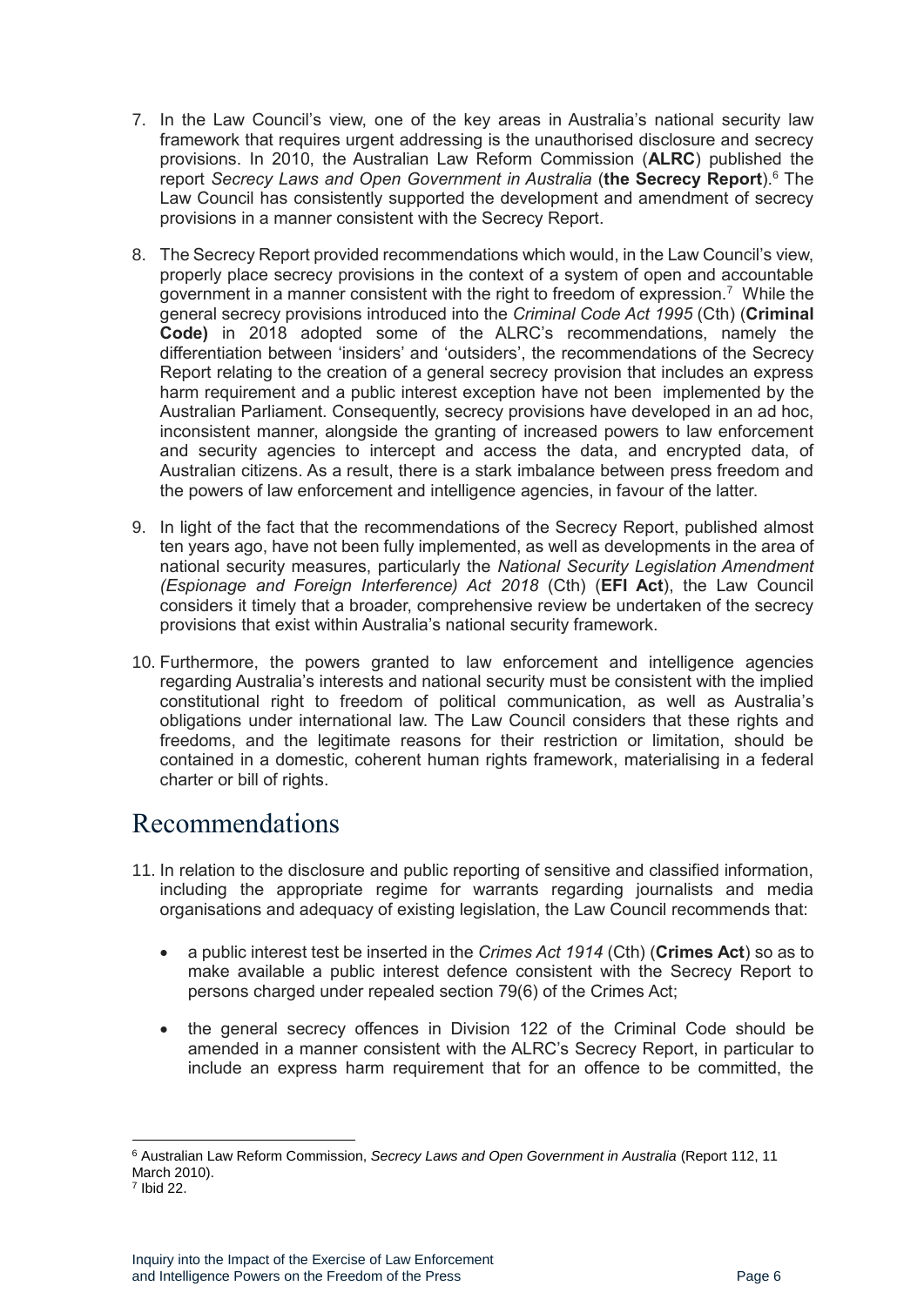7. In the Law Council's view, one of the key areas in Australia's national security law framework that requires urgent addressing is the unauthorised disclosure and secrecy provisions. In 2010, the Australian Law Reform Commission (**ALRC**) published the report *Secrecy Laws and Open Government in Australia* (**the Secrecy Report**).[6] The Law Council has consistently supported the development and amendment of secrecy provisions in a manner consistent with the Secrecy Report.

8. The Secrecy Report provided recommendations which would, in the Law Council's view, properly place secrecy provisions in the context of a system of open and accountable government in a manner consistent with the right to freedom of expression.[7] While the general secrecy provisions introduced into the *Criminal Code Act 1995* (Cth) (**Criminal Code)** in 2018 adopted some of the ALRC's recommendations, namely the differentiation between 'insiders' and 'outsiders', the recommendations of the Secrecy Report relating to the creation of a general secrecy provision that includes an express harm requirement and a public interest exception have not been implemented by the Australian Parliament. Consequently, secrecy provisions have developed in an ad hoc, inconsistent manner, alongside the granting of increased powers to law enforcement and security agencies to intercept and access the data, and encrypted data, of Australian citizens. As a result, there is a stark imbalance between press freedom and the powers of law enforcement and intelligence agencies, in favour of the latter.

9. In light of the fact that the recommendations of the Secrecy Report, published almost ten years ago, have not been fully implemented, as well as developments in the area of national security measures, particularly the *National Security Legislation Amendment (Espionage and Foreign Interference) Act 2018* (Cth) (**EFI Act**), the Law Council considers it timely that a broader, comprehensive review be undertaken of the secrecy provisions that exist within Australia's national security framework.

10. Furthermore, the powers granted to law enforcement and intelligence agencies regarding Australia's interests and national security must be consistent with the implied constitutional right to freedom of political communication, as well as Australia's obligations under international law. The Law Council considers that these rights and freedoms, and the legitimate reasons for their restriction or limitation, should be contained in a domestic, coherent human rights framework, materialising in a federal charter or bill of rights.

# Recommendations

11. In relation to the disclosure and public reporting of sensitive and classified information, including the appropriate regime for warrants regarding journalists and media organisations and adequacy of existing legislation, the Law Council recommends that:

    - a public interest test be inserted in the *Crimes Act 1914* (Cth) (**Crimes Act**) so as to make available a public interest defence consistent with the Secrecy Report to persons charged under repealed section 79(6) of the Crimes Act;

    - the general secrecy offences in Division 122 of the Criminal Code should be amended in a manner consistent with the ALRC's Secrecy Report, in particular to include an express harm requirement that for an offence to be committed, the

---

[6] Australian Law Reform Commission, *Secrecy Laws and Open Government in Australia* (Report 112, 11 March 2010).

[7] Ibid 22.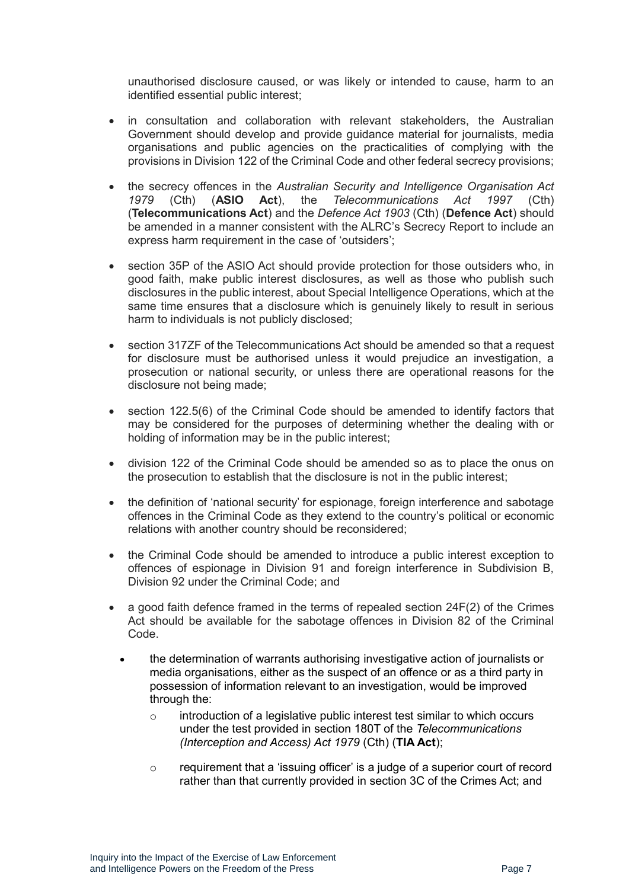unauthorised disclosure caused, or was likely or intended to cause, harm to an identified essential public interest;

- in consultation and collaboration with relevant stakeholders, the Australian Government should develop and provide guidance material for journalists, media organisations and public agencies on the practicalities of complying with the provisions in Division 122 of the Criminal Code and other federal secrecy provisions;
- the secrecy offences in the *Australian Security and Intelligence Organisation Act 1979* (Cth) (**ASIO Act**), the *Telecommunications Act 1997* (Cth) (**Telecommunications Act**) and the *Defence Act 1903* (Cth) (**Defence Act**) should be amended in a manner consistent with the ALRC's Secrecy Report to include an express harm requirement in the case of 'outsiders';
- section 35P of the ASIO Act should provide protection for those outsiders who, in good faith, make public interest disclosures, as well as those who publish such disclosures in the public interest, about Special Intelligence Operations, which at the same time ensures that a disclosure which is genuinely likely to result in serious harm to individuals is not publicly disclosed;
- section 317ZF of the Telecommunications Act should be amended so that a request for disclosure must be authorised unless it would prejudice an investigation, a prosecution or national security, or unless there are operational reasons for the disclosure not being made;
- section 122.5(6) of the Criminal Code should be amended to identify factors that may be considered for the purposes of determining whether the dealing with or holding of information may be in the public interest;
- division 122 of the Criminal Code should be amended so as to place the onus on the prosecution to establish that the disclosure is not in the public interest;
- the definition of 'national security' for espionage, foreign interference and sabotage offences in the Criminal Code as they extend to the country's political or economic relations with another country should be reconsidered;
- the Criminal Code should be amended to introduce a public interest exception to offences of espionage in Division 91 and foreign interference in Subdivision B, Division 92 under the Criminal Code; and
- a good faith defence framed in the terms of repealed section 24F(2) of the Crimes Act should be available for the sabotage offences in Division 82 of the Criminal Code.
  - the determination of warrants authorising investigative action of journalists or media organisations, either as the suspect of an offence or as a third party in possession of information relevant to an investigation, would be improved through the:
    - introduction of a legislative public interest test similar to which occurs under the test provided in section 180T of the *Telecommunications (Interception and Access) Act 1979* (Cth) (**TIA Act**);
    - requirement that a 'issuing officer' is a judge of a superior court of record rather than that currently provided in section 3C of the Crimes Act; and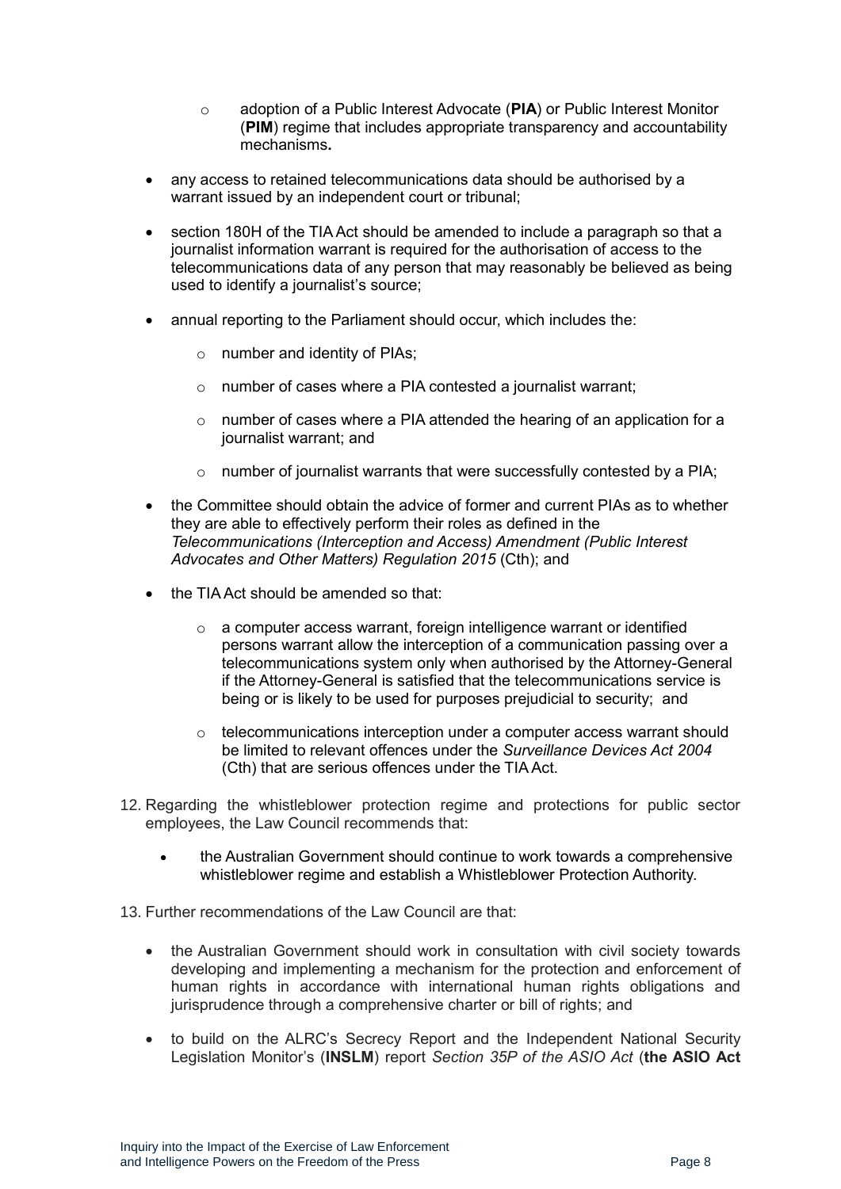- adoption of a Public Interest Advocate (**PIA**) or Public Interest Monitor (**PIM**) regime that includes appropriate transparency and accountability mechanisms**.**

- any access to retained telecommunications data should be authorised by a warrant issued by an independent court or tribunal;

- section 180H of the TIA Act should be amended to include a paragraph so that a journalist information warrant is required for the authorisation of access to the telecommunications data of any person that may reasonably be believed as being used to identify a journalist's source;

- annual reporting to the Parliament should occur, which includes the:

  - number and identity of PIAs;

  - number of cases where a PIA contested a journalist warrant;

  - number of cases where a PIA attended the hearing of an application for a journalist warrant; and

  - number of journalist warrants that were successfully contested by a PIA;

- the Committee should obtain the advice of former and current PIAs as to whether they are able to effectively perform their roles as defined in the *Telecommunications (Interception and Access) Amendment (Public Interest Advocates and Other Matters) Regulation 2015* (Cth); and

- the TIA Act should be amended so that:

  - a computer access warrant, foreign intelligence warrant or identified persons warrant allow the interception of a communication passing over a telecommunications system only when authorised by the Attorney-General if the Attorney-General is satisfied that the telecommunications service is being or is likely to be used for purposes prejudicial to security; and

  - telecommunications interception under a computer access warrant should be limited to relevant offences under the *Surveillance Devices Act 2004* (Cth) that are serious offences under the TIA Act.

12. Regarding the whistleblower protection regime and protections for public sector employees, the Law Council recommends that:

    - the Australian Government should continue to work towards a comprehensive whistleblower regime and establish a Whistleblower Protection Authority.

13. Further recommendations of the Law Council are that:

    - the Australian Government should work in consultation with civil society towards developing and implementing a mechanism for the protection and enforcement of human rights in accordance with international human rights obligations and jurisprudence through a comprehensive charter or bill of rights; and

    - to build on the ALRC's Secrecy Report and the Independent National Security Legislation Monitor's (**INSLM**) report *Section 35P of the ASIO Act* (**the ASIO Act**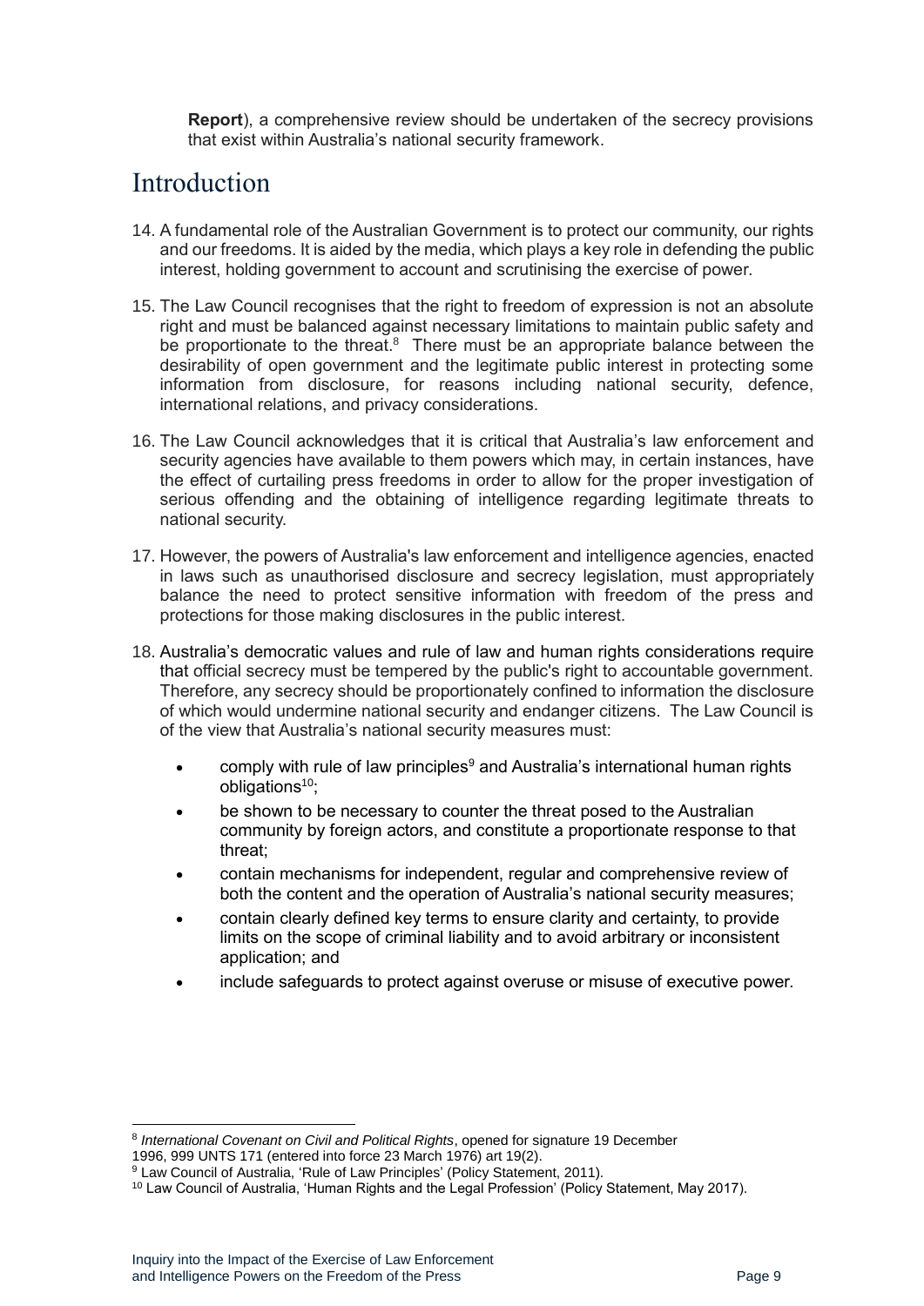**Report**), a comprehensive review should be undertaken of the secrecy provisions that exist within Australia's national security framework.

# Introduction

14. A fundamental role of the Australian Government is to protect our community, our rights and our freedoms. It is aided by the media, which plays a key role in defending the public interest, holding government to account and scrutinising the exercise of power.

15. The Law Council recognises that the right to freedom of expression is not an absolute right and must be balanced against necessary limitations to maintain public safety and be proportionate to the threat.[8] There must be an appropriate balance between the desirability of open government and the legitimate public interest in protecting some information from disclosure, for reasons including national security, defence, international relations, and privacy considerations.

16. The Law Council acknowledges that it is critical that Australia's law enforcement and security agencies have available to them powers which may, in certain instances, have the effect of curtailing press freedoms in order to allow for the proper investigation of serious offending and the obtaining of intelligence regarding legitimate threats to national security.

17. However, the powers of Australia's law enforcement and intelligence agencies, enacted in laws such as unauthorised disclosure and secrecy legislation, must appropriately balance the need to protect sensitive information with freedom of the press and protections for those making disclosures in the public interest.

18. Australia's democratic values and rule of law and human rights considerations require that official secrecy must be tempered by the public's right to accountable government. Therefore, any secrecy should be proportionately confined to information the disclosure of which would undermine national security and endanger citizens. The Law Council is of the view that Australia's national security measures must:

    - comply with rule of law principles[9] and Australia's international human rights obligations[10];
    - be shown to be necessary to counter the threat posed to the Australian community by foreign actors, and constitute a proportionate response to that threat;
    - contain mechanisms for independent, regular and comprehensive review of both the content and the operation of Australia's national security measures;
    - contain clearly defined key terms to ensure clarity and certainty, to provide limits on the scope of criminal liability and to avoid arbitrary or inconsistent application; and
    - include safeguards to protect against overuse or misuse of executive power.

---

[8] *International Covenant on Civil and Political Rights*, opened for signature 19 December 1996, 999 UNTS 171 (entered into force 23 March 1976) art 19(2).

[9] Law Council of Australia, 'Rule of Law Principles' (Policy Statement, 2011).

[10] Law Council of Australia, 'Human Rights and the Legal Profession' (Policy Statement, May 2017).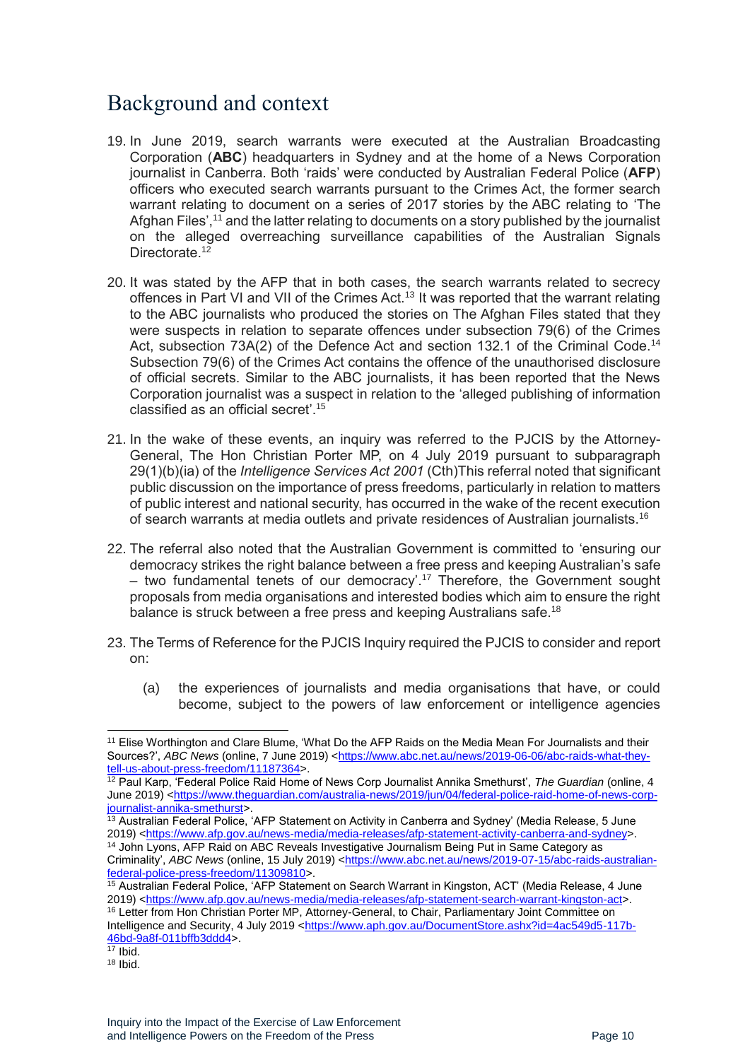## Background and context

19. In June 2019, search warrants were executed at the Australian Broadcasting Corporation (**ABC**) headquarters in Sydney and at the home of a News Corporation journalist in Canberra. Both 'raids' were conducted by Australian Federal Police (**AFP**) officers who executed search warrants pursuant to the Crimes Act, the former search warrant relating to document on a series of 2017 stories by the ABC relating to 'The Afghan Files',[11] and the latter relating to documents on a story published by the journalist on the alleged overreaching surveillance capabilities of the Australian Signals Directorate.[12]

20. It was stated by the AFP that in both cases, the search warrants related to secrecy offences in Part VI and VII of the Crimes Act.[13] It was reported that the warrant relating to the ABC journalists who produced the stories on The Afghan Files stated that they were suspects in relation to separate offences under subsection 79(6) of the Crimes Act, subsection 73A(2) of the Defence Act and section 132.1 of the Criminal Code.[14] Subsection 79(6) of the Crimes Act contains the offence of the unauthorised disclosure of official secrets. Similar to the ABC journalists, it has been reported that the News Corporation journalist was a suspect in relation to the 'alleged publishing of information classified as an official secret'.[15]

21. In the wake of these events, an inquiry was referred to the PJCIS by the Attorney-General, The Hon Christian Porter MP, on 4 July 2019 pursuant to subparagraph 29(1)(b)(ia) of the *Intelligence Services Act 2001* (Cth)This referral noted that significant public discussion on the importance of press freedoms, particularly in relation to matters of public interest and national security, has occurred in the wake of the recent execution of search warrants at media outlets and private residences of Australian journalists.[16]

22. The referral also noted that the Australian Government is committed to 'ensuring our democracy strikes the right balance between a free press and keeping Australian's safe – two fundamental tenets of our democracy'.[17] Therefore, the Government sought proposals from media organisations and interested bodies which aim to ensure the right balance is struck between a free press and keeping Australians safe.[18]

23. The Terms of Reference for the PJCIS Inquiry required the PJCIS to consider and report on:

    (a) the experiences of journalists and media organisations that have, or could become, subject to the powers of law enforcement or intelligence agencies

---

[11] Elise Worthington and Clare Blume, 'What Do the AFP Raids on the Media Mean For Journalists and their Sources?', *ABC News* (online, 7 June 2019) <https://www.abc.net.au/news/2019-06-06/abc-raids-what-they-tell-us-about-press-freedom/11187364>.

[12] Paul Karp, 'Federal Police Raid Home of News Corp Journalist Annika Smethurst', *The Guardian* (online, 4 June 2019) <https://www.theguardian.com/australia-news/2019/jun/04/federal-police-raid-home-of-news-corp-journalist-annika-smethurst>.

[13] Australian Federal Police, 'AFP Statement on Activity in Canberra and Sydney' (Media Release, 5 June 2019) <https://www.afp.gov.au/news-media/media-releases/afp-statement-activity-canberra-and-sydney>.

[14] John Lyons, AFP Raid on ABC Reveals Investigative Journalism Being Put in Same Category as Criminality', *ABC News* (online, 15 July 2019) <https://www.abc.net.au/news/2019-07-15/abc-raids-australian-federal-police-press-freedom/11309810>.

[15] Australian Federal Police, 'AFP Statement on Search Warrant in Kingston, ACT' (Media Release, 4 June 2019) <https://www.afp.gov.au/news-media/media-releases/afp-statement-search-warrant-kingston-act>.

[16] Letter from Hon Christian Porter MP, Attorney-General, to Chair, Parliamentary Joint Committee on Intelligence and Security, 4 July 2019 <https://www.aph.gov.au/DocumentStore.ashx?id=4ac549d5-117b-46bd-9a8f-011bffb3ddd4>.

[17] Ibid.

[18] Ibid.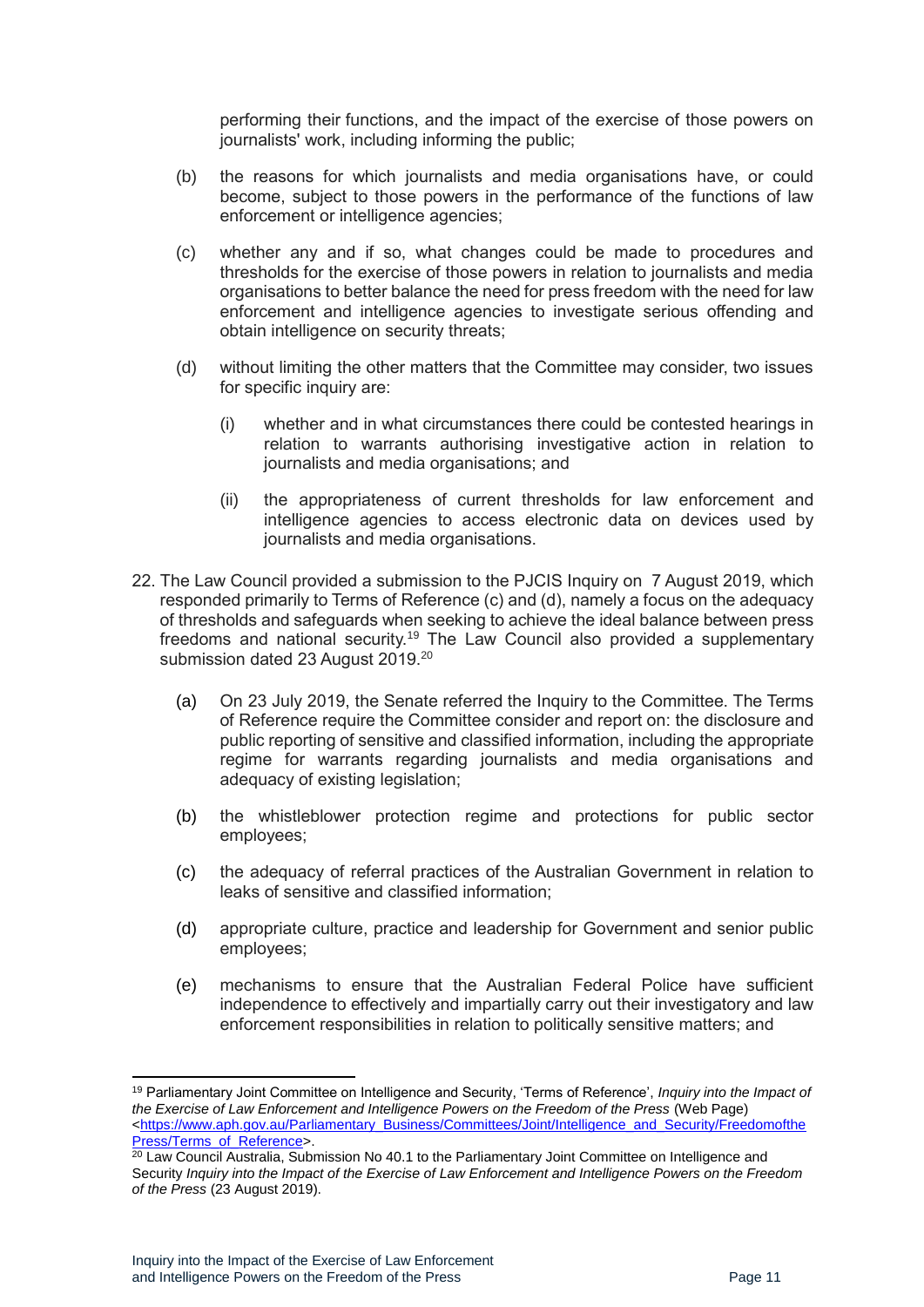performing their functions, and the impact of the exercise of those powers on journalists' work, including informing the public;

(b) the reasons for which journalists and media organisations have, or could become, subject to those powers in the performance of the functions of law enforcement or intelligence agencies;

(c) whether any and if so, what changes could be made to procedures and thresholds for the exercise of those powers in relation to journalists and media organisations to better balance the need for press freedom with the need for law enforcement and intelligence agencies to investigate serious offending and obtain intelligence on security threats;

(d) without limiting the other matters that the Committee may consider, two issues for specific inquiry are:

   (i) whether and in what circumstances there could be contested hearings in relation to warrants authorising investigative action in relation to journalists and media organisations; and

   (ii) the appropriateness of current thresholds for law enforcement and intelligence agencies to access electronic data on devices used by journalists and media organisations.

22. The Law Council provided a submission to the PJCIS Inquiry on 7 August 2019, which responded primarily to Terms of Reference (c) and (d), namely a focus on the adequacy of thresholds and safeguards when seeking to achieve the ideal balance between press freedoms and national security.[19] The Law Council also provided a supplementary submission dated 23 August 2019.[20]

   (a) On 23 July 2019, the Senate referred the Inquiry to the Committee. The Terms of Reference require the Committee consider and report on: the disclosure and public reporting of sensitive and classified information, including the appropriate regime for warrants regarding journalists and media organisations and adequacy of existing legislation;

   (b) the whistleblower protection regime and protections for public sector employees;

   (c) the adequacy of referral practices of the Australian Government in relation to leaks of sensitive and classified information;

   (d) appropriate culture, practice and leadership for Government and senior public employees;

   (e) mechanisms to ensure that the Australian Federal Police have sufficient independence to effectively and impartially carry out their investigatory and law enforcement responsibilities in relation to politically sensitive matters; and

---

[19] Parliamentary Joint Committee on Intelligence and Security, 'Terms of Reference', *Inquiry into the Impact of the Exercise of Law Enforcement and Intelligence Powers on the Freedom of the Press* (Web Page) <https://www.aph.gov.au/Parliamentary_Business/Committees/Joint/Intelligence_and_Security/FreedomofthePress/Terms_of_Reference>.

[20] Law Council Australia, Submission No 40.1 to the Parliamentary Joint Committee on Intelligence and Security *Inquiry into the Impact of the Exercise of Law Enforcement and Intelligence Powers on the Freedom of the Press* (23 August 2019).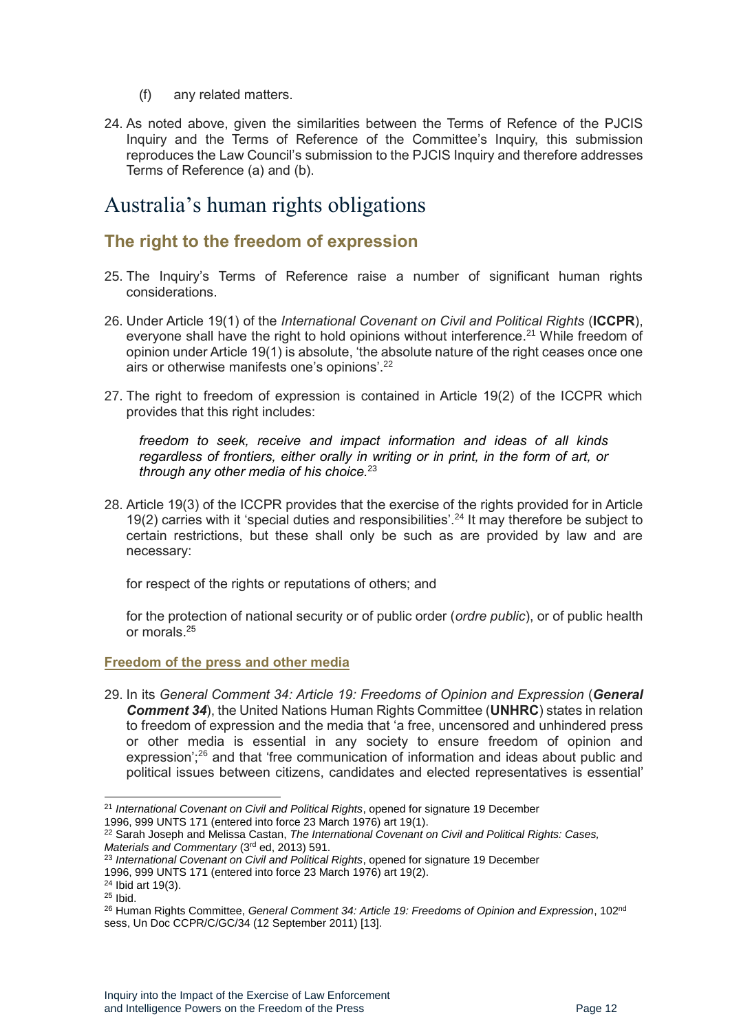(f) any related matters.

24. As noted above, given the similarities between the Terms of Refence of the PJCIS Inquiry and the Terms of Reference of the Committee's Inquiry, this submission reproduces the Law Council's submission to the PJCIS Inquiry and therefore addresses Terms of Reference (a) and (b).

# Australia's human rights obligations

## The right to the freedom of expression

25. The Inquiry's Terms of Reference raise a number of significant human rights considerations.

26. Under Article 19(1) of the *International Covenant on Civil and Political Rights* (**ICCPR**), everyone shall have the right to hold opinions without interference.[21] While freedom of opinion under Article 19(1) is absolute, 'the absolute nature of the right ceases once one airs or otherwise manifests one's opinions'.[22]

27. The right to freedom of expression is contained in Article 19(2) of the ICCPR which provides that this right includes:

> *freedom to seek, receive and impact information and ideas of all kinds regardless of frontiers, either orally in writing or in print, in the form of art, or through any other media of his choice.*[23]

28. Article 19(3) of the ICCPR provides that the exercise of the rights provided for in Article 19(2) carries with it 'special duties and responsibilities'.[24] It may therefore be subject to certain restrictions, but these shall only be such as are provided by law and are necessary:

    for respect of the rights or reputations of others; and

    for the protection of national security or of public order (*ordre public*), or of public health or morals.[25]

### Freedom of the press and other media

29. In its *General Comment 34: Article 19: Freedoms of Opinion and Expression* (***General Comment 34***), the United Nations Human Rights Committee (**UNHRC**) states in relation to freedom of expression and the media that 'a free, uncensored and unhindered press or other media is essential in any society to ensure freedom of opinion and expression';[26] and that 'free communication of information and ideas about public and political issues between citizens, candidates and elected representatives is essential'

---

[21] *International Covenant on Civil and Political Rights*, opened for signature 19 December 1996, 999 UNTS 171 (entered into force 23 March 1976) art 19(1).

[22] Sarah Joseph and Melissa Castan, *The International Covenant on Civil and Political Rights: Cases, Materials and Commentary* (3rd ed, 2013) 591.

[23] *International Covenant on Civil and Political Rights*, opened for signature 19 December 1996, 999 UNTS 171 (entered into force 23 March 1976) art 19(2).

[24] Ibid art 19(3).

[25] Ibid.

[26] Human Rights Committee, *General Comment 34: Article 19: Freedoms of Opinion and Expression*, 102nd sess, Un Doc CCPR/C/GC/34 (12 September 2011) [13].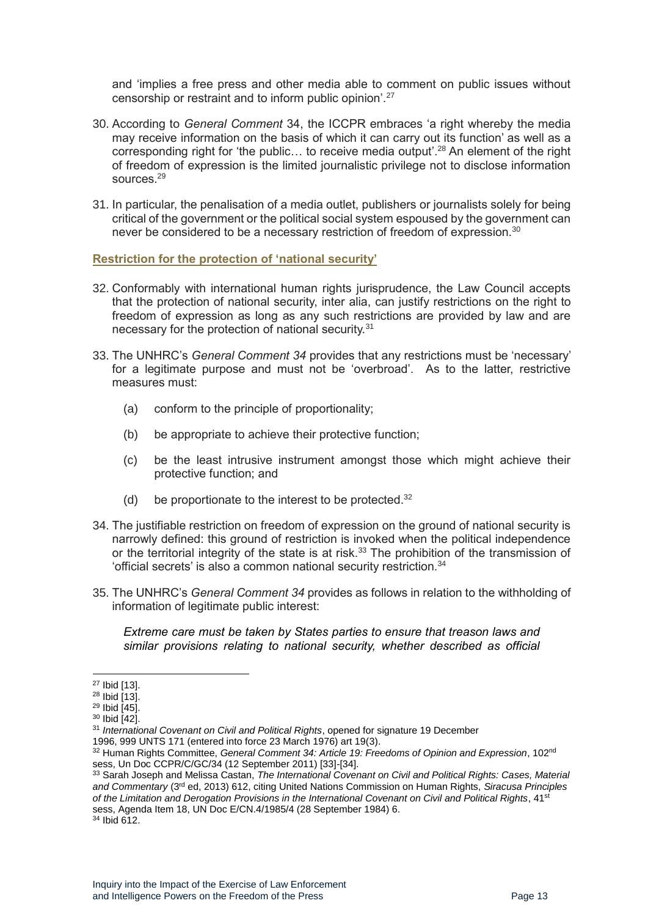and 'implies a free press and other media able to comment on public issues without censorship or restraint and to inform public opinion'.[27]

30. According to *General Comment* 34, the ICCPR embraces 'a right whereby the media may receive information on the basis of which it can carry out its function' as well as a corresponding right for 'the public… to receive media output'.[28] An element of the right of freedom of expression is the limited journalistic privilege not to disclose information sources.[29]

31. In particular, the penalisation of a media outlet, publishers or journalists solely for being critical of the government or the political social system espoused by the government can never be considered to be a necessary restriction of freedom of expression.[30]

**Restriction for the protection of 'national security'**

32. Conformably with international human rights jurisprudence, the Law Council accepts that the protection of national security, inter alia, can justify restrictions on the right to freedom of expression as long as any such restrictions are provided by law and are necessary for the protection of national security.[31]

33. The UNHRC's *General Comment 34* provides that any restrictions must be 'necessary' for a legitimate purpose and must not be 'overbroad'. As to the latter, restrictive measures must:

    (a) conform to the principle of proportionality;

    (b) be appropriate to achieve their protective function;

    (c) be the least intrusive instrument amongst those which might achieve their protective function; and

    (d) be proportionate to the interest to be protected.[32]

34. The justifiable restriction on freedom of expression on the ground of national security is narrowly defined: this ground of restriction is invoked when the political independence or the territorial integrity of the state is at risk.[33] The prohibition of the transmission of 'official secrets' is also a common national security restriction.[34]

35. The UNHRC's *General Comment 34* provides as follows in relation to the withholding of information of legitimate public interest:

    *Extreme care must be taken by States parties to ensure that treason laws and similar provisions relating to national security, whether described as official*

---

[27] Ibid [13].

[28] Ibid [13].

[29] Ibid [45].

[30] Ibid [42].

[31] *International Covenant on Civil and Political Rights*, opened for signature 19 December 1996, 999 UNTS 171 (entered into force 23 March 1976) art 19(3).

[32] Human Rights Committee, *General Comment 34: Article 19: Freedoms of Opinion and Expression*, 102nd sess, Un Doc CCPR/C/GC/34 (12 September 2011) [33]-[34].

[33] Sarah Joseph and Melissa Castan, *The International Covenant on Civil and Political Rights: Cases, Material and Commentary* (3rd ed, 2013) 612, citing United Nations Commission on Human Rights, *Siracusa Principles of the Limitation and Derogation Provisions in the International Covenant on Civil and Political Rights*, 41st sess, Agenda Item 18, UN Doc E/CN.4/1985/4 (28 September 1984) 6.

[34] Ibid 612.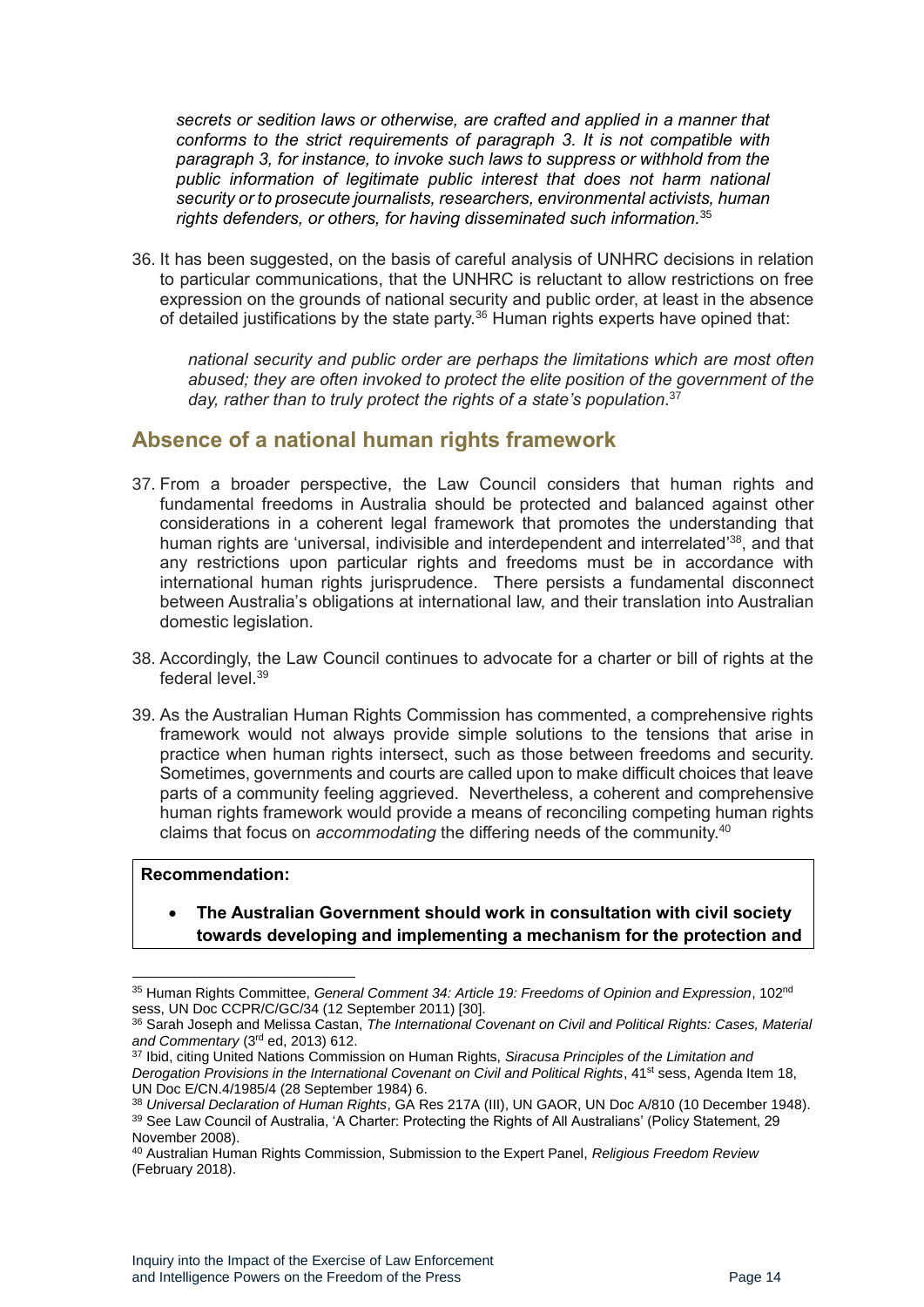*secrets or sedition laws or otherwise, are crafted and applied in a manner that conforms to the strict requirements of paragraph 3. It is not compatible with paragraph 3, for instance, to invoke such laws to suppress or withhold from the public information of legitimate public interest that does not harm national security or to prosecute journalists, researchers, environmental activists, human rights defenders, or others, for having disseminated such information.*[35]

36. It has been suggested, on the basis of careful analysis of UNHRC decisions in relation to particular communications, that the UNHRC is reluctant to allow restrictions on free expression on the grounds of national security and public order, at least in the absence of detailed justifications by the state party.[36] Human rights experts have opined that:

> *national security and public order are perhaps the limitations which are most often abused; they are often invoked to protect the elite position of the government of the day, rather than to truly protect the rights of a state's population.*[37]

## Absence of a national human rights framework

37. From a broader perspective, the Law Council considers that human rights and fundamental freedoms in Australia should be protected and balanced against other considerations in a coherent legal framework that promotes the understanding that human rights are 'universal, indivisible and interdependent and interrelated'[38], and that any restrictions upon particular rights and freedoms must be in accordance with international human rights jurisprudence. There persists a fundamental disconnect between Australia's obligations at international law, and their translation into Australian domestic legislation.

38. Accordingly, the Law Council continues to advocate for a charter or bill of rights at the federal level.[39]

39. As the Australian Human Rights Commission has commented, a comprehensive rights framework would not always provide simple solutions to the tensions that arise in practice when human rights intersect, such as those between freedoms and security. Sometimes, governments and courts are called upon to make difficult choices that leave parts of a community feeling aggrieved. Nevertheless, a coherent and comprehensive human rights framework would provide a means of reconciling competing human rights claims that focus on *accommodating* the differing needs of the community.[40]

**Recommendation:**

- **The Australian Government should work in consultation with civil society towards developing and implementing a mechanism for the protection and**

---

[35] Human Rights Committee, *General Comment 34: Article 19: Freedoms of Opinion and Expression*, 102nd sess, UN Doc CCPR/C/GC/34 (12 September 2011) [30].

[36] Sarah Joseph and Melissa Castan, *The International Covenant on Civil and Political Rights: Cases, Material and Commentary* (3rd ed, 2013) 612.

[37] Ibid, citing United Nations Commission on Human Rights, *Siracusa Principles of the Limitation and Derogation Provisions in the International Covenant on Civil and Political Rights*, 41st sess, Agenda Item 18, UN Doc E/CN.4/1985/4 (28 September 1984) 6.

[38] *Universal Declaration of Human Rights*, GA Res 217A (III), UN GAOR, UN Doc A/810 (10 December 1948).

[39] See Law Council of Australia, 'A Charter: Protecting the Rights of All Australians' (Policy Statement, 29 November 2008).

[40] Australian Human Rights Commission, Submission to the Expert Panel, *Religious Freedom Review* (February 2018).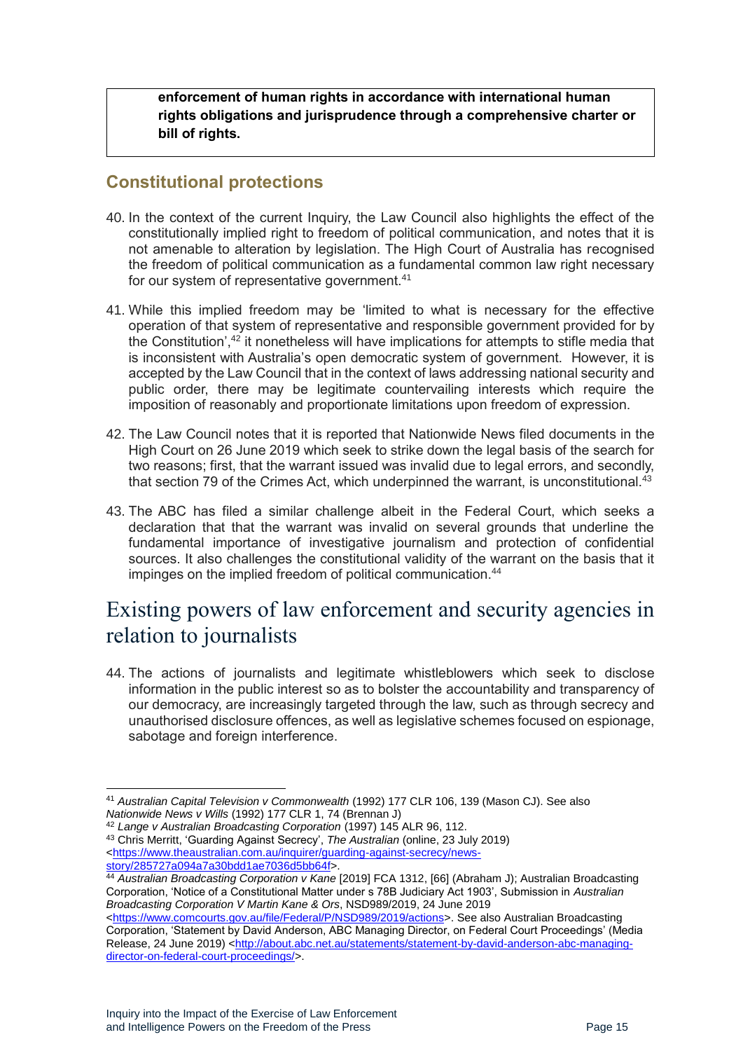**enforcement of human rights in accordance with international human rights obligations and jurisprudence through a comprehensive charter or bill of rights.**

## Constitutional protections

40. In the context of the current Inquiry, the Law Council also highlights the effect of the constitutionally implied right to freedom of political communication, and notes that it is not amenable to alteration by legislation. The High Court of Australia has recognised the freedom of political communication as a fundamental common law right necessary for our system of representative government.[41]

41. While this implied freedom may be 'limited to what is necessary for the effective operation of that system of representative and responsible government provided for by the Constitution',[42] it nonetheless will have implications for attempts to stifle media that is inconsistent with Australia's open democratic system of government. However, it is accepted by the Law Council that in the context of laws addressing national security and public order, there may be legitimate countervailing interests which require the imposition of reasonably and proportionate limitations upon freedom of expression.

42. The Law Council notes that it is reported that Nationwide News filed documents in the High Court on 26 June 2019 which seek to strike down the legal basis of the search for two reasons; first, that the warrant issued was invalid due to legal errors, and secondly, that section 79 of the Crimes Act, which underpinned the warrant, is unconstitutional.[43]

43. The ABC has filed a similar challenge albeit in the Federal Court, which seeks a declaration that that the warrant was invalid on several grounds that underline the fundamental importance of investigative journalism and protection of confidential sources. It also challenges the constitutional validity of the warrant on the basis that it impinges on the implied freedom of political communication.[44]

# Existing powers of law enforcement and security agencies in relation to journalists

44. The actions of journalists and legitimate whistleblowers which seek to disclose information in the public interest so as to bolster the accountability and transparency of our democracy, are increasingly targeted through the law, such as through secrecy and unauthorised disclosure offences, as well as legislative schemes focused on espionage, sabotage and foreign interference.

---

[41] *Australian Capital Television v Commonwealth* (1992) 177 CLR 106, 139 (Mason CJ). See also *Nationwide News v Wills* (1992) 177 CLR 1, 74 (Brennan J)

[42] *Lange v Australian Broadcasting Corporation* (1997) 145 ALR 96, 112.

[43] Chris Merritt, 'Guarding Against Secrecy', *The Australian* (online, 23 July 2019) <https://www.theaustralian.com.au/inquirer/guarding-against-secrecy/news-story/285727a094a7a30bdd1ae7036d5bb64f>.

[44] *Australian Broadcasting Corporation v Kane* [2019] FCA 1312, [66] (Abraham J); Australian Broadcasting Corporation, 'Notice of a Constitutional Matter under s 78B Judiciary Act 1903', Submission in *Australian Broadcasting Corporation V Martin Kane & Ors*, NSD989/2019, 24 June 2019 <https://www.comcourts.gov.au/file/Federal/P/NSD989/2019/actions>. See also Australian Broadcasting Corporation, 'Statement by David Anderson, ABC Managing Director, on Federal Court Proceedings' (Media Release, 24 June 2019) <http://about.abc.net.au/statements/statement-by-david-anderson-abc-managing-director-on-federal-court-proceedings/>.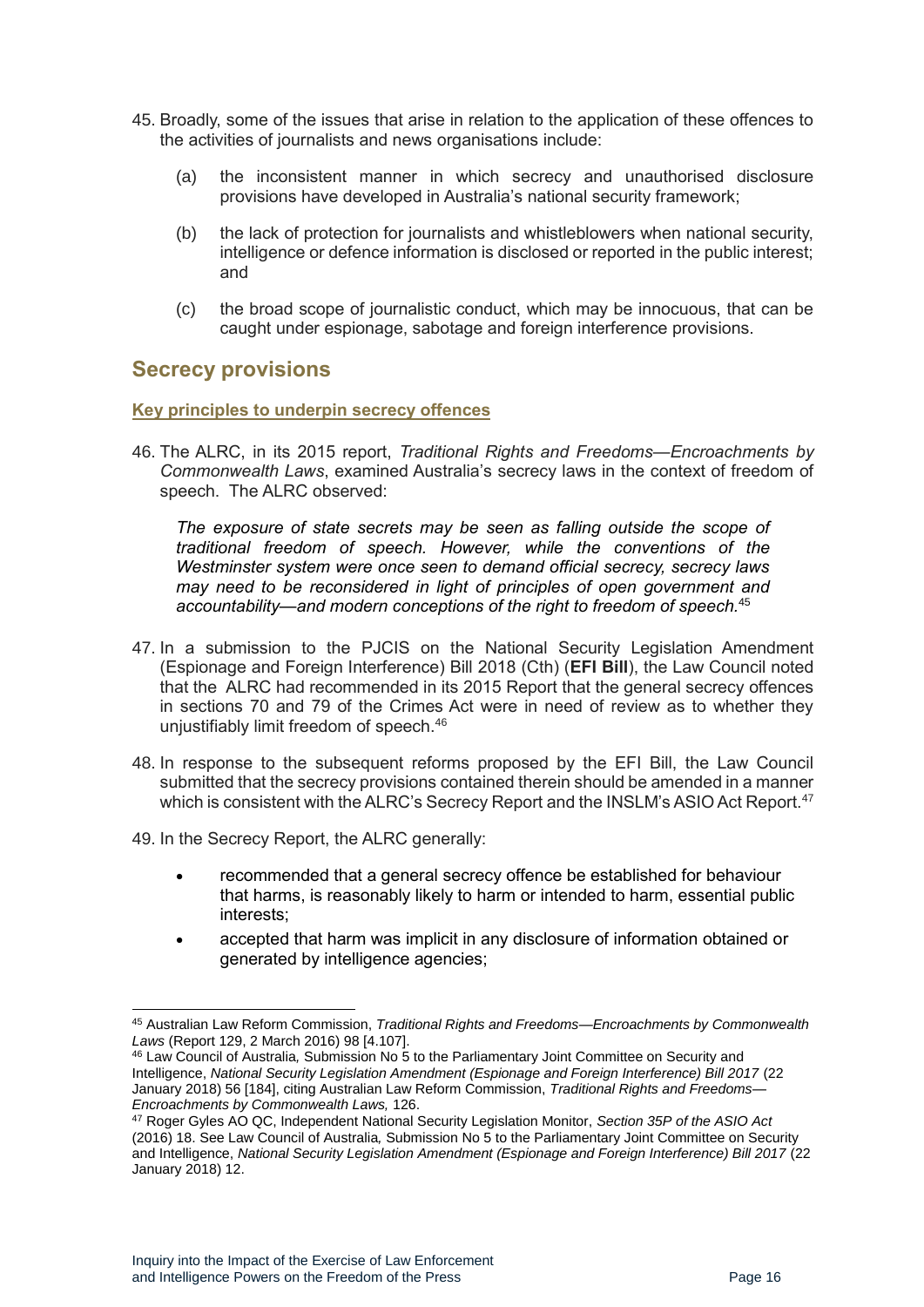45. Broadly, some of the issues that arise in relation to the application of these offences to the activities of journalists and news organisations include:

    (a) the inconsistent manner in which secrecy and unauthorised disclosure provisions have developed in Australia's national security framework;

    (b) the lack of protection for journalists and whistleblowers when national security, intelligence or defence information is disclosed or reported in the public interest; and

    (c) the broad scope of journalistic conduct, which may be innocuous, that can be caught under espionage, sabotage and foreign interference provisions.

## Secrecy provisions

### Key principles to underpin secrecy offences

46. The ALRC, in its 2015 report, *Traditional Rights and Freedoms—Encroachments by Commonwealth Laws*, examined Australia's secrecy laws in the context of freedom of speech. The ALRC observed:

    > *The exposure of state secrets may be seen as falling outside the scope of traditional freedom of speech. However, while the conventions of the Westminster system were once seen to demand official secrecy, secrecy laws may need to be reconsidered in light of principles of open government and accountability—and modern conceptions of the right to freedom of speech.*[45]

47. In a submission to the PJCIS on the National Security Legislation Amendment (Espionage and Foreign Interference) Bill 2018 (Cth) (**EFI Bill**), the Law Council noted that the ALRC had recommended in its 2015 Report that the general secrecy offences in sections 70 and 79 of the Crimes Act were in need of review as to whether they unjustifiably limit freedom of speech.[46]

48. In response to the subsequent reforms proposed by the EFI Bill, the Law Council submitted that the secrecy provisions contained therein should be amended in a manner which is consistent with the ALRC's Secrecy Report and the INSLM's ASIO Act Report.[47]

49. In the Secrecy Report, the ALRC generally:

    - recommended that a general secrecy offence be established for behaviour that harms, is reasonably likely to harm or intended to harm, essential public interests;
    - accepted that harm was implicit in any disclosure of information obtained or generated by intelligence agencies;

---

[45] Australian Law Reform Commission, *Traditional Rights and Freedoms—Encroachments by Commonwealth Laws* (Report 129, 2 March 2016) 98 [4.107].

[46] Law Council of Australia, Submission No 5 to the Parliamentary Joint Committee on Security and Intelligence, *National Security Legislation Amendment (Espionage and Foreign Interference) Bill 2017* (22 January 2018) 56 [184], citing Australian Law Reform Commission, *Traditional Rights and Freedoms—Encroachments by Commonwealth Laws,* 126.

[47] Roger Gyles AO QC, Independent National Security Legislation Monitor, *Section 35P of the ASIO Act* (2016) 18. See Law Council of Australia, Submission No 5 to the Parliamentary Joint Committee on Security and Intelligence, *National Security Legislation Amendment (Espionage and Foreign Interference) Bill 2017* (22 January 2018) 12.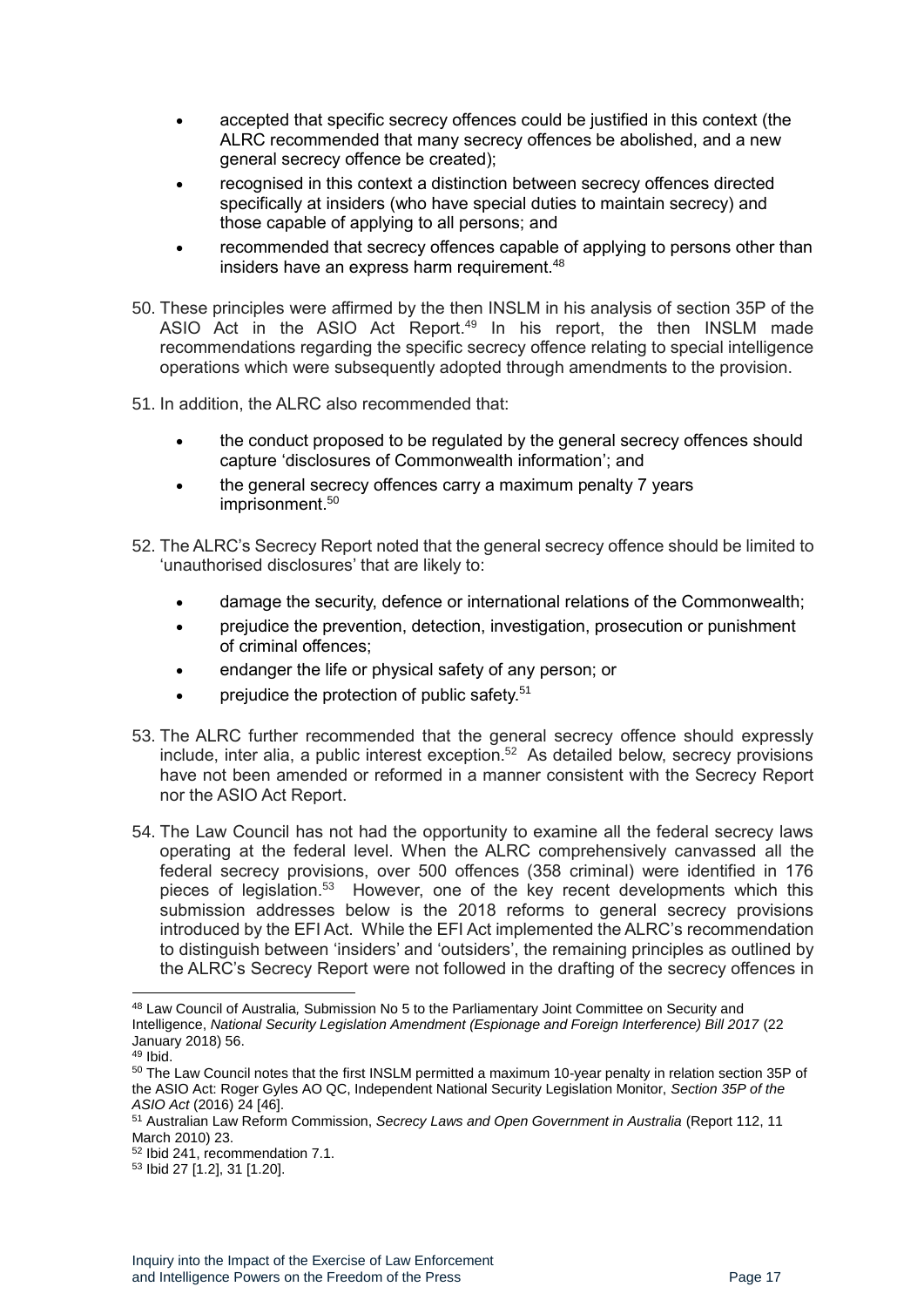- accepted that specific secrecy offences could be justified in this context (the ALRC recommended that many secrecy offences be abolished, and a new general secrecy offence be created);
- recognised in this context a distinction between secrecy offences directed specifically at insiders (who have special duties to maintain secrecy) and those capable of applying to all persons; and
- recommended that secrecy offences capable of applying to persons other than insiders have an express harm requirement.[48]

50. These principles were affirmed by the then INSLM in his analysis of section 35P of the ASIO Act in the ASIO Act Report.[49] In his report, the then INSLM made recommendations regarding the specific secrecy offence relating to special intelligence operations which were subsequently adopted through amendments to the provision.

51. In addition, the ALRC also recommended that:

    - the conduct proposed to be regulated by the general secrecy offences should capture 'disclosures of Commonwealth information'; and
    - the general secrecy offences carry a maximum penalty 7 years imprisonment.[50]

52. The ALRC's Secrecy Report noted that the general secrecy offence should be limited to 'unauthorised disclosures' that are likely to:

    - damage the security, defence or international relations of the Commonwealth;
    - prejudice the prevention, detection, investigation, prosecution or punishment of criminal offences;
    - endanger the life or physical safety of any person; or
    - prejudice the protection of public safety.[51]

53. The ALRC further recommended that the general secrecy offence should expressly include, inter alia, a public interest exception.[52] As detailed below, secrecy provisions have not been amended or reformed in a manner consistent with the Secrecy Report nor the ASIO Act Report.

54. The Law Council has not had the opportunity to examine all the federal secrecy laws operating at the federal level. When the ALRC comprehensively canvassed all the federal secrecy provisions, over 500 offences (358 criminal) were identified in 176 pieces of legislation.[53] However, one of the key recent developments which this submission addresses below is the 2018 reforms to general secrecy provisions introduced by the EFI Act. While the EFI Act implemented the ALRC's recommendation to distinguish between 'insiders' and 'outsiders', the remaining principles as outlined by the ALRC's Secrecy Report were not followed in the drafting of the secrecy offences in

---

[48] Law Council of Australia, Submission No 5 to the Parliamentary Joint Committee on Security and Intelligence, *National Security Legislation Amendment (Espionage and Foreign Interference) Bill 2017* (22 January 2018) 56.

[49] Ibid.

[50] The Law Council notes that the first INSLM permitted a maximum 10-year penalty in relation section 35P of the ASIO Act: Roger Gyles AO QC, Independent National Security Legislation Monitor, *Section 35P of the ASIO Act* (2016) 24 [46].

[51] Australian Law Reform Commission, *Secrecy Laws and Open Government in Australia* (Report 112, 11 March 2010) 23.

[52] Ibid 241, recommendation 7.1.

[53] Ibid 27 [1.2], 31 [1.20].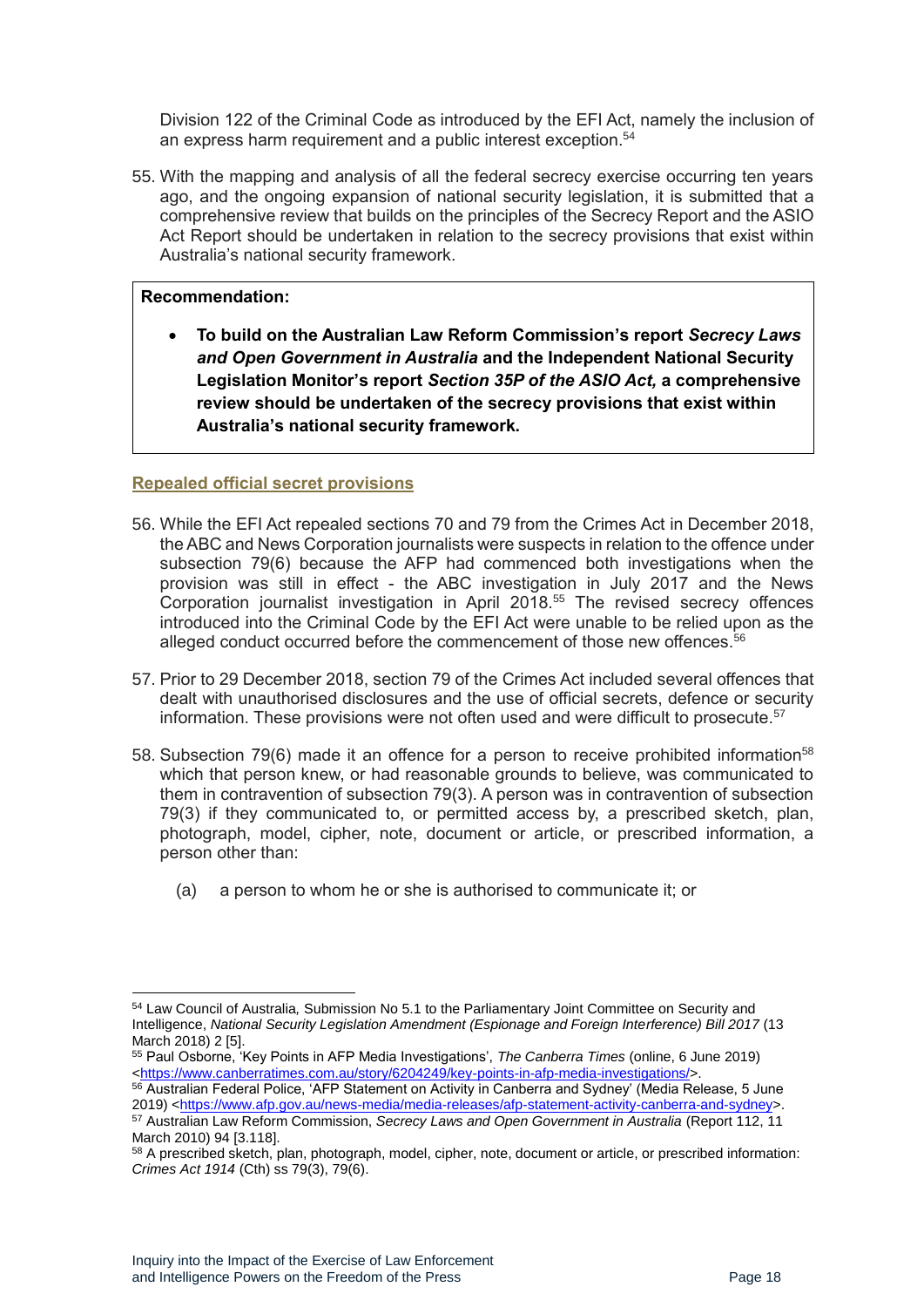Division 122 of the Criminal Code as introduced by the EFI Act, namely the inclusion of an express harm requirement and a public interest exception.[54]

55. With the mapping and analysis of all the federal secrecy exercise occurring ten years ago, and the ongoing expansion of national security legislation, it is submitted that a comprehensive review that builds on the principles of the Secrecy Report and the ASIO Act Report should be undertaken in relation to the secrecy provisions that exist within Australia's national security framework.

> **Recommendation:**
>
> - **To build on the Australian Law Reform Commission's report *Secrecy Laws and Open Government in Australia* and the Independent National Security Legislation Monitor's report *Section 35P of the ASIO Act,* a comprehensive review should be undertaken of the secrecy provisions that exist within Australia's national security framework.**

### Repealed official secret provisions

56. While the EFI Act repealed sections 70 and 79 from the Crimes Act in December 2018, the ABC and News Corporation journalists were suspects in relation to the offence under subsection 79(6) because the AFP had commenced both investigations when the provision was still in effect - the ABC investigation in July 2017 and the News Corporation journalist investigation in April 2018.[55] The revised secrecy offences introduced into the Criminal Code by the EFI Act were unable to be relied upon as the alleged conduct occurred before the commencement of those new offences.[56]

57. Prior to 29 December 2018, section 79 of the Crimes Act included several offences that dealt with unauthorised disclosures and the use of official secrets, defence or security information. These provisions were not often used and were difficult to prosecute.[57]

58. Subsection 79(6) made it an offence for a person to receive prohibited information[58] which that person knew, or had reasonable grounds to believe, was communicated to them in contravention of subsection 79(3). A person was in contravention of subsection 79(3) if they communicated to, or permitted access by, a prescribed sketch, plan, photograph, model, cipher, note, document or article, or prescribed information, a person other than:

    (a) a person to whom he or she is authorised to communicate it; or

---

[54] Law Council of Australia*,* Submission No 5.1 to the Parliamentary Joint Committee on Security and Intelligence, *National Security Legislation Amendment (Espionage and Foreign Interference) Bill 2017* (13 March 2018) 2 [5].

[55] Paul Osborne, 'Key Points in AFP Media Investigations', *The Canberra Times* (online, 6 June 2019) <https://www.canberratimes.com.au/story/6204249/key-points-in-afp-media-investigations/>.

[56] Australian Federal Police, 'AFP Statement on Activity in Canberra and Sydney' (Media Release, 5 June 2019) <https://www.afp.gov.au/news-media/media-releases/afp-statement-activity-canberra-and-sydney>.

[57] Australian Law Reform Commission, *Secrecy Laws and Open Government in Australia* (Report 112, 11 March 2010) 94 [3.118].

[58] A prescribed sketch, plan, photograph, model, cipher, note, document or article, or prescribed information: *Crimes Act 1914* (Cth) ss 79(3), 79(6).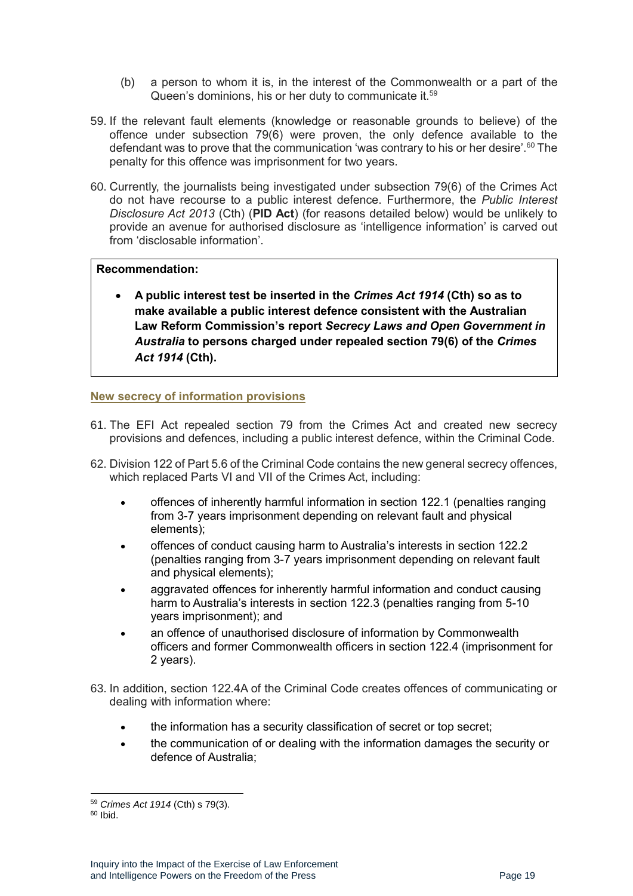(b) a person to whom it is, in the interest of the Commonwealth or a part of the Queen's dominions, his or her duty to communicate it.[59]

59. If the relevant fault elements (knowledge or reasonable grounds to believe) of the offence under subsection 79(6) were proven, the only defence available to the defendant was to prove that the communication 'was contrary to his or her desire'.[60] The penalty for this offence was imprisonment for two years.

60. Currently, the journalists being investigated under subsection 79(6) of the Crimes Act do not have recourse to a public interest defence. Furthermore, the *Public Interest Disclosure Act 2013* (Cth) (**PID Act**) (for reasons detailed below) would be unlikely to provide an avenue for authorised disclosure as 'intelligence information' is carved out from 'disclosable information'.

> **Recommendation:**
>
> - **A public interest test be inserted in the *Crimes Act 1914* (Cth) so as to make available a public interest defence consistent with the Australian Law Reform Commission's report *Secrecy Laws and Open Government in Australia* to persons charged under repealed section 79(6) of the *Crimes Act 1914* (Cth).**

## New secrecy of information provisions

61. The EFI Act repealed section 79 from the Crimes Act and created new secrecy provisions and defences, including a public interest defence, within the Criminal Code.

62. Division 122 of Part 5.6 of the Criminal Code contains the new general secrecy offences, which replaced Parts VI and VII of the Crimes Act, including:

    - offences of inherently harmful information in section 122.1 (penalties ranging from 3-7 years imprisonment depending on relevant fault and physical elements);
    - offences of conduct causing harm to Australia's interests in section 122.2 (penalties ranging from 3-7 years imprisonment depending on relevant fault and physical elements);
    - aggravated offences for inherently harmful information and conduct causing harm to Australia's interests in section 122.3 (penalties ranging from 5-10 years imprisonment); and
    - an offence of unauthorised disclosure of information by Commonwealth officers and former Commonwealth officers in section 122.4 (imprisonment for 2 years).

63. In addition, section 122.4A of the Criminal Code creates offences of communicating or dealing with information where:

    - the information has a security classification of secret or top secret;
    - the communication of or dealing with the information damages the security or defence of Australia;

---

[59] *Crimes Act 1914* (Cth) s 79(3).

[60] Ibid.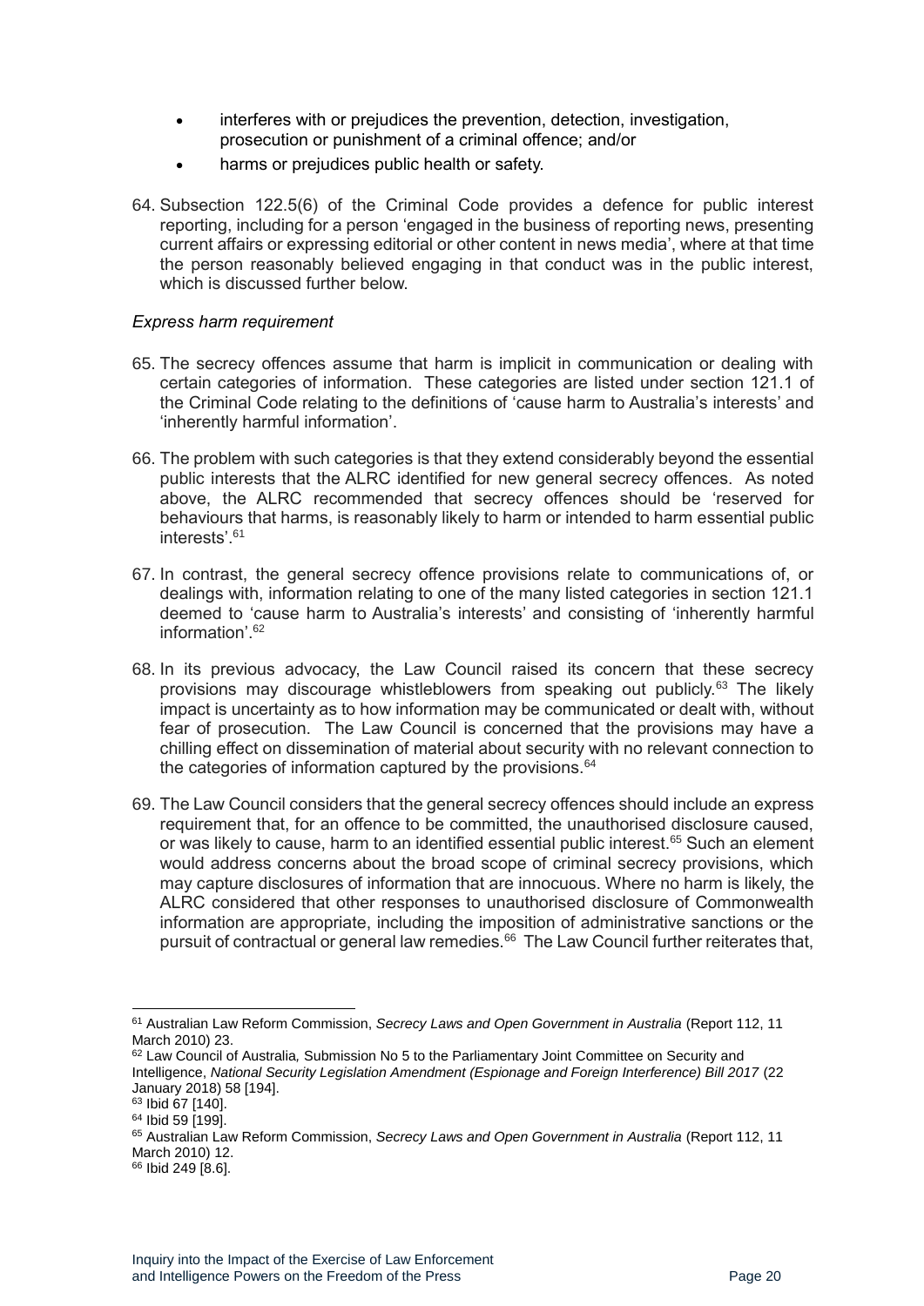- interferes with or prejudices the prevention, detection, investigation, prosecution or punishment of a criminal offence; and/or
- harms or prejudices public health or safety.

64. Subsection 122.5(6) of the Criminal Code provides a defence for public interest reporting, including for a person 'engaged in the business of reporting news, presenting current affairs or expressing editorial or other content in news media', where at that time the person reasonably believed engaging in that conduct was in the public interest, which is discussed further below.

*Express harm requirement*

65. The secrecy offences assume that harm is implicit in communication or dealing with certain categories of information. These categories are listed under section 121.1 of the Criminal Code relating to the definitions of 'cause harm to Australia's interests' and 'inherently harmful information'.

66. The problem with such categories is that they extend considerably beyond the essential public interests that the ALRC identified for new general secrecy offences. As noted above, the ALRC recommended that secrecy offences should be 'reserved for behaviours that harms, is reasonably likely to harm or intended to harm essential public interests'.[61]

67. In contrast, the general secrecy offence provisions relate to communications of, or dealings with, information relating to one of the many listed categories in section 121.1 deemed to 'cause harm to Australia's interests' and consisting of 'inherently harmful information'.[62]

68. In its previous advocacy, the Law Council raised its concern that these secrecy provisions may discourage whistleblowers from speaking out publicly.[63] The likely impact is uncertainty as to how information may be communicated or dealt with, without fear of prosecution. The Law Council is concerned that the provisions may have a chilling effect on dissemination of material about security with no relevant connection to the categories of information captured by the provisions.[64]

69. The Law Council considers that the general secrecy offences should include an express requirement that, for an offence to be committed, the unauthorised disclosure caused, or was likely to cause, harm to an identified essential public interest.[65] Such an element would address concerns about the broad scope of criminal secrecy provisions, which may capture disclosures of information that are innocuous. Where no harm is likely, the ALRC considered that other responses to unauthorised disclosure of Commonwealth information are appropriate, including the imposition of administrative sanctions or the pursuit of contractual or general law remedies.[66] The Law Council further reiterates that,

---

[61] Australian Law Reform Commission, *Secrecy Laws and Open Government in Australia* (Report 112, 11 March 2010) 23.

[62] Law Council of Australia*,* Submission No 5 to the Parliamentary Joint Committee on Security and Intelligence, *National Security Legislation Amendment (Espionage and Foreign Interference) Bill 2017* (22 January 2018) 58 [194].

[63] Ibid 67 [140].

[64] Ibid 59 [199].

[65] Australian Law Reform Commission, *Secrecy Laws and Open Government in Australia* (Report 112, 11 March 2010) 12.

[66] Ibid 249 [8.6].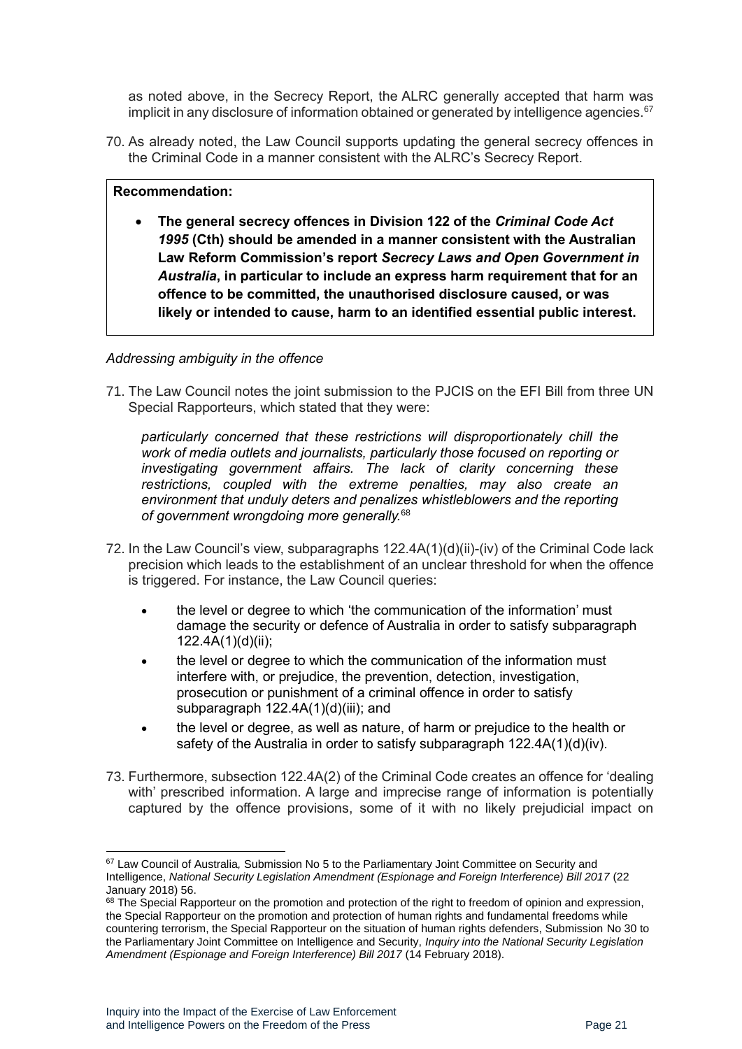as noted above, in the Secrecy Report, the ALRC generally accepted that harm was implicit in any disclosure of information obtained or generated by intelligence agencies.[67]

70. As already noted, the Law Council supports updating the general secrecy offences in the Criminal Code in a manner consistent with the ALRC's Secrecy Report.

> **Recommendation:**
>
> - **The general secrecy offences in Division 122 of the *Criminal Code Act 1995* (Cth) should be amended in a manner consistent with the Australian Law Reform Commission's report *Secrecy Laws and Open Government in Australia*, in particular to include an express harm requirement that for an offence to be committed, the unauthorised disclosure caused, or was likely or intended to cause, harm to an identified essential public interest.**

*Addressing ambiguity in the offence*

71. The Law Council notes the joint submission to the PJCIS on the EFI Bill from three UN Special Rapporteurs, which stated that they were:

    *particularly concerned that these restrictions will disproportionately chill the work of media outlets and journalists, particularly those focused on reporting or investigating government affairs. The lack of clarity concerning these restrictions, coupled with the extreme penalties, may also create an environment that unduly deters and penalizes whistleblowers and the reporting of government wrongdoing more generally.*[68]

72. In the Law Council's view, subparagraphs 122.4A(1)(d)(ii)-(iv) of the Criminal Code lack precision which leads to the establishment of an unclear threshold for when the offence is triggered. For instance, the Law Council queries:

    - the level or degree to which 'the communication of the information' must damage the security or defence of Australia in order to satisfy subparagraph 122.4A(1)(d)(ii);
    - the level or degree to which the communication of the information must interfere with, or prejudice, the prevention, detection, investigation, prosecution or punishment of a criminal offence in order to satisfy subparagraph 122.4A(1)(d)(iii); and
    - the level or degree, as well as nature, of harm or prejudice to the health or safety of the Australia in order to satisfy subparagraph 122.4A(1)(d)(iv).

73. Furthermore, subsection 122.4A(2) of the Criminal Code creates an offence for 'dealing with' prescribed information. A large and imprecise range of information is potentially captured by the offence provisions, some of it with no likely prejudicial impact on

---

[67] Law Council of Australia, Submission No 5 to the Parliamentary Joint Committee on Security and Intelligence, *National Security Legislation Amendment (Espionage and Foreign Interference) Bill 2017* (22 January 2018) 56.

[68] The Special Rapporteur on the promotion and protection of the right to freedom of opinion and expression, the Special Rapporteur on the promotion and protection of human rights and fundamental freedoms while countering terrorism, the Special Rapporteur on the situation of human rights defenders, Submission No 30 to the Parliamentary Joint Committee on Intelligence and Security, *Inquiry into the National Security Legislation Amendment (Espionage and Foreign Interference) Bill 2017* (14 February 2018).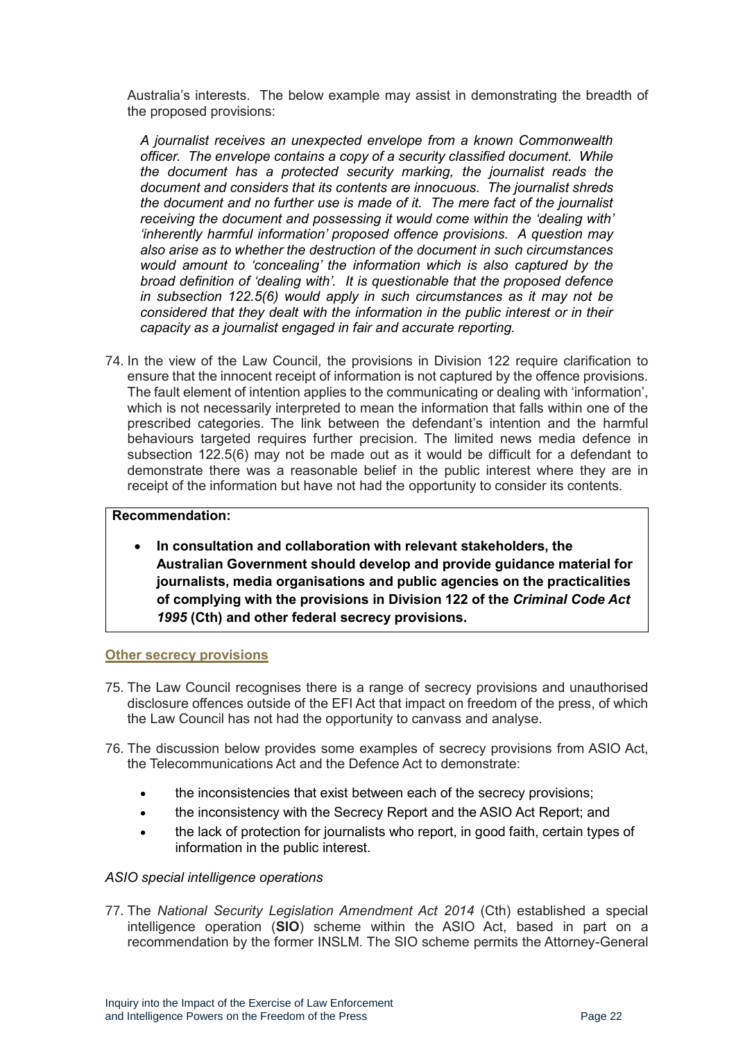Australia's interests. The below example may assist in demonstrating the breadth of the proposed provisions:

> *A journalist receives an unexpected envelope from a known Commonwealth officer. The envelope contains a copy of a security classified document. While the document has a protected security marking, the journalist reads the document and considers that its contents are innocuous. The journalist shreds the document and no further use is made of it. The mere fact of the journalist receiving the document and possessing it would come within the 'dealing with' 'inherently harmful information' proposed offence provisions. A question may also arise as to whether the destruction of the document in such circumstances would amount to 'concealing' the information which is also captured by the broad definition of 'dealing with'. It is questionable that the proposed defence in subsection 122.5(6) would apply in such circumstances as it may not be considered that they dealt with the information in the public interest or in their capacity as a journalist engaged in fair and accurate reporting.*

74. In the view of the Law Council, the provisions in Division 122 require clarification to ensure that the innocent receipt of information is not captured by the offence provisions. The fault element of intention applies to the communicating or dealing with 'information', which is not necessarily interpreted to mean the information that falls within one of the prescribed categories. The link between the defendant's intention and the harmful behaviours targeted requires further precision. The limited news media defence in subsection 122.5(6) may not be made out as it would be difficult for a defendant to demonstrate there was a reasonable belief in the public interest where they are in receipt of the information but have not had the opportunity to consider its contents.

**Recommendation:**

- **In consultation and collaboration with relevant stakeholders, the Australian Government should develop and provide guidance material for journalists, media organisations and public agencies on the practicalities of complying with the provisions in Division 122 of the *Criminal Code Act 1995* (Cth) and other federal secrecy provisions.**

## Other secrecy provisions

75. The Law Council recognises there is a range of secrecy provisions and unauthorised disclosure offences outside of the EFI Act that impact on freedom of the press, of which the Law Council has not had the opportunity to canvass and analyse.

76. The discussion below provides some examples of secrecy provisions from ASIO Act, the Telecommunications Act and the Defence Act to demonstrate:
    - the inconsistencies that exist between each of the secrecy provisions;
    - the inconsistency with the Secrecy Report and the ASIO Act Report; and
    - the lack of protection for journalists who report, in good faith, certain types of information in the public interest.

### *ASIO special intelligence operations*

77. The *National Security Legislation Amendment Act 2014* (Cth) established a special intelligence operation (**SIO**) scheme within the ASIO Act, based in part on a recommendation by the former INSLM. The SIO scheme permits the Attorney-General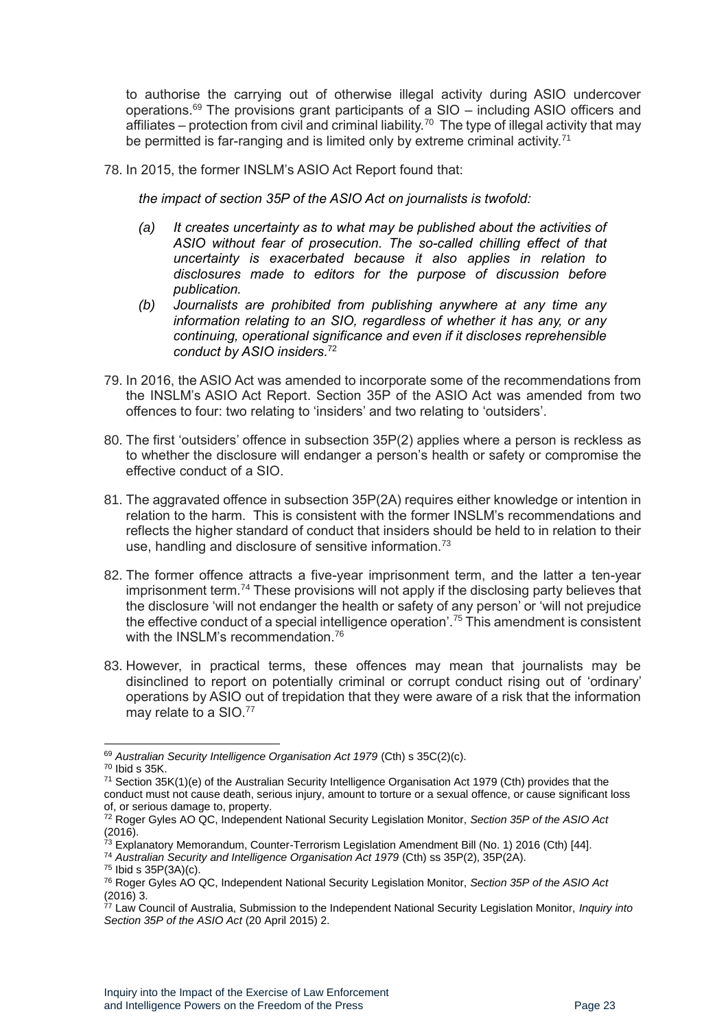to authorise the carrying out of otherwise illegal activity during ASIO undercover operations.[69] The provisions grant participants of a SIO – including ASIO officers and affiliates – protection from civil and criminal liability.[70] The type of illegal activity that may be permitted is far-ranging and is limited only by extreme criminal activity.[71]

78. In 2015, the former INSLM's ASIO Act Report found that:

    *the impact of section 35P of the ASIO Act on journalists is twofold:*

    *(a) It creates uncertainty as to what may be published about the activities of ASIO without fear of prosecution. The so-called chilling effect of that uncertainty is exacerbated because it also applies in relation to disclosures made to editors for the purpose of discussion before publication.*

    *(b) Journalists are prohibited from publishing anywhere at any time any information relating to an SIO, regardless of whether it has any, or any continuing, operational significance and even if it discloses reprehensible conduct by ASIO insiders.*[72]

79. In 2016, the ASIO Act was amended to incorporate some of the recommendations from the INSLM's ASIO Act Report. Section 35P of the ASIO Act was amended from two offences to four: two relating to 'insiders' and two relating to 'outsiders'.

80. The first 'outsiders' offence in subsection 35P(2) applies where a person is reckless as to whether the disclosure will endanger a person's health or safety or compromise the effective conduct of a SIO.

81. The aggravated offence in subsection 35P(2A) requires either knowledge or intention in relation to the harm. This is consistent with the former INSLM's recommendations and reflects the higher standard of conduct that insiders should be held to in relation to their use, handling and disclosure of sensitive information.[73]

82. The former offence attracts a five-year imprisonment term, and the latter a ten-year imprisonment term.[74] These provisions will not apply if the disclosing party believes that the disclosure 'will not endanger the health or safety of any person' or 'will not prejudice the effective conduct of a special intelligence operation'.[75] This amendment is consistent with the INSLM's recommendation.[76]

83. However, in practical terms, these offences may mean that journalists may be disinclined to report on potentially criminal or corrupt conduct rising out of 'ordinary' operations by ASIO out of trepidation that they were aware of a risk that the information may relate to a SIO.[77]

---

[69] *Australian Security Intelligence Organisation Act 1979* (Cth) s 35C(2)(c).

[70] Ibid s 35K.

[71] Section 35K(1)(e) of the Australian Security Intelligence Organisation Act 1979 (Cth) provides that the conduct must not cause death, serious injury, amount to torture or a sexual offence, or cause significant loss of, or serious damage to, property.

[72] Roger Gyles AO QC, Independent National Security Legislation Monitor, *Section 35P of the ASIO Act* (2016).

[73] Explanatory Memorandum, Counter-Terrorism Legislation Amendment Bill (No. 1) 2016 (Cth) [44].

[74] *Australian Security and Intelligence Organisation Act 1979* (Cth) ss 35P(2), 35P(2A).

[75] Ibid s 35P(3A)(c).

[76] Roger Gyles AO QC, Independent National Security Legislation Monitor, *Section 35P of the ASIO Act* (2016) 3.

[77] Law Council of Australia, Submission to the Independent National Security Legislation Monitor, *Inquiry into Section 35P of the ASIO Act* (20 April 2015) 2.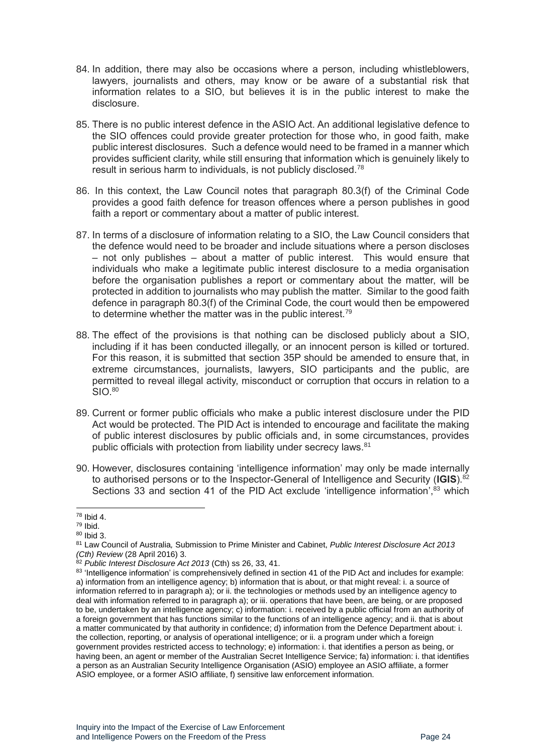84. In addition, there may also be occasions where a person, including whistleblowers, lawyers, journalists and others, may know or be aware of a substantial risk that information relates to a SIO, but believes it is in the public interest to make the disclosure.

85. There is no public interest defence in the ASIO Act. An additional legislative defence to the SIO offences could provide greater protection for those who, in good faith, make public interest disclosures. Such a defence would need to be framed in a manner which provides sufficient clarity, while still ensuring that information which is genuinely likely to result in serious harm to individuals, is not publicly disclosed.[78]

86. In this context, the Law Council notes that paragraph 80.3(f) of the Criminal Code provides a good faith defence for treason offences where a person publishes in good faith a report or commentary about a matter of public interest.

87. In terms of a disclosure of information relating to a SIO, the Law Council considers that the defence would need to be broader and include situations where a person discloses – not only publishes – about a matter of public interest. This would ensure that individuals who make a legitimate public interest disclosure to a media organisation before the organisation publishes a report or commentary about the matter, will be protected in addition to journalists who may publish the matter. Similar to the good faith defence in paragraph 80.3(f) of the Criminal Code, the court would then be empowered to determine whether the matter was in the public interest.[79]

88. The effect of the provisions is that nothing can be disclosed publicly about a SIO, including if it has been conducted illegally, or an innocent person is killed or tortured. For this reason, it is submitted that section 35P should be amended to ensure that, in extreme circumstances, journalists, lawyers, SIO participants and the public, are permitted to reveal illegal activity, misconduct or corruption that occurs in relation to a SIO.[80]

89. Current or former public officials who make a public interest disclosure under the PID Act would be protected. The PID Act is intended to encourage and facilitate the making of public interest disclosures by public officials and, in some circumstances, provides public officials with protection from liability under secrecy laws.[81]

90. However, disclosures containing 'intelligence information' may only be made internally to authorised persons or to the Inspector-General of Intelligence and Security (**IGIS**).[82] Sections 33 and section 41 of the PID Act exclude 'intelligence information',[83] which

---

[78] Ibid 4.

[79] Ibid.

[80] Ibid 3.

[81] Law Council of Australia*,* Submission to Prime Minister and Cabinet, *Public Interest Disclosure Act 2013 (Cth) Review* (28 April 2016) 3.

[82] *Public Interest Disclosure Act 2013* (Cth) ss 26, 33, 41.

[83] 'Intelligence information' is comprehensively defined in section 41 of the PID Act and includes for example: a) information from an intelligence agency; b) information that is about, or that might reveal: i. a source of information referred to in paragraph a); or ii. the technologies or methods used by an intelligence agency to deal with information referred to in paragraph a); or iii. operations that have been, are being, or are proposed to be, undertaken by an intelligence agency; c) information: i. received by a public official from an authority of a foreign government that has functions similar to the functions of an intelligence agency; and ii. that is about a matter communicated by that authority in confidence; d) information from the Defence Department about: i. the collection, reporting, or analysis of operational intelligence; or ii. a program under which a foreign government provides restricted access to technology; e) information: i. that identifies a person as being, or having been, an agent or member of the Australian Secret Intelligence Service; fa) information: i. that identifies a person as an Australian Security Intelligence Organisation (ASIO) employee an ASIO affiliate, a former ASIO employee, or a former ASIO affiliate, f) sensitive law enforcement information.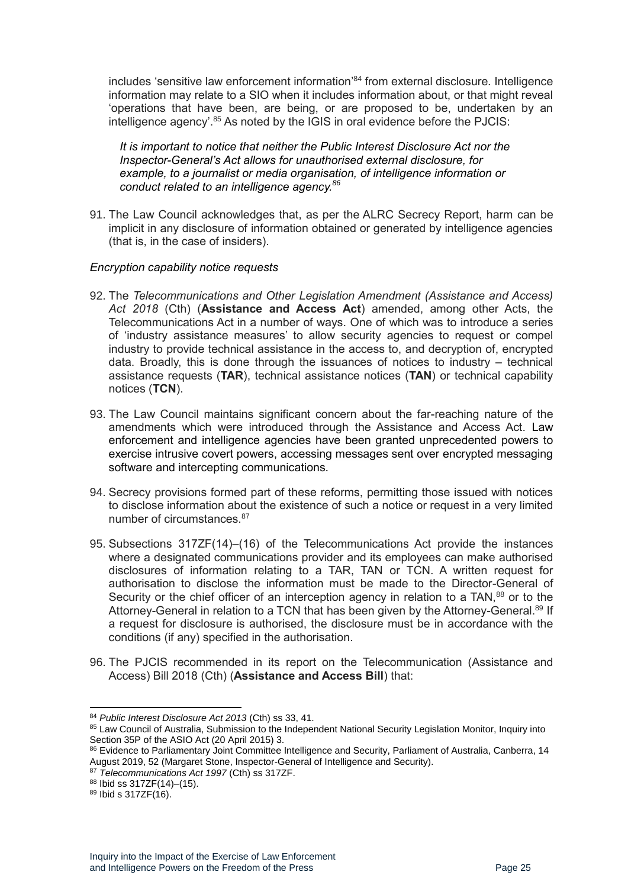includes 'sensitive law enforcement information'[84] from external disclosure. Intelligence information may relate to a SIO when it includes information about, or that might reveal 'operations that have been, are being, or are proposed to be, undertaken by an intelligence agency'.[85] As noted by the IGIS in oral evidence before the PJCIS:

> *It is important to notice that neither the Public Interest Disclosure Act nor the Inspector-General's Act allows for unauthorised external disclosure, for example, to a journalist or media organisation, of intelligence information or conduct related to an intelligence agency.*[86]

91. The Law Council acknowledges that, as per the ALRC Secrecy Report, harm can be implicit in any disclosure of information obtained or generated by intelligence agencies (that is, in the case of insiders).

*Encryption capability notice requests*

92. The *Telecommunications and Other Legislation Amendment (Assistance and Access) Act 2018* (Cth) (**Assistance and Access Act**) amended, among other Acts, the Telecommunications Act in a number of ways. One of which was to introduce a series of 'industry assistance measures' to allow security agencies to request or compel industry to provide technical assistance in the access to, and decryption of, encrypted data. Broadly, this is done through the issuances of notices to industry – technical assistance requests (**TAR**), technical assistance notices (**TAN**) or technical capability notices (**TCN**).

93. The Law Council maintains significant concern about the far-reaching nature of the amendments which were introduced through the Assistance and Access Act. Law enforcement and intelligence agencies have been granted unprecedented powers to exercise intrusive covert powers, accessing messages sent over encrypted messaging software and intercepting communications.

94. Secrecy provisions formed part of these reforms, permitting those issued with notices to disclose information about the existence of such a notice or request in a very limited number of circumstances.[87]

95. Subsections 317ZF(14)–(16) of the Telecommunications Act provide the instances where a designated communications provider and its employees can make authorised disclosures of information relating to a TAR, TAN or TCN. A written request for authorisation to disclose the information must be made to the Director-General of Security or the chief officer of an interception agency in relation to a TAN,[88] or to the Attorney-General in relation to a TCN that has been given by the Attorney-General.[89] If a request for disclosure is authorised, the disclosure must be in accordance with the conditions (if any) specified in the authorisation.

96. The PJCIS recommended in its report on the Telecommunication (Assistance and Access) Bill 2018 (Cth) (**Assistance and Access Bill**) that:

---

[84] *Public Interest Disclosure Act 2013* (Cth) ss 33, 41.

[85] Law Council of Australia, Submission to the Independent National Security Legislation Monitor, Inquiry into Section 35P of the ASIO Act (20 April 2015) 3.

[86] Evidence to Parliamentary Joint Committee Intelligence and Security, Parliament of Australia, Canberra, 14 August 2019, 52 (Margaret Stone, Inspector-General of Intelligence and Security).

[87] *Telecommunications Act 1997* (Cth) ss 317ZF.

[88] Ibid ss 317ZF(14)–(15).

[89] Ibid s 317ZF(16).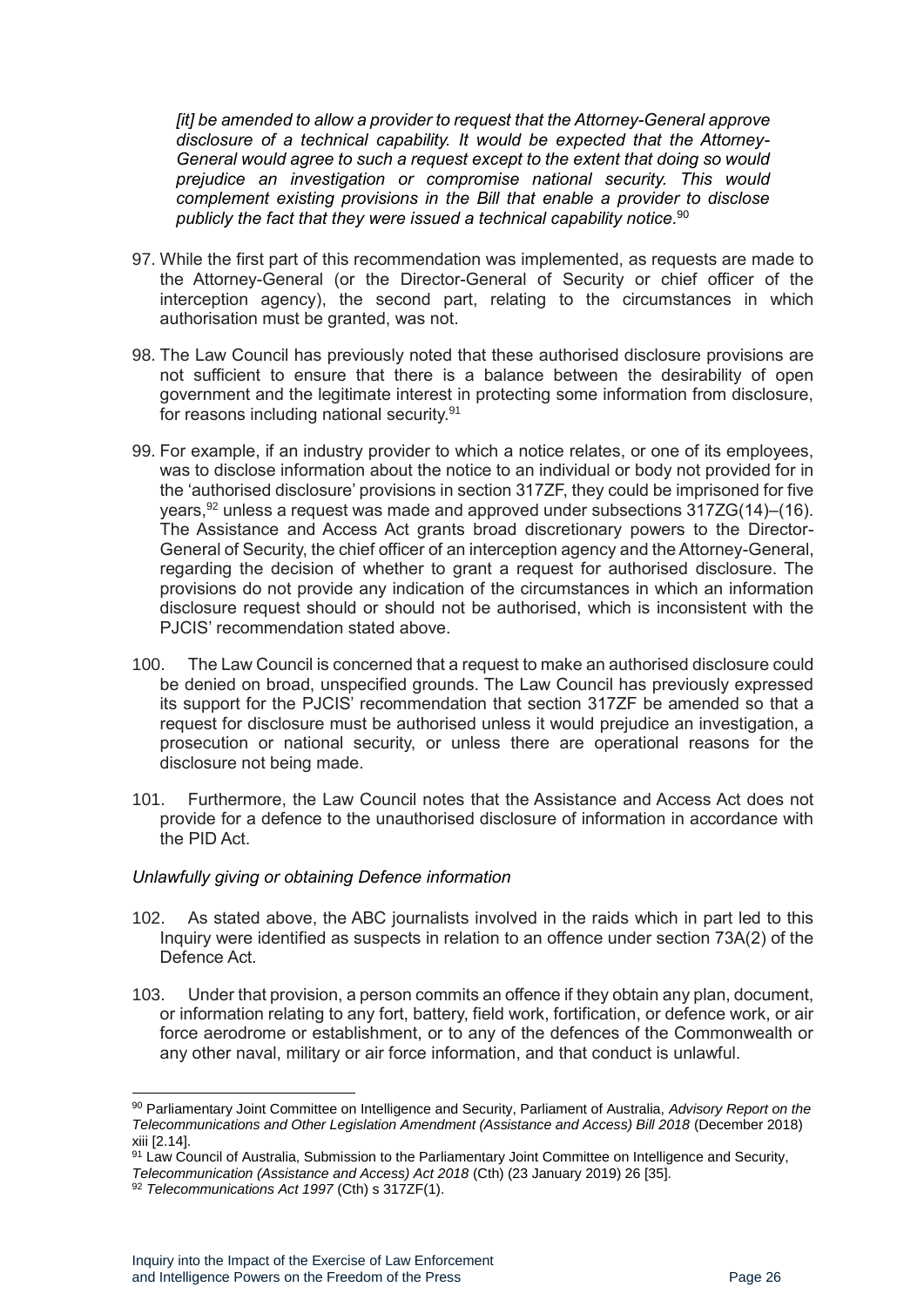> *[it] be amended to allow a provider to request that the Attorney-General approve disclosure of a technical capability. It would be expected that the Attorney-General would agree to such a request except to the extent that doing so would prejudice an investigation or compromise national security. This would complement existing provisions in the Bill that enable a provider to disclose publicly the fact that they were issued a technical capability notice.*[90]

97. While the first part of this recommendation was implemented, as requests are made to the Attorney-General (or the Director-General of Security or chief officer of the interception agency), the second part, relating to the circumstances in which authorisation must be granted, was not.

98. The Law Council has previously noted that these authorised disclosure provisions are not sufficient to ensure that there is a balance between the desirability of open government and the legitimate interest in protecting some information from disclosure, for reasons including national security.[91]

99. For example, if an industry provider to which a notice relates, or one of its employees, was to disclose information about the notice to an individual or body not provided for in the 'authorised disclosure' provisions in section 317ZF, they could be imprisoned for five years,[92] unless a request was made and approved under subsections 317ZG(14)–(16). The Assistance and Access Act grants broad discretionary powers to the Director-General of Security, the chief officer of an interception agency and the Attorney-General, regarding the decision of whether to grant a request for authorised disclosure. The provisions do not provide any indication of the circumstances in which an information disclosure request should or should not be authorised, which is inconsistent with the PJCIS' recommendation stated above.

100. The Law Council is concerned that a request to make an authorised disclosure could be denied on broad, unspecified grounds. The Law Council has previously expressed its support for the PJCIS' recommendation that section 317ZF be amended so that a request for disclosure must be authorised unless it would prejudice an investigation, a prosecution or national security, or unless there are operational reasons for the disclosure not being made.

101. Furthermore, the Law Council notes that the Assistance and Access Act does not provide for a defence to the unauthorised disclosure of information in accordance with the PID Act.

*Unlawfully giving or obtaining Defence information*

102. As stated above, the ABC journalists involved in the raids which in part led to this Inquiry were identified as suspects in relation to an offence under section 73A(2) of the Defence Act.

103. Under that provision, a person commits an offence if they obtain any plan, document, or information relating to any fort, battery, field work, fortification, or defence work, or air force aerodrome or establishment, or to any of the defences of the Commonwealth or any other naval, military or air force information, and that conduct is unlawful.

---

[90] Parliamentary Joint Committee on Intelligence and Security, Parliament of Australia, *Advisory Report on the Telecommunications and Other Legislation Amendment (Assistance and Access) Bill 2018* (December 2018) xiii [2.14].

[91] Law Council of Australia, Submission to the Parliamentary Joint Committee on Intelligence and Security, *Telecommunication (Assistance and Access) Act 2018* (Cth) (23 January 2019) 26 [35].

[92] *Telecommunications Act 1997* (Cth) s 317ZF(1).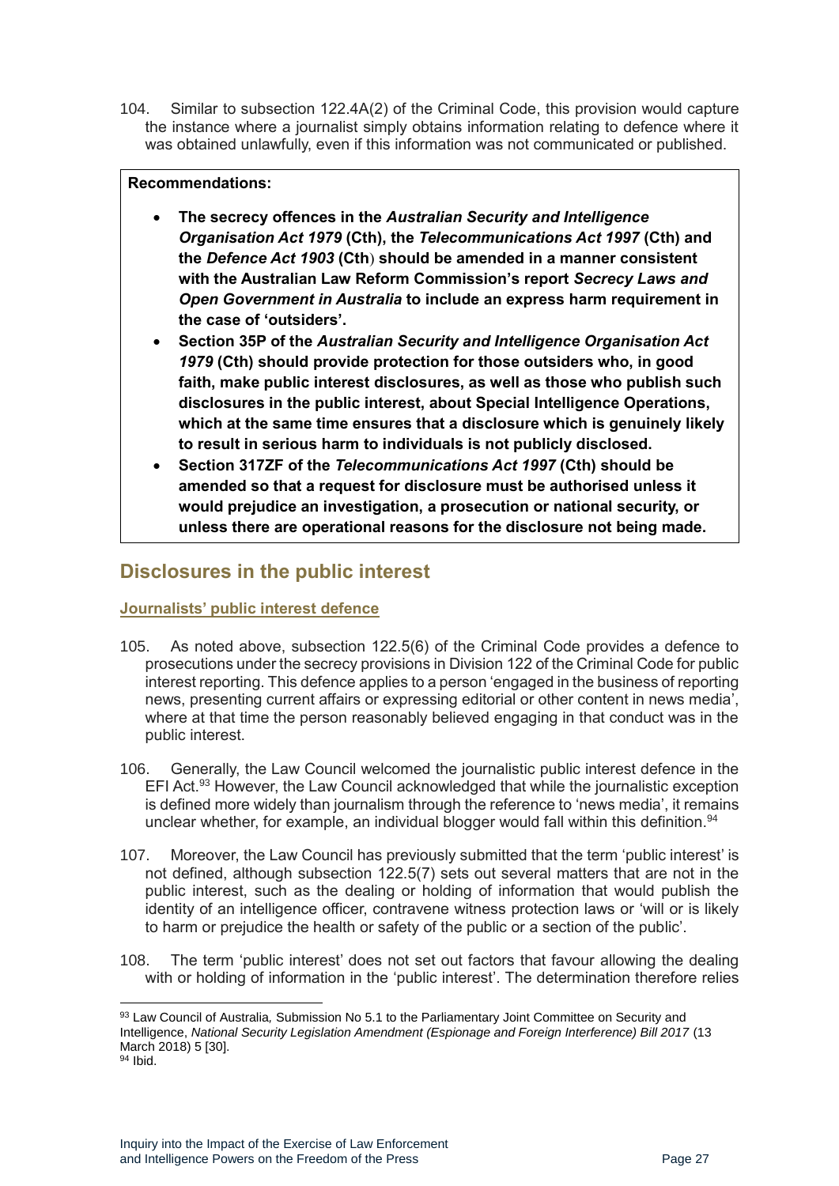104. Similar to subsection 122.4A(2) of the Criminal Code, this provision would capture the instance where a journalist simply obtains information relating to defence where it was obtained unlawfully, even if this information was not communicated or published.

**Recommendations:**

- **The secrecy offences in the *Australian Security and Intelligence Organisation Act 1979* (Cth), the *Telecommunications Act 1997* (Cth) and the *Defence Act 1903* (Cth) should be amended in a manner consistent with the Australian Law Reform Commission's report *Secrecy Laws and Open Government in Australia* to include an express harm requirement in the case of 'outsiders'.**
- **Section 35P of the *Australian Security and Intelligence Organisation Act 1979* (Cth) should provide protection for those outsiders who, in good faith, make public interest disclosures, as well as those who publish such disclosures in the public interest, about Special Intelligence Operations, which at the same time ensures that a disclosure which is genuinely likely to result in serious harm to individuals is not publicly disclosed.**
- **Section 317ZF of the *Telecommunications Act 1997* (Cth) should be amended so that a request for disclosure must be authorised unless it would prejudice an investigation, a prosecution or national security, or unless there are operational reasons for the disclosure not being made.**

## Disclosures in the public interest

### Journalists' public interest defence

105. As noted above, subsection 122.5(6) of the Criminal Code provides a defence to prosecutions under the secrecy provisions in Division 122 of the Criminal Code for public interest reporting. This defence applies to a person 'engaged in the business of reporting news, presenting current affairs or expressing editorial or other content in news media', where at that time the person reasonably believed engaging in that conduct was in the public interest.

106. Generally, the Law Council welcomed the journalistic public interest defence in the EFI Act.[93] However, the Law Council acknowledged that while the journalistic exception is defined more widely than journalism through the reference to 'news media', it remains unclear whether, for example, an individual blogger would fall within this definition.[94]

107. Moreover, the Law Council has previously submitted that the term 'public interest' is not defined, although subsection 122.5(7) sets out several matters that are not in the public interest, such as the dealing or holding of information that would publish the identity of an intelligence officer, contravene witness protection laws or 'will or is likely to harm or prejudice the health or safety of the public or a section of the public'.

108. The term 'public interest' does not set out factors that favour allowing the dealing with or holding of information in the 'public interest'. The determination therefore relies

---

[93] Law Council of Australia, Submission No 5.1 to the Parliamentary Joint Committee on Security and Intelligence, *National Security Legislation Amendment (Espionage and Foreign Interference) Bill 2017* (13 March 2018) 5 [30].

[94] Ibid.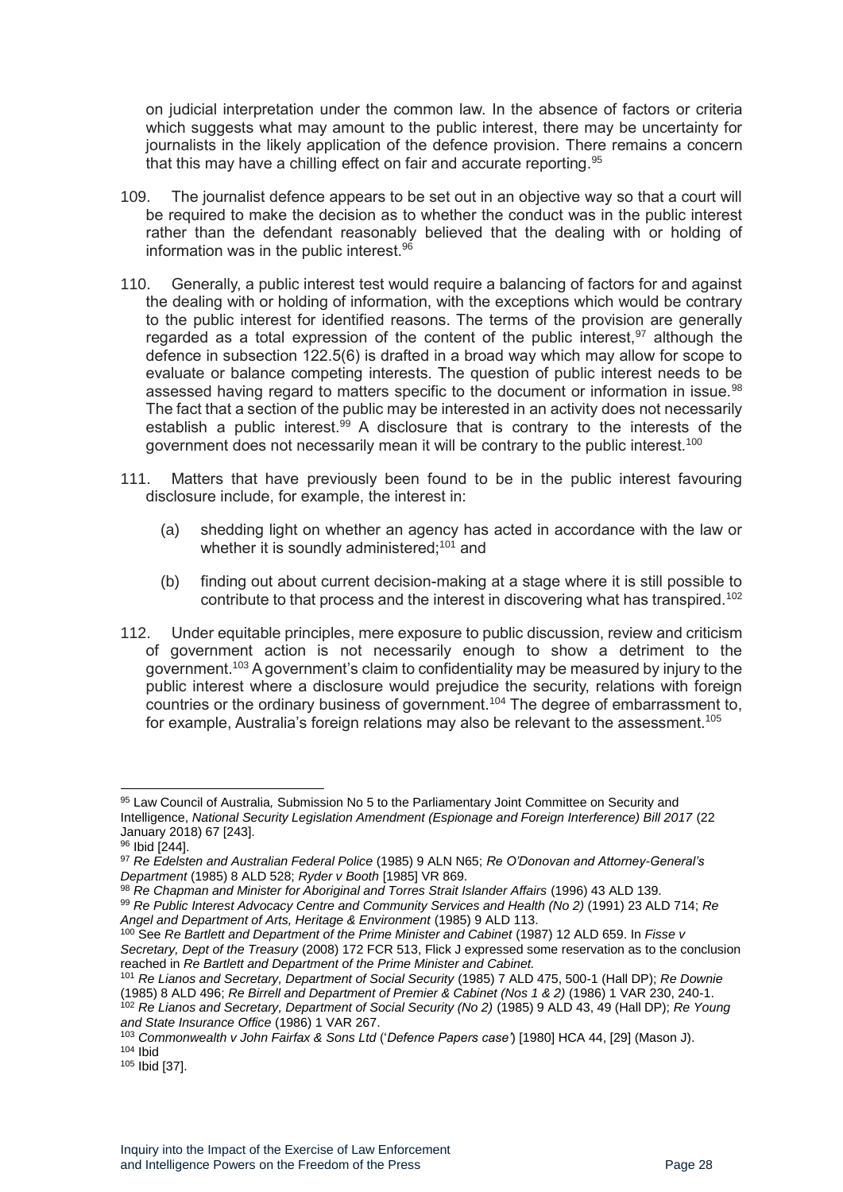on judicial interpretation under the common law. In the absence of factors or criteria which suggests what may amount to the public interest, there may be uncertainty for journalists in the likely application of the defence provision. There remains a concern that this may have a chilling effect on fair and accurate reporting.[95]

109. The journalist defence appears to be set out in an objective way so that a court will be required to make the decision as to whether the conduct was in the public interest rather than the defendant reasonably believed that the dealing with or holding of information was in the public interest.[96]

110. Generally, a public interest test would require a balancing of factors for and against the dealing with or holding of information, with the exceptions which would be contrary to the public interest for identified reasons. The terms of the provision are generally regarded as a total expression of the content of the public interest,[97] although the defence in subsection 122.5(6) is drafted in a broad way which may allow for scope to evaluate or balance competing interests. The question of public interest needs to be assessed having regard to matters specific to the document or information in issue.[98] The fact that a section of the public may be interested in an activity does not necessarily establish a public interest.[99] A disclosure that is contrary to the interests of the government does not necessarily mean it will be contrary to the public interest.[100]

111. Matters that have previously been found to be in the public interest favouring disclosure include, for example, the interest in:

(a) shedding light on whether an agency has acted in accordance with the law or whether it is soundly administered;[101] and

(b) finding out about current decision-making at a stage where it is still possible to contribute to that process and the interest in discovering what has transpired.[102]

112. Under equitable principles, mere exposure to public discussion, review and criticism of government action is not necessarily enough to show a detriment to the government.[103] A government's claim to confidentiality may be measured by injury to the public interest where a disclosure would prejudice the security, relations with foreign countries or the ordinary business of government.[104] The degree of embarrassment to, for example, Australia's foreign relations may also be relevant to the assessment.[105]

---

[95] Law Council of Australia, Submission No 5 to the Parliamentary Joint Committee on Security and Intelligence, *National Security Legislation Amendment (Espionage and Foreign Interference) Bill 2017* (22 January 2018) 67 [243].

[96] Ibid [244].

[97] *Re Edelsten and Australian Federal Police* (1985) 9 ALN N65; *Re O'Donovan and Attorney-General's Department* (1985) 8 ALD 528; *Ryder v Booth* [1985] VR 869.

[98] *Re Chapman and Minister for Aboriginal and Torres Strait Islander Affairs* (1996) 43 ALD 139.

[99] *Re Public Interest Advocacy Centre and Community Services and Health (No 2)* (1991) 23 ALD 714; *Re Angel and Department of Arts, Heritage & Environment* (1985) 9 ALD 113.

[100] See *Re Bartlett and Department of the Prime Minister and Cabinet* (1987) 12 ALD 659. In *Fisse v Secretary, Dept of the Treasury* (2008) 172 FCR 513, Flick J expressed some reservation as to the conclusion reached in *Re Bartlett and Department of the Prime Minister and Cabinet.*

[101] *Re Lianos and Secretary, Department of Social Security* (1985) 7 ALD 475, 500-1 (Hall DP); *Re Downie* (1985) 8 ALD 496; *Re Birrell and Department of Premier & Cabinet (Nos 1 & 2)* (1986) 1 VAR 230, 240-1.

[102] *Re Lianos and Secretary, Department of Social Security (No 2)* (1985) 9 ALD 43, 49 (Hall DP); *Re Young and State Insurance Office* (1986) 1 VAR 267.

[103] *Commonwealth v John Fairfax & Sons Ltd* ('*Defence Papers case*') [1980] HCA 44, [29] (Mason J).

[104] Ibid

[105] Ibid [37].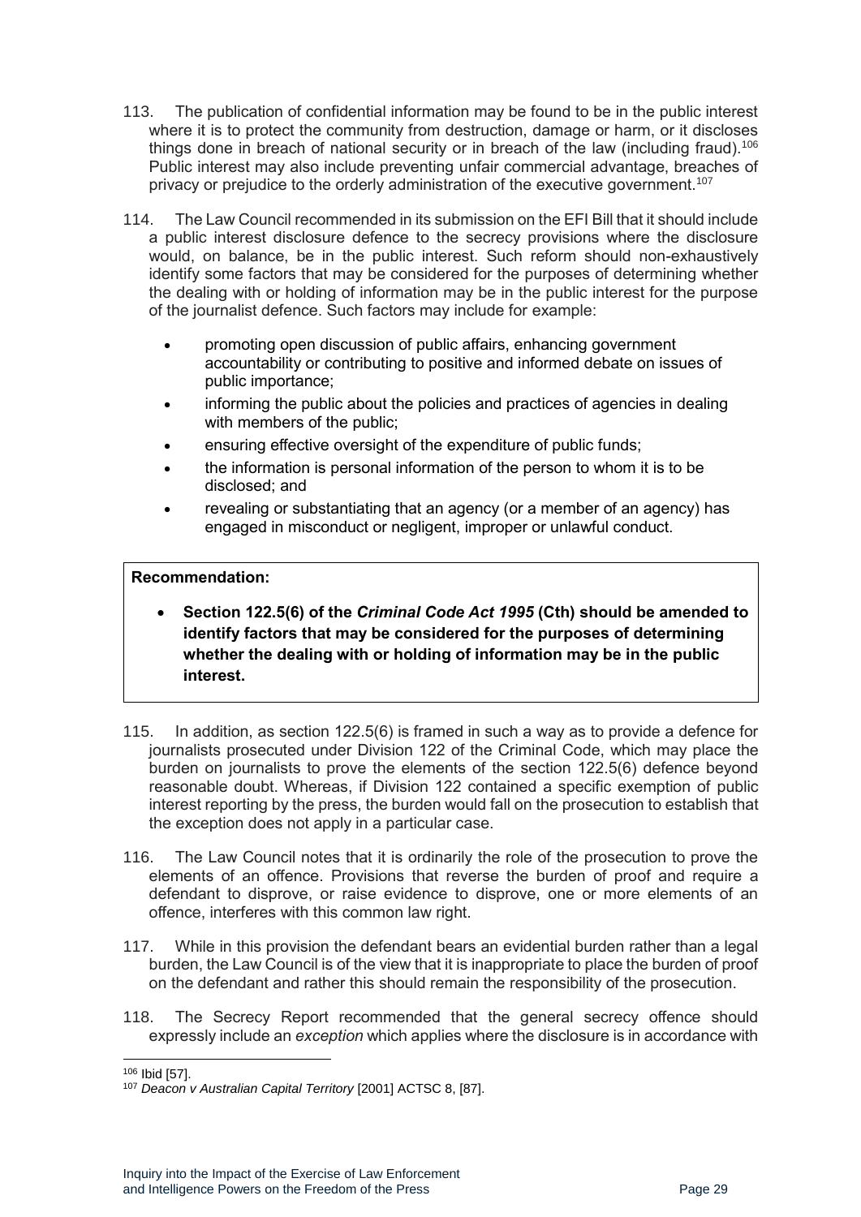113. The publication of confidential information may be found to be in the public interest where it is to protect the community from destruction, damage or harm, or it discloses things done in breach of national security or in breach of the law (including fraud).[106] Public interest may also include preventing unfair commercial advantage, breaches of privacy or prejudice to the orderly administration of the executive government.[107]

114. The Law Council recommended in its submission on the EFI Bill that it should include a public interest disclosure defence to the secrecy provisions where the disclosure would, on balance, be in the public interest. Such reform should non-exhaustively identify some factors that may be considered for the purposes of determining whether the dealing with or holding of information may be in the public interest for the purpose of the journalist defence. Such factors may include for example:

- promoting open discussion of public affairs, enhancing government accountability or contributing to positive and informed debate on issues of public importance;
- informing the public about the policies and practices of agencies in dealing with members of the public;
- ensuring effective oversight of the expenditure of public funds;
- the information is personal information of the person to whom it is to be disclosed; and
- revealing or substantiating that an agency (or a member of an agency) has engaged in misconduct or negligent, improper or unlawful conduct.

**Recommendation:**

- **Section 122.5(6) of the *Criminal Code Act 1995* (Cth) should be amended to identify factors that may be considered for the purposes of determining whether the dealing with or holding of information may be in the public interest.**

115. In addition, as section 122.5(6) is framed in such a way as to provide a defence for journalists prosecuted under Division 122 of the Criminal Code, which may place the burden on journalists to prove the elements of the section 122.5(6) defence beyond reasonable doubt. Whereas, if Division 122 contained a specific exemption of public interest reporting by the press, the burden would fall on the prosecution to establish that the exception does not apply in a particular case.

116. The Law Council notes that it is ordinarily the role of the prosecution to prove the elements of an offence. Provisions that reverse the burden of proof and require a defendant to disprove, or raise evidence to disprove, one or more elements of an offence, interferes with this common law right.

117. While in this provision the defendant bears an evidential burden rather than a legal burden, the Law Council is of the view that it is inappropriate to place the burden of proof on the defendant and rather this should remain the responsibility of the prosecution.

118. The Secrecy Report recommended that the general secrecy offence should expressly include an *exception* which applies where the disclosure is in accordance with

[106] Ibid [57].

[107] *Deacon v Australian Capital Territory* [2001] ACTSC 8, [87].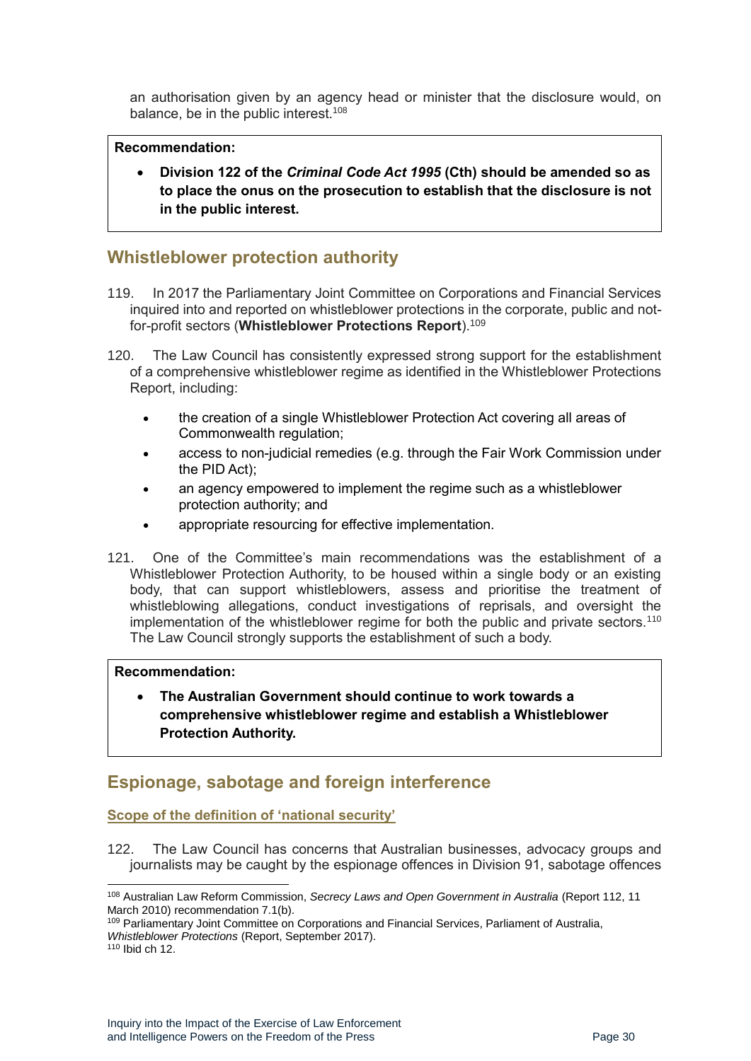an authorisation given by an agency head or minister that the disclosure would, on balance, be in the public interest.[108]

> **Recommendation:**
>
> - **Division 122 of the *Criminal Code Act 1995* (Cth) should be amended so as to place the onus on the prosecution to establish that the disclosure is not in the public interest.**

## Whistleblower protection authority

119. In 2017 the Parliamentary Joint Committee on Corporations and Financial Services inquired into and reported on whistleblower protections in the corporate, public and not-for-profit sectors (**Whistleblower Protections Report**).[109]

120. The Law Council has consistently expressed strong support for the establishment of a comprehensive whistleblower regime as identified in the Whistleblower Protections Report, including:

- the creation of a single Whistleblower Protection Act covering all areas of Commonwealth regulation;
- access to non-judicial remedies (e.g. through the Fair Work Commission under the PID Act);
- an agency empowered to implement the regime such as a whistleblower protection authority; and
- appropriate resourcing for effective implementation.

121. One of the Committee's main recommendations was the establishment of a Whistleblower Protection Authority, to be housed within a single body or an existing body, that can support whistleblowers, assess and prioritise the treatment of whistleblowing allegations, conduct investigations of reprisals, and oversight the implementation of the whistleblower regime for both the public and private sectors.[110] The Law Council strongly supports the establishment of such a body.

> **Recommendation:**
>
> - **The Australian Government should continue to work towards a comprehensive whistleblower regime and establish a Whistleblower Protection Authority.**

## Espionage, sabotage and foreign interference

### Scope of the definition of 'national security'

122. The Law Council has concerns that Australian businesses, advocacy groups and journalists may be caught by the espionage offences in Division 91, sabotage offences

---

[108] Australian Law Reform Commission, *Secrecy Laws and Open Government in Australia* (Report 112, 11 March 2010) recommendation 7.1(b).

[109] Parliamentary Joint Committee on Corporations and Financial Services, Parliament of Australia, *Whistleblower Protections* (Report, September 2017).

[110] Ibid ch 12.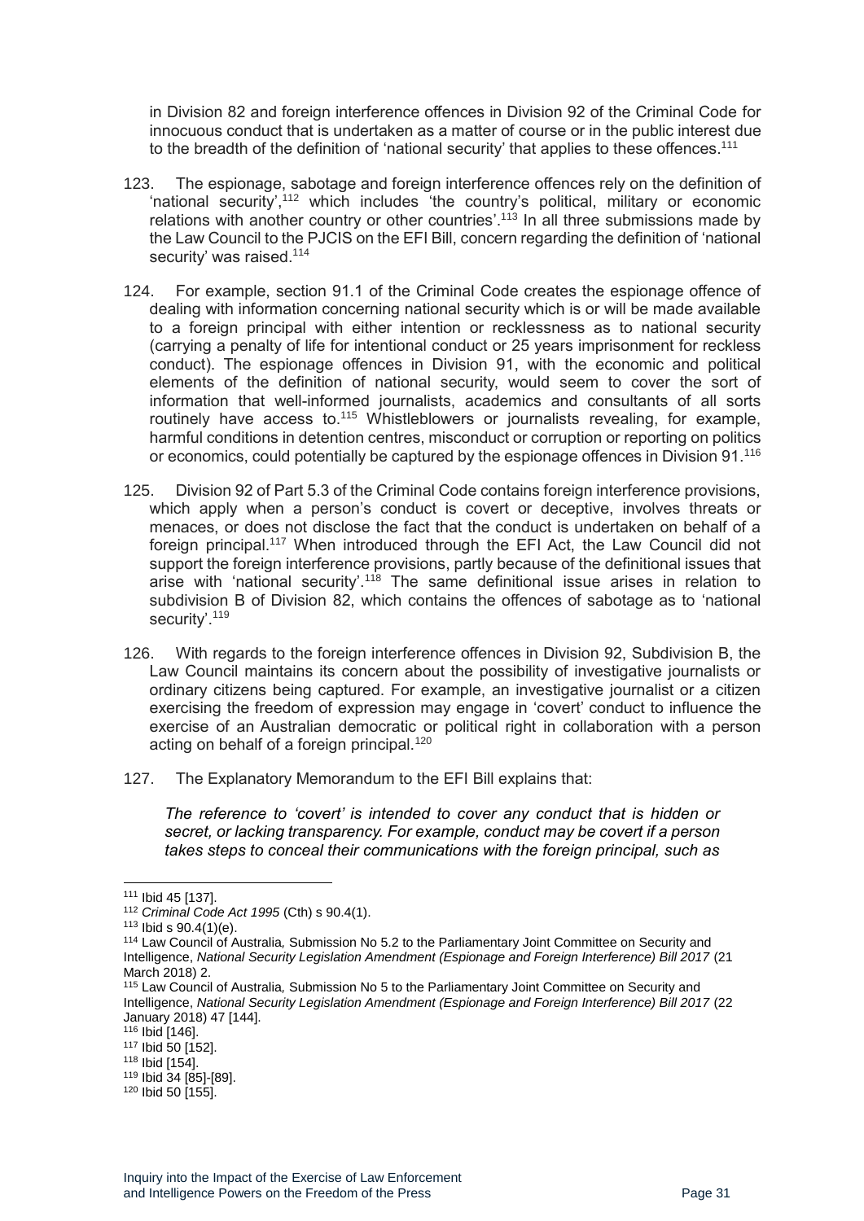in Division 82 and foreign interference offences in Division 92 of the Criminal Code for innocuous conduct that is undertaken as a matter of course or in the public interest due to the breadth of the definition of 'national security' that applies to these offences.[111]

123. The espionage, sabotage and foreign interference offences rely on the definition of 'national security',[112] which includes 'the country's political, military or economic relations with another country or other countries'.[113] In all three submissions made by the Law Council to the PJCIS on the EFI Bill, concern regarding the definition of 'national security' was raised.[114]

124. For example, section 91.1 of the Criminal Code creates the espionage offence of dealing with information concerning national security which is or will be made available to a foreign principal with either intention or recklessness as to national security (carrying a penalty of life for intentional conduct or 25 years imprisonment for reckless conduct). The espionage offences in Division 91, with the economic and political elements of the definition of national security, would seem to cover the sort of information that well-informed journalists, academics and consultants of all sorts routinely have access to.[115] Whistleblowers or journalists revealing, for example, harmful conditions in detention centres, misconduct or corruption or reporting on politics or economics, could potentially be captured by the espionage offences in Division 91.[116]

125. Division 92 of Part 5.3 of the Criminal Code contains foreign interference provisions, which apply when a person's conduct is covert or deceptive, involves threats or menaces, or does not disclose the fact that the conduct is undertaken on behalf of a foreign principal.[117] When introduced through the EFI Act, the Law Council did not support the foreign interference provisions, partly because of the definitional issues that arise with 'national security'.[118] The same definitional issue arises in relation to subdivision B of Division 82, which contains the offences of sabotage as to 'national security'.[119]

126. With regards to the foreign interference offences in Division 92, Subdivision B, the Law Council maintains its concern about the possibility of investigative journalists or ordinary citizens being captured. For example, an investigative journalist or a citizen exercising the freedom of expression may engage in 'covert' conduct to influence the exercise of an Australian democratic or political right in collaboration with a person acting on behalf of a foreign principal.[120]

127. The Explanatory Memorandum to the EFI Bill explains that:

> *The reference to 'covert' is intended to cover any conduct that is hidden or secret, or lacking transparency. For example, conduct may be covert if a person takes steps to conceal their communications with the foreign principal, such as*

---

[111] Ibid 45 [137].

[112] *Criminal Code Act 1995* (Cth) s 90.4(1).

[113] Ibid s 90.4(1)(e).

[114] Law Council of Australia, Submission No 5.2 to the Parliamentary Joint Committee on Security and Intelligence, *National Security Legislation Amendment (Espionage and Foreign Interference) Bill 2017* (21 March 2018) 2.

[115] Law Council of Australia, Submission No 5 to the Parliamentary Joint Committee on Security and Intelligence, *National Security Legislation Amendment (Espionage and Foreign Interference) Bill 2017* (22 January 2018) 47 [144].

[116] Ibid [146].

[117] Ibid 50 [152].

[118] Ibid [154].

[119] Ibid 34 [85]-[89].

[120] Ibid 50 [155].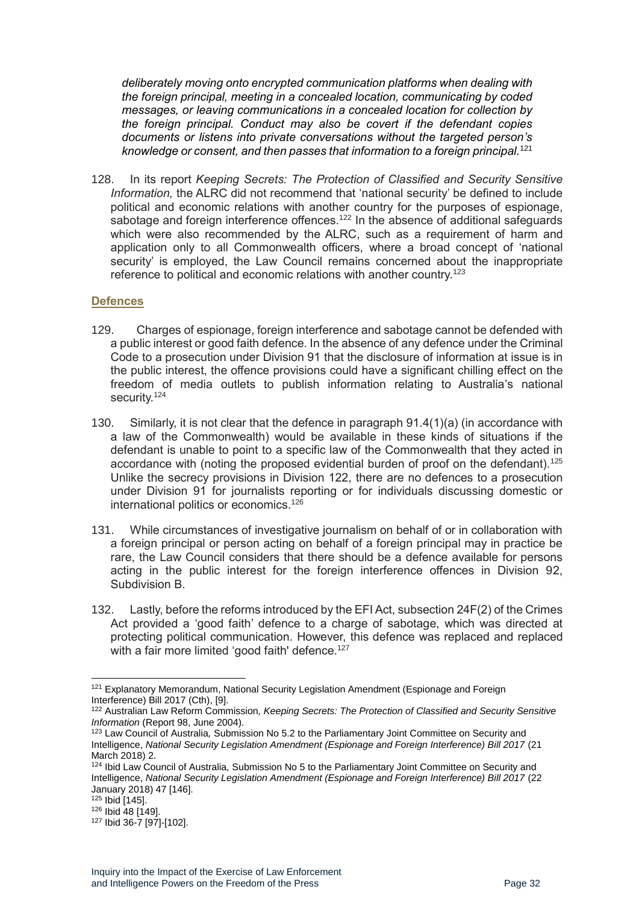*deliberately moving onto encrypted communication platforms when dealing with the foreign principal, meeting in a concealed location, communicating by coded messages, or leaving communications in a concealed location for collection by the foreign principal. Conduct may also be covert if the defendant copies documents or listens into private conversations without the targeted person's knowledge or consent, and then passes that information to a foreign principal.*[121]

128. In its report *Keeping Secrets: The Protection of Classified and Security Sensitive Information,* the ALRC did not recommend that 'national security' be defined to include political and economic relations with another country for the purposes of espionage, sabotage and foreign interference offences.[122] In the absence of additional safeguards which were also recommended by the ALRC, such as a requirement of harm and application only to all Commonwealth officers, where a broad concept of 'national security' is employed, the Law Council remains concerned about the inappropriate reference to political and economic relations with another country.[123]

## Defences

129. Charges of espionage, foreign interference and sabotage cannot be defended with a public interest or good faith defence. In the absence of any defence under the Criminal Code to a prosecution under Division 91 that the disclosure of information at issue is in the public interest, the offence provisions could have a significant chilling effect on the freedom of media outlets to publish information relating to Australia's national security.[124]

130. Similarly, it is not clear that the defence in paragraph 91.4(1)(a) (in accordance with a law of the Commonwealth) would be available in these kinds of situations if the defendant is unable to point to a specific law of the Commonwealth that they acted in accordance with (noting the proposed evidential burden of proof on the defendant).[125] Unlike the secrecy provisions in Division 122, there are no defences to a prosecution under Division 91 for journalists reporting or for individuals discussing domestic or international politics or economics.[126]

131. While circumstances of investigative journalism on behalf of or in collaboration with a foreign principal or person acting on behalf of a foreign principal may in practice be rare, the Law Council considers that there should be a defence available for persons acting in the public interest for the foreign interference offences in Division 92, Subdivision B.

132. Lastly, before the reforms introduced by the EFI Act, subsection 24F(2) of the Crimes Act provided a 'good faith' defence to a charge of sabotage, which was directed at protecting political communication. However, this defence was replaced and replaced with a fair more limited 'good faith' defence.[127]

---

[121] Explanatory Memorandum, National Security Legislation Amendment (Espionage and Foreign Interference) Bill 2017 (Cth), [9].

[122] Australian Law Reform Commission, *Keeping Secrets: The Protection of Classified and Security Sensitive Information* (Report 98, June 2004).

[123] Law Council of Australia, Submission No 5.2 to the Parliamentary Joint Committee on Security and Intelligence, *National Security Legislation Amendment (Espionage and Foreign Interference) Bill 2017* (21 March 2018) 2.

[124] Ibid Law Council of Australia, Submission No 5 to the Parliamentary Joint Committee on Security and Intelligence, *National Security Legislation Amendment (Espionage and Foreign Interference) Bill 2017* (22 January 2018) 47 [146].

[125] Ibid [145].

[126] Ibid 48 [149].

[127] Ibid 36-7 [97]-[102].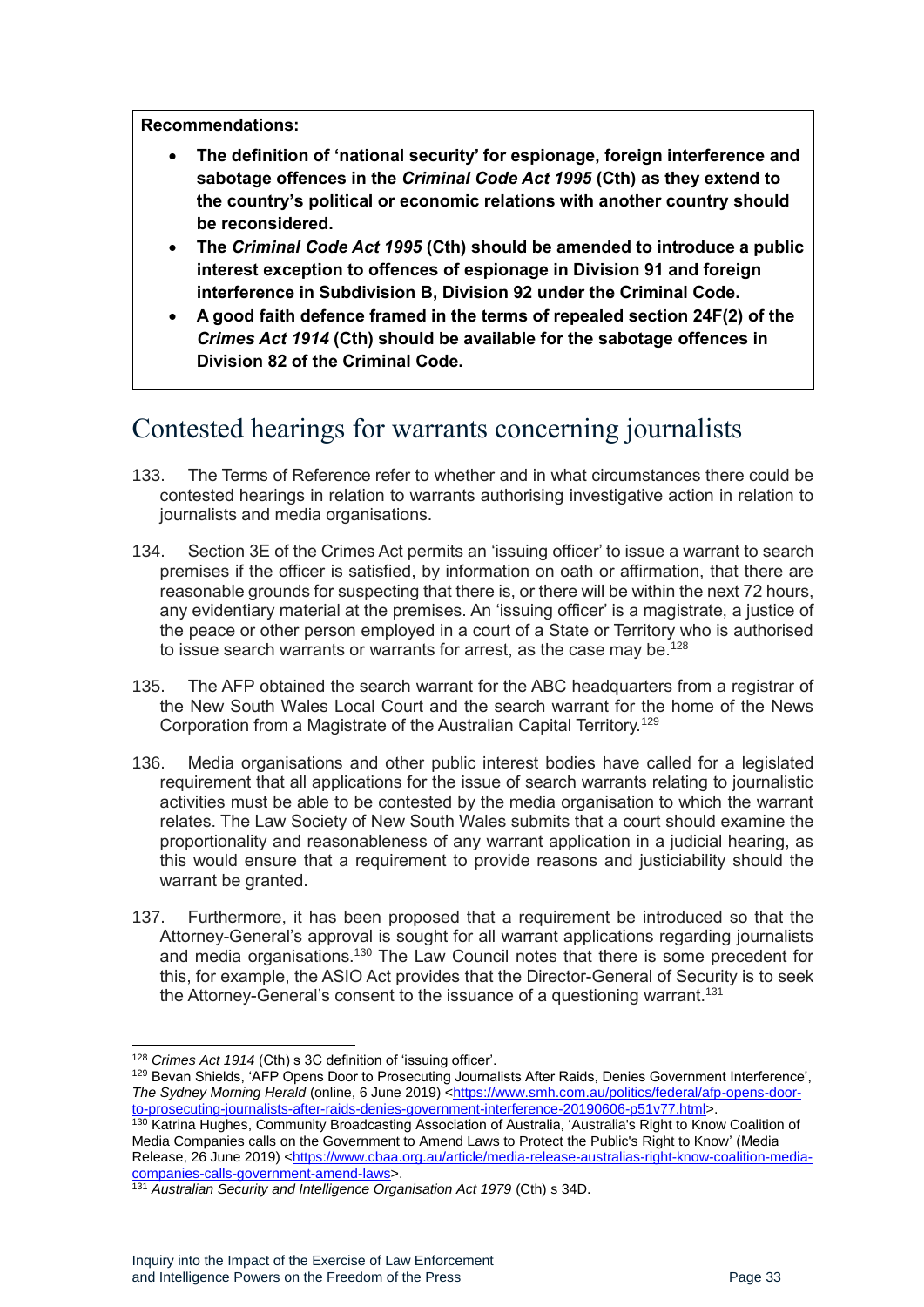**Recommendations:**

- **The definition of 'national security' for espionage, foreign interference and sabotage offences in the *Criminal Code Act 1995* (Cth) as they extend to the country's political or economic relations with another country should be reconsidered.**
- **The *Criminal Code Act 1995* (Cth) should be amended to introduce a public interest exception to offences of espionage in Division 91 and foreign interference in Subdivision B, Division 92 under the Criminal Code.**
- **A good faith defence framed in the terms of repealed section 24F(2) of the *Crimes Act 1914* (Cth) should be available for the sabotage offences in Division 82 of the Criminal Code.**

## Contested hearings for warrants concerning journalists

133. The Terms of Reference refer to whether and in what circumstances there could be contested hearings in relation to warrants authorising investigative action in relation to journalists and media organisations.

134. Section 3E of the Crimes Act permits an 'issuing officer' to issue a warrant to search premises if the officer is satisfied, by information on oath or affirmation, that there are reasonable grounds for suspecting that there is, or there will be within the next 72 hours, any evidentiary material at the premises. An 'issuing officer' is a magistrate, a justice of the peace or other person employed in a court of a State or Territory who is authorised to issue search warrants or warrants for arrest, as the case may be.[128]

135. The AFP obtained the search warrant for the ABC headquarters from a registrar of the New South Wales Local Court and the search warrant for the home of the News Corporation from a Magistrate of the Australian Capital Territory.[129]

136. Media organisations and other public interest bodies have called for a legislated requirement that all applications for the issue of search warrants relating to journalistic activities must be able to be contested by the media organisation to which the warrant relates. The Law Society of New South Wales submits that a court should examine the proportionality and reasonableness of any warrant application in a judicial hearing, as this would ensure that a requirement to provide reasons and justiciability should the warrant be granted.

137. Furthermore, it has been proposed that a requirement be introduced so that the Attorney-General's approval is sought for all warrant applications regarding journalists and media organisations.[130] The Law Council notes that there is some precedent for this, for example, the ASIO Act provides that the Director-General of Security is to seek the Attorney-General's consent to the issuance of a questioning warrant.[131]

---

[128] *Crimes Act 1914* (Cth) s 3C definition of 'issuing officer'.

[129] Bevan Shields, 'AFP Opens Door to Prosecuting Journalists After Raids, Denies Government Interference', *The Sydney Morning Herald* (online, 6 June 2019) <https://www.smh.com.au/politics/federal/afp-opens-door-to-prosecuting-journalists-after-raids-denies-government-interference-20190606-p51v77.html>.

[130] Katrina Hughes, Community Broadcasting Association of Australia, 'Australia's Right to Know Coalition of Media Companies calls on the Government to Amend Laws to Protect the Public's Right to Know' (Media Release, 26 June 2019) <https://www.cbaa.org.au/article/media-release-australias-right-know-coalition-media-companies-calls-government-amend-laws>.

[131] *Australian Security and Intelligence Organisation Act 1979* (Cth) s 34D.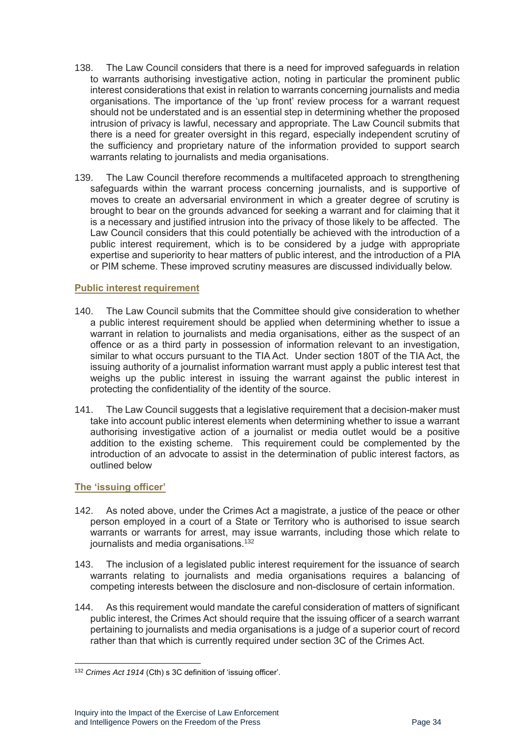138. The Law Council considers that there is a need for improved safeguards in relation to warrants authorising investigative action, noting in particular the prominent public interest considerations that exist in relation to warrants concerning journalists and media organisations. The importance of the 'up front' review process for a warrant request should not be understated and is an essential step in determining whether the proposed intrusion of privacy is lawful, necessary and appropriate. The Law Council submits that there is a need for greater oversight in this regard, especially independent scrutiny of the sufficiency and proprietary nature of the information provided to support search warrants relating to journalists and media organisations.

139. The Law Council therefore recommends a multifaceted approach to strengthening safeguards within the warrant process concerning journalists, and is supportive of moves to create an adversarial environment in which a greater degree of scrutiny is brought to bear on the grounds advanced for seeking a warrant and for claiming that it is a necessary and justified intrusion into the privacy of those likely to be affected. The Law Council considers that this could potentially be achieved with the introduction of a public interest requirement, which is to be considered by a judge with appropriate expertise and superiority to hear matters of public interest, and the introduction of a PIA or PIM scheme. These improved scrutiny measures are discussed individually below.

### Public interest requirement

140. The Law Council submits that the Committee should give consideration to whether a public interest requirement should be applied when determining whether to issue a warrant in relation to journalists and media organisations, either as the suspect of an offence or as a third party in possession of information relevant to an investigation, similar to what occurs pursuant to the TIA Act. Under section 180T of the TIA Act, the issuing authority of a journalist information warrant must apply a public interest test that weighs up the public interest in issuing the warrant against the public interest in protecting the confidentiality of the identity of the source.

141. The Law Council suggests that a legislative requirement that a decision-maker must take into account public interest elements when determining whether to issue a warrant authorising investigative action of a journalist or media outlet would be a positive addition to the existing scheme. This requirement could be complemented by the introduction of an advocate to assist in the determination of public interest factors, as outlined below

### The 'issuing officer'

142. As noted above, under the Crimes Act a magistrate, a justice of the peace or other person employed in a court of a State or Territory who is authorised to issue search warrants or warrants for arrest, may issue warrants, including those which relate to journalists and media organisations.[132]

143. The inclusion of a legislated public interest requirement for the issuance of search warrants relating to journalists and media organisations requires a balancing of competing interests between the disclosure and non-disclosure of certain information.

144. As this requirement would mandate the careful consideration of matters of significant public interest, the Crimes Act should require that the issuing officer of a search warrant pertaining to journalists and media organisations is a judge of a superior court of record rather than that which is currently required under section 3C of the Crimes Act.

---

[132] *Crimes Act 1914* (Cth) s 3C definition of 'issuing officer'.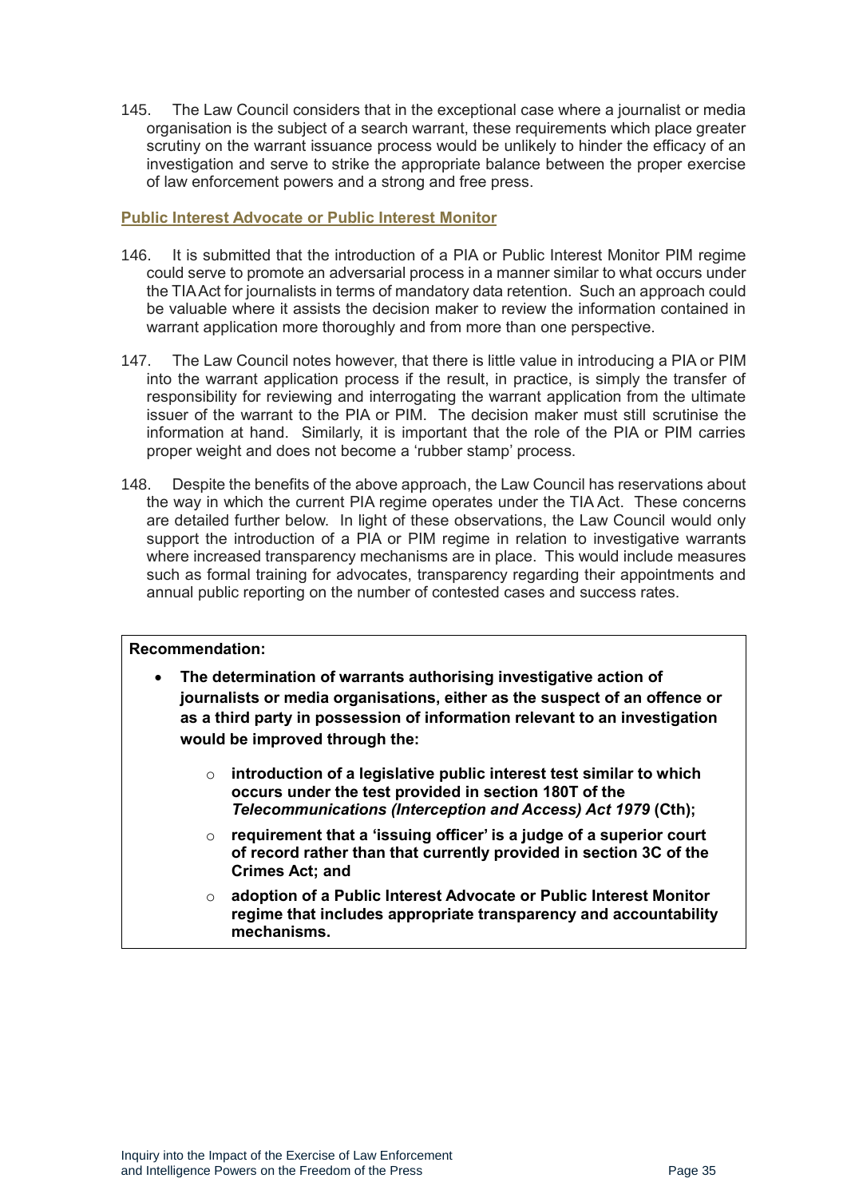145. The Law Council considers that in the exceptional case where a journalist or media organisation is the subject of a search warrant, these requirements which place greater scrutiny on the warrant issuance process would be unlikely to hinder the efficacy of an investigation and serve to strike the appropriate balance between the proper exercise of law enforcement powers and a strong and free press.

### Public Interest Advocate or Public Interest Monitor

146. It is submitted that the introduction of a PIA or Public Interest Monitor PIM regime could serve to promote an adversarial process in a manner similar to what occurs under the TIA Act for journalists in terms of mandatory data retention. Such an approach could be valuable where it assists the decision maker to review the information contained in warrant application more thoroughly and from more than one perspective.

147. The Law Council notes however, that there is little value in introducing a PIA or PIM into the warrant application process if the result, in practice, is simply the transfer of responsibility for reviewing and interrogating the warrant application from the ultimate issuer of the warrant to the PIA or PIM. The decision maker must still scrutinise the information at hand. Similarly, it is important that the role of the PIA or PIM carries proper weight and does not become a 'rubber stamp' process.

148. Despite the benefits of the above approach, the Law Council has reservations about the way in which the current PIA regime operates under the TIA Act. These concerns are detailed further below. In light of these observations, the Law Council would only support the introduction of a PIA or PIM regime in relation to investigative warrants where increased transparency mechanisms are in place. This would include measures such as formal training for advocates, transparency regarding their appointments and annual public reporting on the number of contested cases and success rates.

**Recommendation:**

- **The determination of warrants authorising investigative action of journalists or media organisations, either as the suspect of an offence or as a third party in possession of information relevant to an investigation would be improved through the:**
  - **introduction of a legislative public interest test similar to which occurs under the test provided in section 180T of the *Telecommunications (Interception and Access) Act 1979* (Cth);**
  - **requirement that a 'issuing officer' is a judge of a superior court of record rather than that currently provided in section 3C of the Crimes Act; and**
  - **adoption of a Public Interest Advocate or Public Interest Monitor regime that includes appropriate transparency and accountability mechanisms.**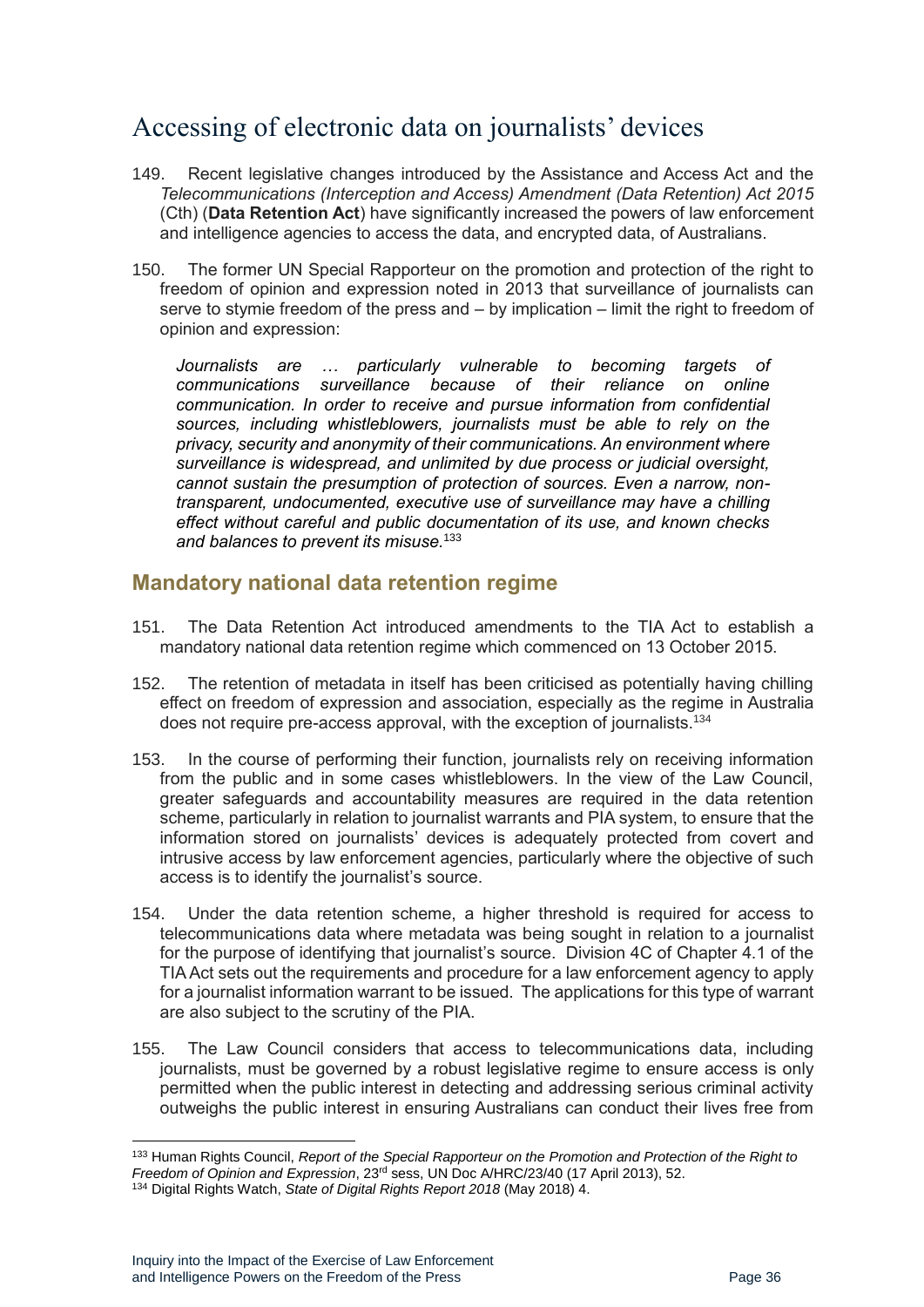# Accessing of electronic data on journalists' devices

149. Recent legislative changes introduced by the Assistance and Access Act and the *Telecommunications (Interception and Access) Amendment (Data Retention) Act 2015* (Cth) (**Data Retention Act**) have significantly increased the powers of law enforcement and intelligence agencies to access the data, and encrypted data, of Australians.

150. The former UN Special Rapporteur on the promotion and protection of the right to freedom of opinion and expression noted in 2013 that surveillance of journalists can serve to stymie freedom of the press and – by implication – limit the right to freedom of opinion and expression:

> *Journalists are … particularly vulnerable to becoming targets of communications surveillance because of their reliance on online communication. In order to receive and pursue information from confidential sources, including whistleblowers, journalists must be able to rely on the privacy, security and anonymity of their communications. An environment where surveillance is widespread, and unlimited by due process or judicial oversight, cannot sustain the presumption of protection of sources. Even a narrow, non-transparent, undocumented, executive use of surveillance may have a chilling effect without careful and public documentation of its use, and known checks and balances to prevent its misuse.*[133]

## Mandatory national data retention regime

151. The Data Retention Act introduced amendments to the TIA Act to establish a mandatory national data retention regime which commenced on 13 October 2015.

152. The retention of metadata in itself has been criticised as potentially having chilling effect on freedom of expression and association, especially as the regime in Australia does not require pre-access approval, with the exception of journalists.[134]

153. In the course of performing their function, journalists rely on receiving information from the public and in some cases whistleblowers. In the view of the Law Council, greater safeguards and accountability measures are required in the data retention scheme, particularly in relation to journalist warrants and PIA system, to ensure that the information stored on journalists' devices is adequately protected from covert and intrusive access by law enforcement agencies, particularly where the objective of such access is to identify the journalist's source.

154. Under the data retention scheme, a higher threshold is required for access to telecommunications data where metadata was being sought in relation to a journalist for the purpose of identifying that journalist's source. Division 4C of Chapter 4.1 of the TIA Act sets out the requirements and procedure for a law enforcement agency to apply for a journalist information warrant to be issued. The applications for this type of warrant are also subject to the scrutiny of the PIA.

155. The Law Council considers that access to telecommunications data, including journalists, must be governed by a robust legislative regime to ensure access is only permitted when the public interest in detecting and addressing serious criminal activity outweighs the public interest in ensuring Australians can conduct their lives free from

---

[133] Human Rights Council, *Report of the Special Rapporteur on the Promotion and Protection of the Right to Freedom of Opinion and Expression*, 23rd sess, UN Doc A/HRC/23/40 (17 April 2013), 52.

[134] Digital Rights Watch, *State of Digital Rights Report 2018* (May 2018) 4.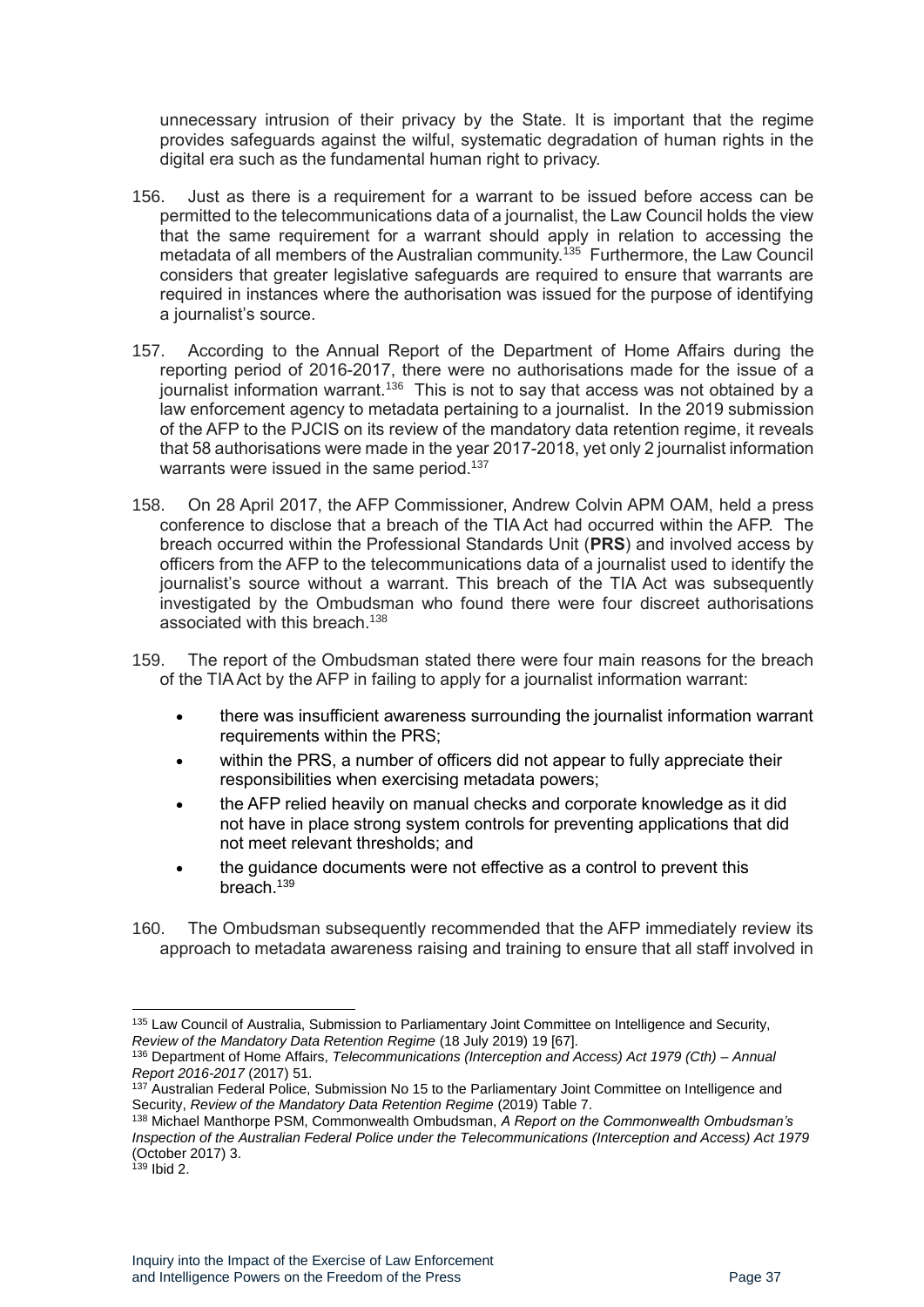unnecessary intrusion of their privacy by the State. It is important that the regime provides safeguards against the wilful, systematic degradation of human rights in the digital era such as the fundamental human right to privacy.

156. Just as there is a requirement for a warrant to be issued before access can be permitted to the telecommunications data of a journalist, the Law Council holds the view that the same requirement for a warrant should apply in relation to accessing the metadata of all members of the Australian community.[135] Furthermore, the Law Council considers that greater legislative safeguards are required to ensure that warrants are required in instances where the authorisation was issued for the purpose of identifying a journalist's source.

157. According to the Annual Report of the Department of Home Affairs during the reporting period of 2016-2017, there were no authorisations made for the issue of a journalist information warrant.[136] This is not to say that access was not obtained by a law enforcement agency to metadata pertaining to a journalist. In the 2019 submission of the AFP to the PJCIS on its review of the mandatory data retention regime, it reveals that 58 authorisations were made in the year 2017-2018, yet only 2 journalist information warrants were issued in the same period.[137]

158. On 28 April 2017, the AFP Commissioner, Andrew Colvin APM OAM, held a press conference to disclose that a breach of the TIA Act had occurred within the AFP. The breach occurred within the Professional Standards Unit (**PRS**) and involved access by officers from the AFP to the telecommunications data of a journalist used to identify the journalist's source without a warrant. This breach of the TIA Act was subsequently investigated by the Ombudsman who found there were four discreet authorisations associated with this breach.[138]

159. The report of the Ombudsman stated there were four main reasons for the breach of the TIA Act by the AFP in failing to apply for a journalist information warrant:

- there was insufficient awareness surrounding the journalist information warrant requirements within the PRS;
- within the PRS, a number of officers did not appear to fully appreciate their responsibilities when exercising metadata powers;
- the AFP relied heavily on manual checks and corporate knowledge as it did not have in place strong system controls for preventing applications that did not meet relevant thresholds; and
- the guidance documents were not effective as a control to prevent this breach.[139]

160. The Ombudsman subsequently recommended that the AFP immediately review its approach to metadata awareness raising and training to ensure that all staff involved in

---

[135] Law Council of Australia, Submission to Parliamentary Joint Committee on Intelligence and Security, *Review of the Mandatory Data Retention Regime* (18 July 2019) 19 [67].

[136] Department of Home Affairs, *Telecommunications (Interception and Access) Act 1979 (Cth) – Annual Report 2016-2017* (2017) 51.

[137] Australian Federal Police, Submission No 15 to the Parliamentary Joint Committee on Intelligence and Security, *Review of the Mandatory Data Retention Regime* (2019) Table 7.

[138] Michael Manthorpe PSM, Commonwealth Ombudsman, *A Report on the Commonwealth Ombudsman's Inspection of the Australian Federal Police under the Telecommunications (Interception and Access) Act 1979* (October 2017) 3.

[139] Ibid 2.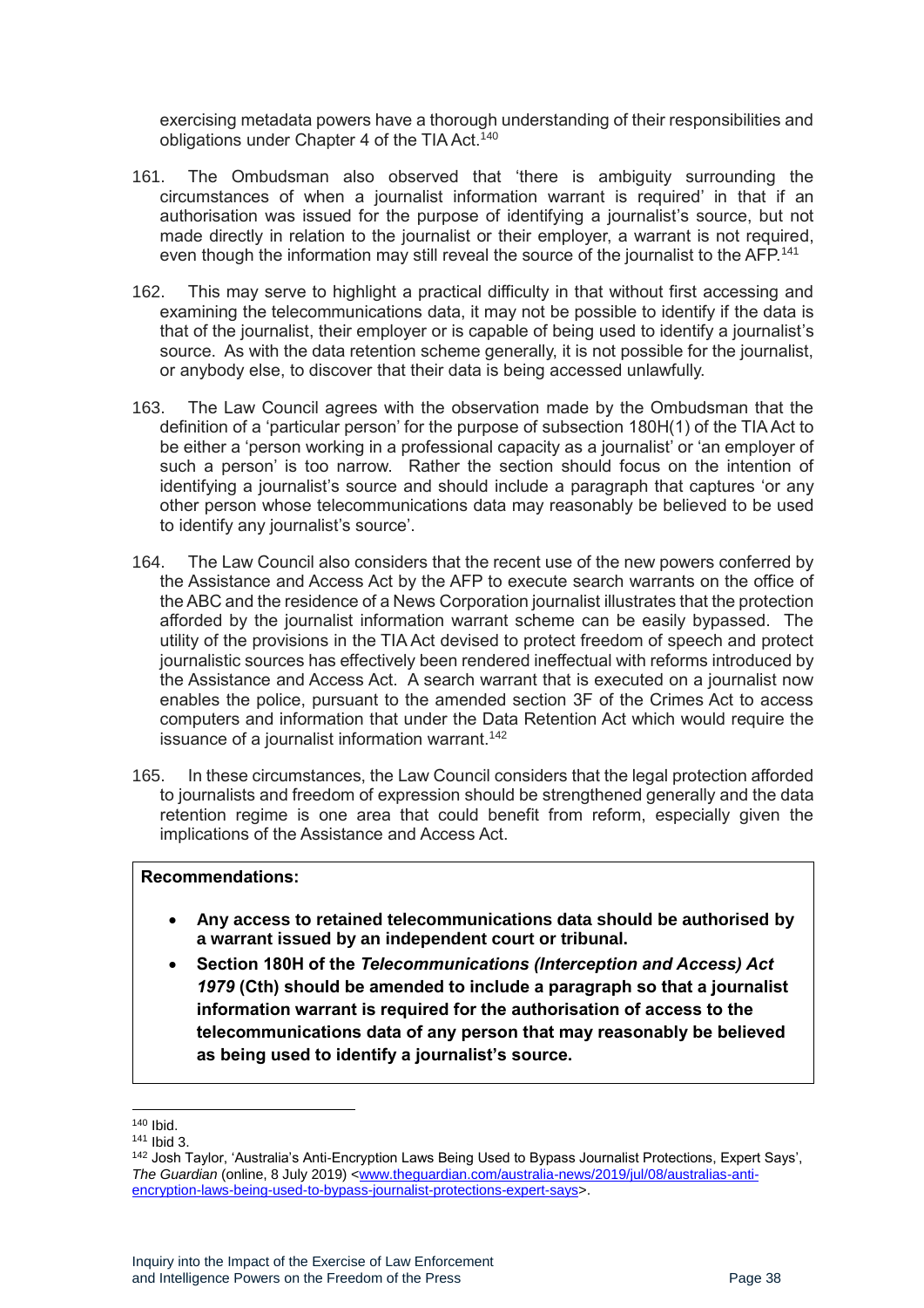exercising metadata powers have a thorough understanding of their responsibilities and obligations under Chapter 4 of the TIA Act.[140]

161. The Ombudsman also observed that 'there is ambiguity surrounding the circumstances of when a journalist information warrant is required' in that if an authorisation was issued for the purpose of identifying a journalist's source, but not made directly in relation to the journalist or their employer, a warrant is not required, even though the information may still reveal the source of the journalist to the AFP.[141]

162. This may serve to highlight a practical difficulty in that without first accessing and examining the telecommunications data, it may not be possible to identify if the data is that of the journalist, their employer or is capable of being used to identify a journalist's source. As with the data retention scheme generally, it is not possible for the journalist, or anybody else, to discover that their data is being accessed unlawfully.

163. The Law Council agrees with the observation made by the Ombudsman that the definition of a 'particular person' for the purpose of subsection 180H(1) of the TIA Act to be either a 'person working in a professional capacity as a journalist' or 'an employer of such a person' is too narrow. Rather the section should focus on the intention of identifying a journalist's source and should include a paragraph that captures 'or any other person whose telecommunications data may reasonably be believed to be used to identify any journalist's source'.

164. The Law Council also considers that the recent use of the new powers conferred by the Assistance and Access Act by the AFP to execute search warrants on the office of the ABC and the residence of a News Corporation journalist illustrates that the protection afforded by the journalist information warrant scheme can be easily bypassed. The utility of the provisions in the TIA Act devised to protect freedom of speech and protect journalistic sources has effectively been rendered ineffectual with reforms introduced by the Assistance and Access Act. A search warrant that is executed on a journalist now enables the police, pursuant to the amended section 3F of the Crimes Act to access computers and information that under the Data Retention Act which would require the issuance of a journalist information warrant.[142]

165. In these circumstances, the Law Council considers that the legal protection afforded to journalists and freedom of expression should be strengthened generally and the data retention regime is one area that could benefit from reform, especially given the implications of the Assistance and Access Act.

**Recommendations:**

- **Any access to retained telecommunications data should be authorised by a warrant issued by an independent court or tribunal.**
- **Section 180H of the *Telecommunications (Interception and Access) Act 1979* (Cth) should be amended to include a paragraph so that a journalist information warrant is required for the authorisation of access to the telecommunications data of any person that may reasonably be believed as being used to identify a journalist's source.**

---

[140] Ibid.

[141] Ibid 3.

[142] Josh Taylor, 'Australia's Anti-Encryption Laws Being Used to Bypass Journalist Protections, Expert Says', *The Guardian* (online, 8 July 2019) <www.theguardian.com/australia-news/2019/jul/08/australias-anti-encryption-laws-being-used-to-bypass-journalist-protections-expert-says>.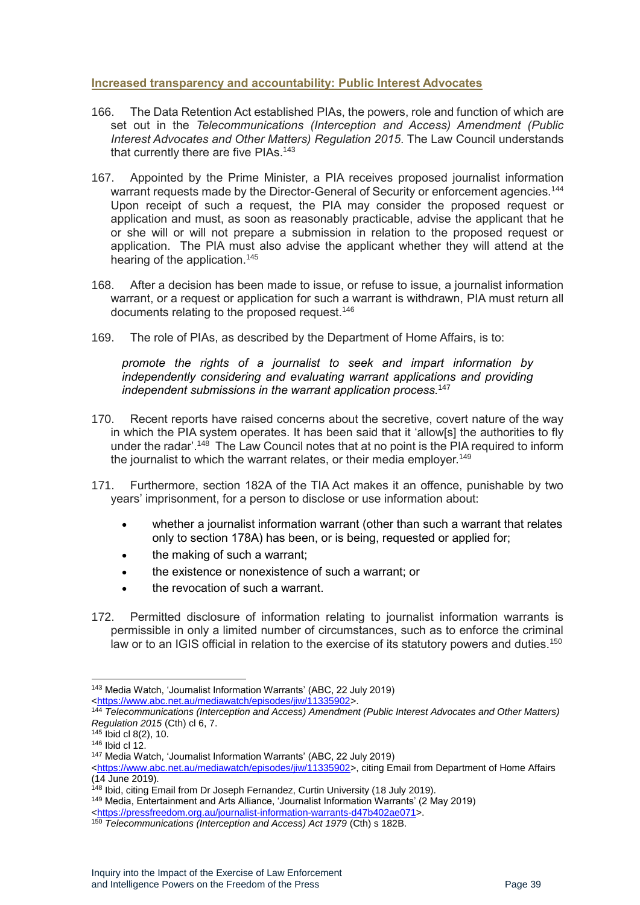### Increased transparency and accountability: Public Interest Advocates

166. The Data Retention Act established PIAs, the powers, role and function of which are set out in the *Telecommunications (Interception and Access) Amendment (Public Interest Advocates and Other Matters) Regulation 2015*. The Law Council understands that currently there are five PIAs.[143]

167. Appointed by the Prime Minister, a PIA receives proposed journalist information warrant requests made by the Director-General of Security or enforcement agencies.[144] Upon receipt of such a request, the PIA may consider the proposed request or application and must, as soon as reasonably practicable, advise the applicant that he or she will or will not prepare a submission in relation to the proposed request or application. The PIA must also advise the applicant whether they will attend at the hearing of the application.[145]

168. After a decision has been made to issue, or refuse to issue, a journalist information warrant, or a request or application for such a warrant is withdrawn, PIA must return all documents relating to the proposed request.[146]

169. The role of PIAs, as described by the Department of Home Affairs, is to:

> *promote the rights of a journalist to seek and impart information by independently considering and evaluating warrant applications and providing independent submissions in the warrant application process.*[147]

170. Recent reports have raised concerns about the secretive, covert nature of the way in which the PIA system operates. It has been said that it 'allow[s] the authorities to fly under the radar'.[148] The Law Council notes that at no point is the PIA required to inform the journalist to which the warrant relates, or their media employer.[149]

171. Furthermore, section 182A of the TIA Act makes it an offence, punishable by two years' imprisonment, for a person to disclose or use information about:

- whether a journalist information warrant (other than such a warrant that relates only to section 178A) has been, or is being, requested or applied for;
- the making of such a warrant;
- the existence or nonexistence of such a warrant; or
- the revocation of such a warrant.

172. Permitted disclosure of information relating to journalist information warrants is permissible in only a limited number of circumstances, such as to enforce the criminal law or to an IGIS official in relation to the exercise of its statutory powers and duties.[150]

---

[143] Media Watch, 'Journalist Information Warrants' (ABC, 22 July 2019) <https://www.abc.net.au/mediawatch/episodes/jiw/11335902>.

[144] *Telecommunications (Interception and Access) Amendment (Public Interest Advocates and Other Matters) Regulation 2015* (Cth) cl 6, 7.

[145] Ibid cl 8(2), 10.

[146] Ibid cl 12.

[147] Media Watch, 'Journalist Information Warrants' (ABC, 22 July 2019) <https://www.abc.net.au/mediawatch/episodes/jiw/11335902>, citing Email from Department of Home Affairs (14 June 2019).

[148] Ibid, citing Email from Dr Joseph Fernandez, Curtin University (18 July 2019).

[149] Media, Entertainment and Arts Alliance, 'Journalist Information Warrants' (2 May 2019) <https://pressfreedom.org.au/journalist-information-warrants-d47b402ae071>.

[150] *Telecommunications (Interception and Access) Act 1979* (Cth) s 182B.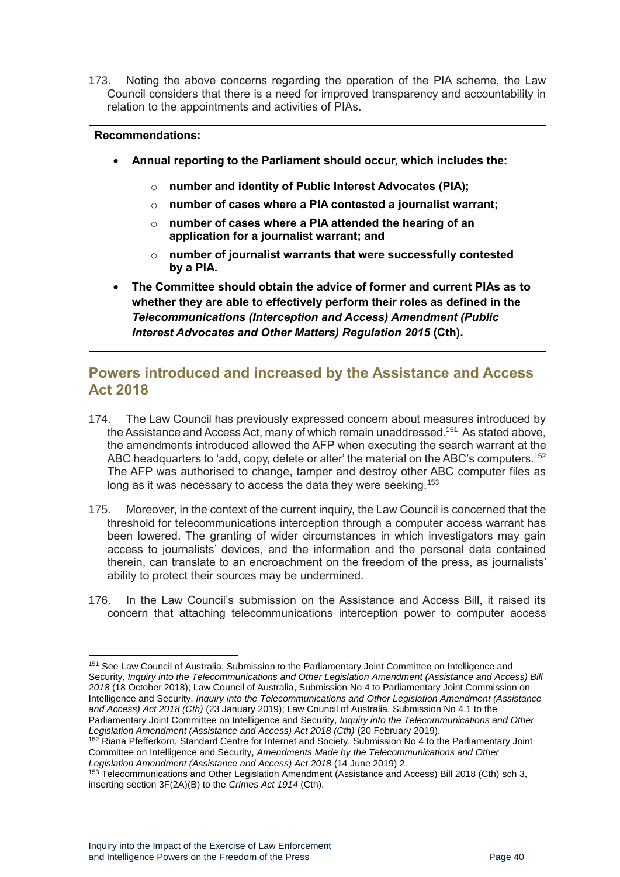173. Noting the above concerns regarding the operation of the PIA scheme, the Law Council considers that there is a need for improved transparency and accountability in relation to the appointments and activities of PIAs.

**Recommendations:**

- **Annual reporting to the Parliament should occur, which includes the:**
  - **number and identity of Public Interest Advocates (PIA);**
  - **number of cases where a PIA contested a journalist warrant;**
  - **number of cases where a PIA attended the hearing of an application for a journalist warrant; and**
  - **number of journalist warrants that were successfully contested by a PIA.**
- **The Committee should obtain the advice of former and current PIAs as to whether they are able to effectively perform their roles as defined in the *Telecommunications (Interception and Access) Amendment (Public Interest Advocates and Other Matters) Regulation 2015* (Cth).**

## Powers introduced and increased by the Assistance and Access Act 2018

174. The Law Council has previously expressed concern about measures introduced by the Assistance and Access Act, many of which remain unaddressed.[151] As stated above, the amendments introduced allowed the AFP when executing the search warrant at the ABC headquarters to 'add, copy, delete or alter' the material on the ABC's computers.[152] The AFP was authorised to change, tamper and destroy other ABC computer files as long as it was necessary to access the data they were seeking.[153]

175. Moreover, in the context of the current inquiry, the Law Council is concerned that the threshold for telecommunications interception through a computer access warrant has been lowered. The granting of wider circumstances in which investigators may gain access to journalists' devices, and the information and the personal data contained therein, can translate to an encroachment on the freedom of the press, as journalists' ability to protect their sources may be undermined.

176. In the Law Council's submission on the Assistance and Access Bill, it raised its concern that attaching telecommunications interception power to computer access

---

[151] See Law Council of Australia, Submission to the Parliamentary Joint Committee on Intelligence and Security, *Inquiry into the Telecommunications and Other Legislation Amendment (Assistance and Access) Bill 2018* (18 October 2018); Law Council of Australia, Submission No 4 to Parliamentary Joint Commission on Intelligence and Security, *Inquiry into the Telecommunications and Other Legislation Amendment (Assistance and Access) Act 2018 (Cth)* (23 January 2019); Law Council of Australia, Submission No 4.1 to the Parliamentary Joint Committee on Intelligence and Security, *Inquiry into the Telecommunications and Other Legislation Amendment (Assistance and Access) Act 2018 (Cth)* (20 February 2019).

[152] Riana Pfefferkorn, Standard Centre for Internet and Society, Submission No 4 to the Parliamentary Joint Committee on Intelligence and Security, *Amendments Made by the Telecommunications and Other Legislation Amendment (Assistance and Access) Act 2018* (14 June 2019) 2.

[153] Telecommunications and Other Legislation Amendment (Assistance and Access) Bill 2018 (Cth) sch 3, inserting section 3F(2A)(B) to the *Crimes Act 1914* (Cth).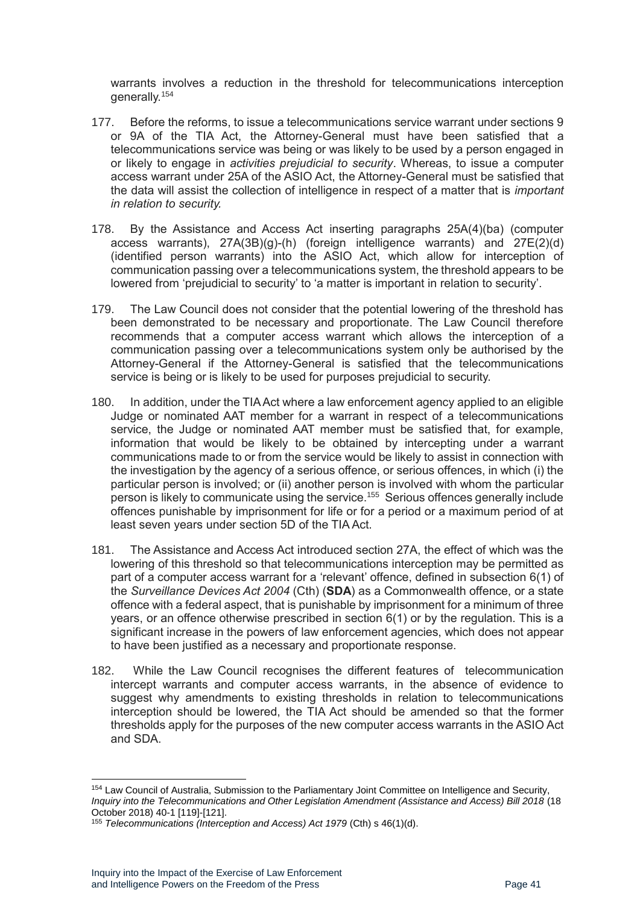warrants involves a reduction in the threshold for telecommunications interception generally.[154]

177. Before the reforms, to issue a telecommunications service warrant under sections 9 or 9A of the TIA Act, the Attorney-General must have been satisfied that a telecommunications service was being or was likely to be used by a person engaged in or likely to engage in *activities prejudicial to security*. Whereas, to issue a computer access warrant under 25A of the ASIO Act, the Attorney-General must be satisfied that the data will assist the collection of intelligence in respect of a matter that is *important in relation to security.*

178. By the Assistance and Access Act inserting paragraphs 25A(4)(ba) (computer access warrants), 27A(3B)(g)-(h) (foreign intelligence warrants) and 27E(2)(d) (identified person warrants) into the ASIO Act, which allow for interception of communication passing over a telecommunications system, the threshold appears to be lowered from 'prejudicial to security' to 'a matter is important in relation to security'.

179. The Law Council does not consider that the potential lowering of the threshold has been demonstrated to be necessary and proportionate. The Law Council therefore recommends that a computer access warrant which allows the interception of a communication passing over a telecommunications system only be authorised by the Attorney-General if the Attorney-General is satisfied that the telecommunications service is being or is likely to be used for purposes prejudicial to security.

180. In addition, under the TIA Act where a law enforcement agency applied to an eligible Judge or nominated AAT member for a warrant in respect of a telecommunications service, the Judge or nominated AAT member must be satisfied that, for example, information that would be likely to be obtained by intercepting under a warrant communications made to or from the service would be likely to assist in connection with the investigation by the agency of a serious offence, or serious offences, in which (i) the particular person is involved; or (ii) another person is involved with whom the particular person is likely to communicate using the service.[155] Serious offences generally include offences punishable by imprisonment for life or for a period or a maximum period of at least seven years under section 5D of the TIA Act.

181. The Assistance and Access Act introduced section 27A, the effect of which was the lowering of this threshold so that telecommunications interception may be permitted as part of a computer access warrant for a 'relevant' offence, defined in subsection 6(1) of the *Surveillance Devices Act 2004* (Cth) (**SDA**) as a Commonwealth offence, or a state offence with a federal aspect, that is punishable by imprisonment for a minimum of three years, or an offence otherwise prescribed in section 6(1) or by the regulation. This is a significant increase in the powers of law enforcement agencies, which does not appear to have been justified as a necessary and proportionate response.

182. While the Law Council recognises the different features of telecommunication intercept warrants and computer access warrants, in the absence of evidence to suggest why amendments to existing thresholds in relation to telecommunications interception should be lowered, the TIA Act should be amended so that the former thresholds apply for the purposes of the new computer access warrants in the ASIO Act and SDA.

---

[154] Law Council of Australia, Submission to the Parliamentary Joint Committee on Intelligence and Security, *Inquiry into the Telecommunications and Other Legislation Amendment (Assistance and Access) Bill 2018* (18 October 2018) 40-1 [119]-[121].

[155] *Telecommunications (Interception and Access) Act 1979* (Cth) s 46(1)(d).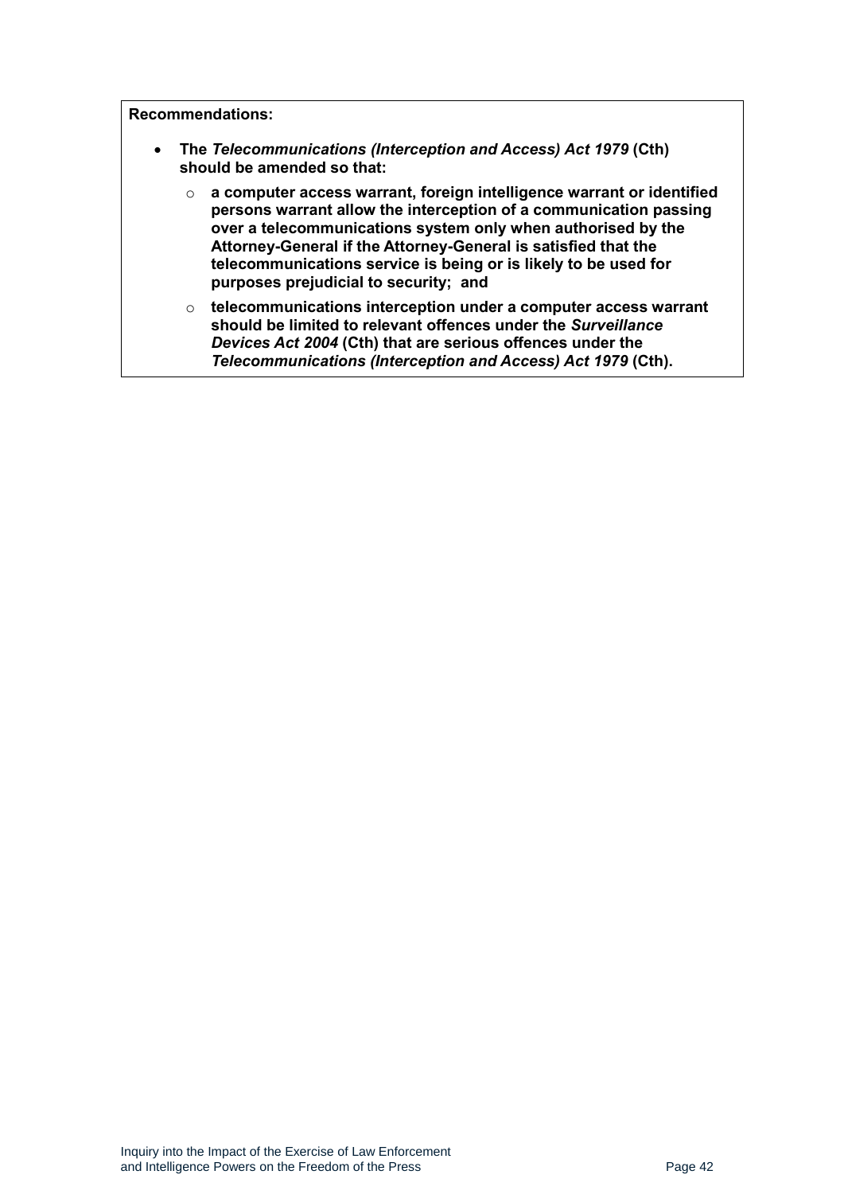**Recommendations:**

- **The *Telecommunications (Interception and Access) Act 1979* (Cth) should be amended so that:**
  - **a computer access warrant, foreign intelligence warrant or identified persons warrant allow the interception of a communication passing over a telecommunications system only when authorised by the Attorney-General if the Attorney-General is satisfied that the telecommunications service is being or is likely to be used for purposes prejudicial to security; and**
  - **telecommunications interception under a computer access warrant should be limited to relevant offences under the *Surveillance Devices Act 2004* (Cth) that are serious offences under the *Telecommunications (Interception and Access) Act 1979* (Cth).**